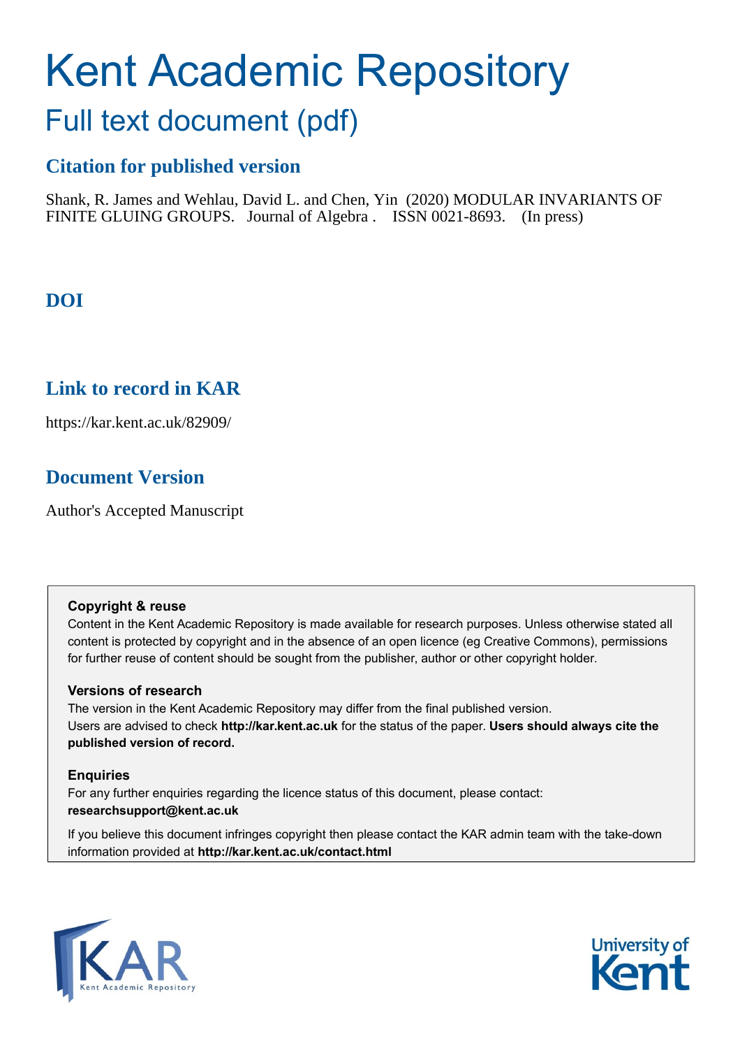# Kent Academic Repository

## Full text document (pdf)

### Citation for published version

Shank, R. James and Wehlau, David L. and Chen, Yin (2020) MODULAR INVARIANTS OF FINITE GLUING GROUPS. Journal of Algebra . ISSN 0021-8693. (In press)

### DOI

### Link to record in KAR

https://kar.kent.ac.uk/82909/

### Document Version

Author's Accepted Manuscript

**Copyright & reuse**

Content in the Kent Academic Repository is made available for research purposes. Unless otherwise stated all content is protected by copyright and in the absence of an open licence (eg Creative Commons), permissions for further reuse of content should be sought from the publisher, author or other copyright holder.

**Versions of research**

The version in the Kent Academic Repository may differ from the final published version.
Users are advised to check **http://kar.kent.ac.uk** for the status of the paper. **Users should always cite the published version of record.**

**Enquiries**

For any further enquiries regarding the licence status of this document, please contact:
**researchsupport@kent.ac.uk**

If you believe this document infringes copyright then please contact the KAR admin team with the take-down information provided at **http://kar.kent.ac.uk/contact.html**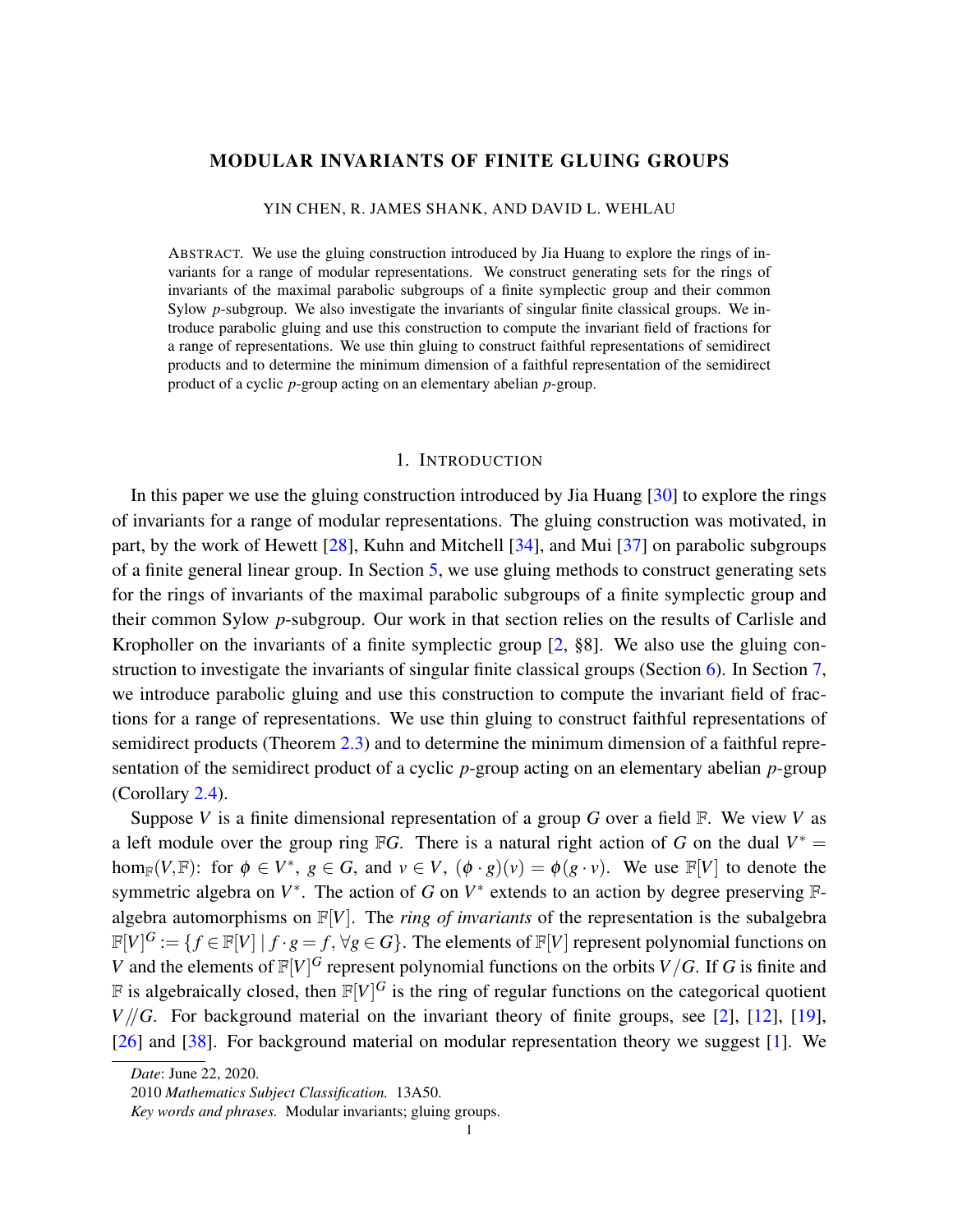# MODULAR INVARIANTS OF FINITE GLUING GROUPS

YIN CHEN, R. JAMES SHANK, AND DAVID L. WEHLAU

ABSTRACT. We use the gluing construction introduced by Jia Huang to explore the rings of invariants for a range of modular representations. We construct generating sets for the rings of invariants of the maximal parabolic subgroups of a finite symplectic group and their common Sylow $p$-subgroup. We also investigate the invariants of singular finite classical groups. We introduce parabolic gluing and use this construction to compute the invariant field of fractions for a range of representations. We use thin gluing to construct faithful representations of semidirect products and to determine the minimum dimension of a faithful representation of the semidirect product of a cyclic $p$-group acting on an elementary abelian $p$-group.

## 1. INTRODUCTION

In this paper we use the gluing construction introduced by Jia Huang [30] to explore the rings of invariants for a range of modular representations. The gluing construction was motivated, in part, by the work of Hewett [28], Kuhn and Mitchell [34], and Mui [37] on parabolic subgroups of a finite general linear group. In Section 5, we use gluing methods to construct generating sets for the rings of invariants of the maximal parabolic subgroups of a finite symplectic group and their common Sylow $p$-subgroup. Our work in that section relies on the results of Carlisle and Kropholler on the invariants of a finite symplectic group [2, §8]. We also use the gluing construction to investigate the invariants of singular finite classical groups (Section 6). In Section 7, we introduce parabolic gluing and use this construction to compute the invariant field of fractions for a range of representations. We use thin gluing to construct faithful representations of semidirect products (Theorem 2.3) and to determine the minimum dimension of a faithful representation of the semidirect product of a cyclic $p$-group acting on an elementary abelian $p$-group (Corollary 2.4).

Suppose $V$ is a finite dimensional representation of a group $G$ over a field $\mathbb{F}$. We view $V$ as a left module over the group ring $\mathbb{F}G$. There is a natural right action of $G$ on the dual $V^* = \hom_{\mathbb{F}}(V,\mathbb{F})$: for $\phi \in V^*$, $g \in G$, and $v \in V$, $(\phi \cdot g)(v) = \phi(g \cdot v)$. We use $\mathbb{F}[V]$ to denote the symmetric algebra on $V^*$. The action of $G$ on $V^*$ extends to an action by degree preserving $\mathbb{F}$-algebra automorphisms on $\mathbb{F}[V]$. The *ring of invariants* of the representation is the subalgebra $\mathbb{F}[V]^G := \{f \in \mathbb{F}[V] \mid f \cdot g = f, \forall g \in G\}$. The elements of $\mathbb{F}[V]$ represent polynomial functions on $V$ and the elements of $\mathbb{F}[V]^G$ represent polynomial functions on the orbits $V/G$. If $G$ is finite and $\mathbb{F}$ is algebraically closed, then $\mathbb{F}[V]^G$ is the ring of regular functions on the categorical quotient $V/\!/G$. For background material on the invariant theory of finite groups, see [2], [12], [19], [26] and [38]. For background material on modular representation theory we suggest [1]. We

---

*Date*: June 22, 2020.

2010 *Mathematics Subject Classification.* 13A50.

*Key words and phrases.* Modular invariants; gluing groups.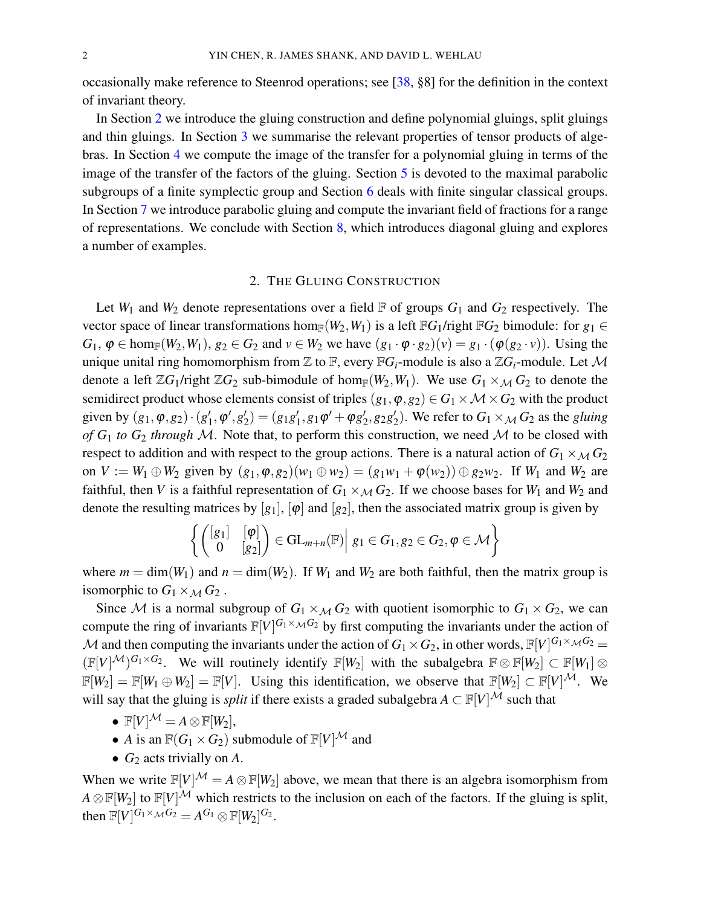occasionally make reference to Steenrod operations; see [38, §8] for the definition in the context of invariant theory.

In Section 2 we introduce the gluing construction and define polynomial gluings, split gluings and thin gluings. In Section 3 we summarise the relevant properties of tensor products of algebras. In Section 4 we compute the image of the transfer for a polynomial gluing in terms of the image of the transfer of the factors of the gluing. Section 5 is devoted to the maximal parabolic subgroups of a finite symplectic group and Section 6 deals with finite singular classical groups. In Section 7 we introduce parabolic gluing and compute the invariant field of fractions for a range of representations. We conclude with Section 8, which introduces diagonal gluing and explores a number of examples.

## 2. The Gluing Construction

Let $W_1$ and $W_2$ denote representations over a field $\mathbb{F}$ of groups $G_1$ and $G_2$ respectively. The vector space of linear transformations $\hom_{\mathbb{F}}(W_2, W_1)$ is a left $\mathbb{F}G_1$/right $\mathbb{F}G_2$ bimodule: for $g_1 \in G_1$, $\varphi \in \hom_{\mathbb{F}}(W_2, W_1)$, $g_2 \in G_2$ and $v \in W_2$ we have $(g_1 \cdot \varphi \cdot g_2)(v) = g_1 \cdot (\varphi(g_2 \cdot v))$. Using the unique unital ring homomorphism from $\mathbb{Z}$ to $\mathbb{F}$, every $\mathbb{F}G_i$-module is also a $\mathbb{Z}G_i$-module. Let $\mathcal{M}$ denote a left $\mathbb{Z}G_1$/right $\mathbb{Z}G_2$ sub-bimodule of $\hom_{\mathbb{F}}(W_2, W_1)$. We use $G_1 \times_{\mathcal{M}} G_2$ to denote the semidirect product whose elements consist of triples $(g_1, \varphi, g_2) \in G_1 \times \mathcal{M} \times G_2$ with the product given by $(g_1, \varphi, g_2) \cdot (g_1', \varphi', g_2') = (g_1 g_1', g_1 \varphi' + \varphi g_2', g_2 g_2')$. We refer to $G_1 \times_{\mathcal{M}} G_2$ as the *gluing of* $G_1$ *to* $G_2$ *through* $\mathcal{M}$. Note that, to perform this construction, we need $\mathcal{M}$ to be closed with respect to addition and with respect to the group actions. There is a natural action of $G_1 \times_{\mathcal{M}} G_2$ on $V := W_1 \oplus W_2$ given by $(g_1, \varphi, g_2)(w_1 \oplus w_2) = (g_1 w_1 + \varphi(w_2)) \oplus g_2 w_2$. If $W_1$ and $W_2$ are faithful, then $V$ is a faithful representation of $G_1 \times_{\mathcal{M}} G_2$. If we choose bases for $W_1$ and $W_2$ and denote the resulting matrices by $[g_1]$, $[\varphi]$ and $[g_2]$, then the associated matrix group is given by

$$\left\{ \begin{pmatrix} [g_1] & [\varphi] \\ 0 & [g_2] \end{pmatrix} \in \mathrm{GL}_{m+n}(\mathbb{F}) \,\middle|\, g_1 \in G_1, g_2 \in G_2, \varphi \in \mathcal{M} \right\}$$

where $m = \dim(W_1)$ and $n = \dim(W_2)$. If $W_1$ and $W_2$ are both faithful, then the matrix group is isomorphic to $G_1 \times_{\mathcal{M}} G_2$.

Since $\mathcal{M}$ is a normal subgroup of $G_1 \times_{\mathcal{M}} G_2$ with quotient isomorphic to $G_1 \times G_2$, we can compute the ring of invariants $\mathbb{F}[V]^{G_1 \times_{\mathcal{M}} G_2}$ by first computing the invariants under the action of $\mathcal{M}$ and then computing the invariants under the action of $G_1 \times G_2$, in other words, $\mathbb{F}[V]^{G_1 \times_{\mathcal{M}} G_2} = (\mathbb{F}[V]^{\mathcal{M}})^{G_1 \times G_2}$. We will routinely identify $\mathbb{F}[W_2]$ with the subalgebra $\mathbb{F} \otimes \mathbb{F}[W_2] \subset \mathbb{F}[W_1] \otimes \mathbb{F}[W_2] = \mathbb{F}[W_1 \oplus W_2] = \mathbb{F}[V]$. Using this identification, we observe that $\mathbb{F}[W_2] \subset \mathbb{F}[V]^{\mathcal{M}}$. We will say that the gluing is *split* if there exists a graded subalgebra $A \subset \mathbb{F}[V]^{\mathcal{M}}$ such that

- $\mathbb{F}[V]^{\mathcal{M}} = A \otimes \mathbb{F}[W_2]$,
- $A$ is an $\mathbb{F}(G_1 \times G_2)$ submodule of $\mathbb{F}[V]^{\mathcal{M}}$ and
- $G_2$ acts trivially on $A$.

When we write $\mathbb{F}[V]^{\mathcal{M}} = A \otimes \mathbb{F}[W_2]$ above, we mean that there is an algebra isomorphism from $A \otimes \mathbb{F}[W_2]$ to $\mathbb{F}[V]^{\mathcal{M}}$ which restricts to the inclusion on each of the factors. If the gluing is split, then $\mathbb{F}[V]^{G_1 \times_{\mathcal{M}} G_2} = A^{G_1} \otimes \mathbb{F}[W_2]^{G_2}$.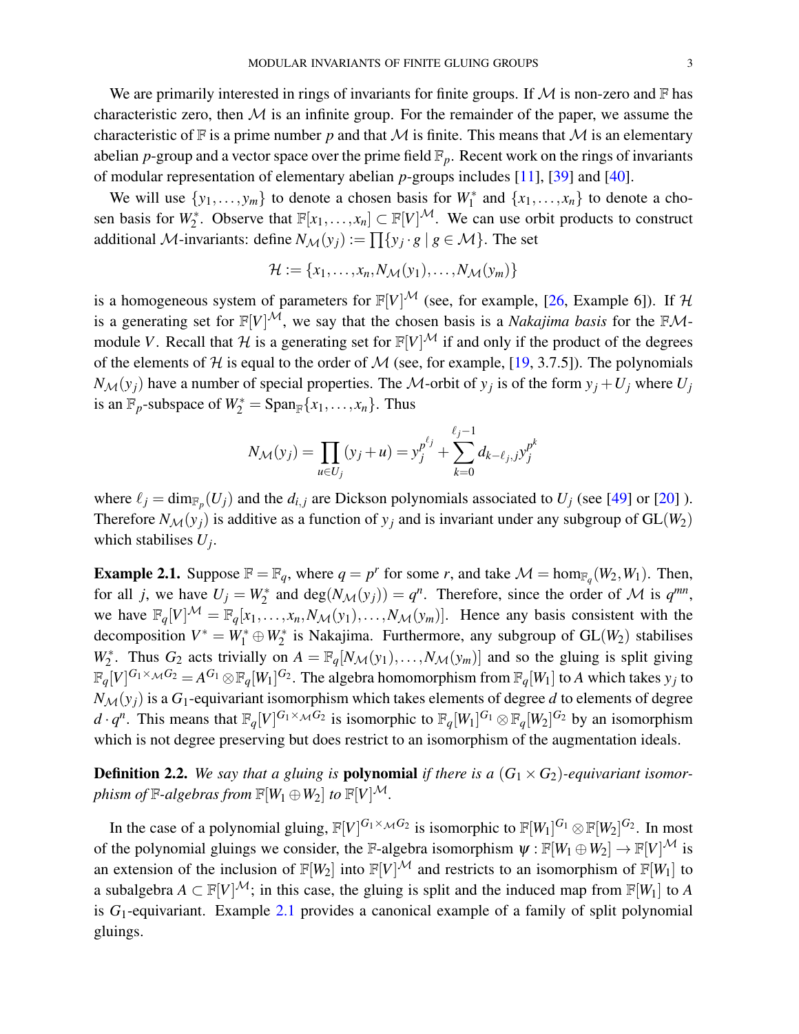We are primarily interested in rings of invariants for finite groups. If $\mathcal{M}$ is non-zero and $\mathbb{F}$ has characteristic zero, then $\mathcal{M}$ is an infinite group. For the remainder of the paper, we assume the characteristic of $\mathbb{F}$ is a prime number $p$ and that $\mathcal{M}$ is finite. This means that $\mathcal{M}$ is an elementary abelian $p$-group and a vector space over the prime field $\mathbb{F}_p$. Recent work on the rings of invariants of modular representation of elementary abelian $p$-groups includes [11], [39] and [40].

We will use $\{y_1, \ldots, y_m\}$ to denote a chosen basis for $W_1^*$ and $\{x_1, \ldots, x_n\}$ to denote a chosen basis for $W_2^*$. Observe that $\mathbb{F}[x_1, \ldots, x_n] \subset \mathbb{F}[V]^{\mathcal{M}}$. We can use orbit products to construct additional $\mathcal{M}$-invariants: define $N_{\mathcal{M}}(y_j) := \prod\{y_j \cdot g \mid g \in \mathcal{M}\}$. The set

$$\mathcal{H} := \{x_1, \ldots, x_n, N_{\mathcal{M}}(y_1), \ldots, N_{\mathcal{M}}(y_m)\}$$

is a homogeneous system of parameters for $\mathbb{F}[V]^{\mathcal{M}}$ (see, for example, [26, Example 6]). If $\mathcal{H}$ is a generating set for $\mathbb{F}[V]^{\mathcal{M}}$, we say that the chosen basis is a *Nakajima basis* for the $\mathbb{F}\mathcal{M}$-module $V$. Recall that $\mathcal{H}$ is a generating set for $\mathbb{F}[V]^{\mathcal{M}}$ if and only if the product of the degrees of the elements of $\mathcal{H}$ is equal to the order of $\mathcal{M}$ (see, for example, [19, 3.7.5]). The polynomials $N_{\mathcal{M}}(y_j)$ have a number of special properties. The $\mathcal{M}$-orbit of $y_j$ is of the form $y_j + U_j$ where $U_j$ is an $\mathbb{F}_p$-subspace of $W_2^* = \mathrm{Span}_{\mathbb{F}}\{x_1, \ldots, x_n\}$. Thus

$$N_{\mathcal{M}}(y_j) = \prod_{u \in U_j} (y_j + u) = y_j^{p^{\ell_j}} + \sum_{k=0}^{\ell_j - 1} d_{k-\ell_j, j} y_j^{p^k}$$

where $\ell_j = \dim_{\mathbb{F}_p}(U_j)$ and the $d_{i,j}$ are Dickson polynomials associated to $U_j$ (see [49] or [20] ). Therefore $N_{\mathcal{M}}(y_j)$ is additive as a function of $y_j$ and is invariant under any subgroup of $\mathrm{GL}(W_2)$ which stabilises $U_j$.

**Example 2.1.** Suppose $\mathbb{F} = \mathbb{F}_q$, where $q = p^r$ for some $r$, and take $\mathcal{M} = \hom_{\mathbb{F}_q}(W_2, W_1)$. Then, for all $j$, we have $U_j = W_2^*$ and $\deg(N_{\mathcal{M}}(y_j)) = q^n$. Therefore, since the order of $\mathcal{M}$ is $q^{mn}$, we have $\mathbb{F}_q[V]^{\mathcal{M}} = \mathbb{F}_q[x_1, \ldots, x_n, N_{\mathcal{M}}(y_1), \ldots, N_{\mathcal{M}}(y_m)]$. Hence any basis consistent with the decomposition $V^* = W_1^* \oplus W_2^*$ is Nakajima. Furthermore, any subgroup of $\mathrm{GL}(W_2)$ stabilises $W_2^*$. Thus $G_2$ acts trivially on $A = \mathbb{F}_q[N_{\mathcal{M}}(y_1), \ldots, N_{\mathcal{M}}(y_m)]$ and so the gluing is split giving $\mathbb{F}_q[V]^{G_1 \times_{\mathcal{M}} G_2} = A^{G_1} \otimes \mathbb{F}_q[W_1]^{G_2}$. The algebra homomorphism from $\mathbb{F}_q[W_1]$ to $A$ which takes $y_j$ to $N_{\mathcal{M}}(y_j)$ is a $G_1$-equivariant isomorphism which takes elements of degree $d$ to elements of degree $d \cdot q^n$. This means that $\mathbb{F}_q[V]^{G_1 \times_{\mathcal{M}} G_2}$ is isomorphic to $\mathbb{F}_q[W_1]^{G_1} \otimes \mathbb{F}_q[W_2]^{G_2}$ by an isomorphism which is not degree preserving but does restrict to an isomorphism of the augmentation ideals.

**Definition 2.2.** *We say that a gluing is* **polynomial** *if there is a* $(G_1 \times G_2)$*-equivariant isomorphism of* $\mathbb{F}$*-algebras from* $\mathbb{F}[W_1 \oplus W_2]$ *to* $\mathbb{F}[V]^{\mathcal{M}}$.

In the case of a polynomial gluing, $\mathbb{F}[V]^{G_1 \times_{\mathcal{M}} G_2}$ is isomorphic to $\mathbb{F}[W_1]^{G_1} \otimes \mathbb{F}[W_2]^{G_2}$. In most of the polynomial gluings we consider, the $\mathbb{F}$-algebra isomorphism $\psi : \mathbb{F}[W_1 \oplus W_2] \to \mathbb{F}[V]^{\mathcal{M}}$ is an extension of the inclusion of $\mathbb{F}[W_2]$ into $\mathbb{F}[V]^{\mathcal{M}}$ and restricts to an isomorphism of $\mathbb{F}[W_1]$ to a subalgebra $A \subset \mathbb{F}[V]^{\mathcal{M}}$; in this case, the gluing is split and the induced map from $\mathbb{F}[W_1]$ to $A$ is $G_1$-equivariant. Example 2.1 provides a canonical example of a family of split polynomial gluings.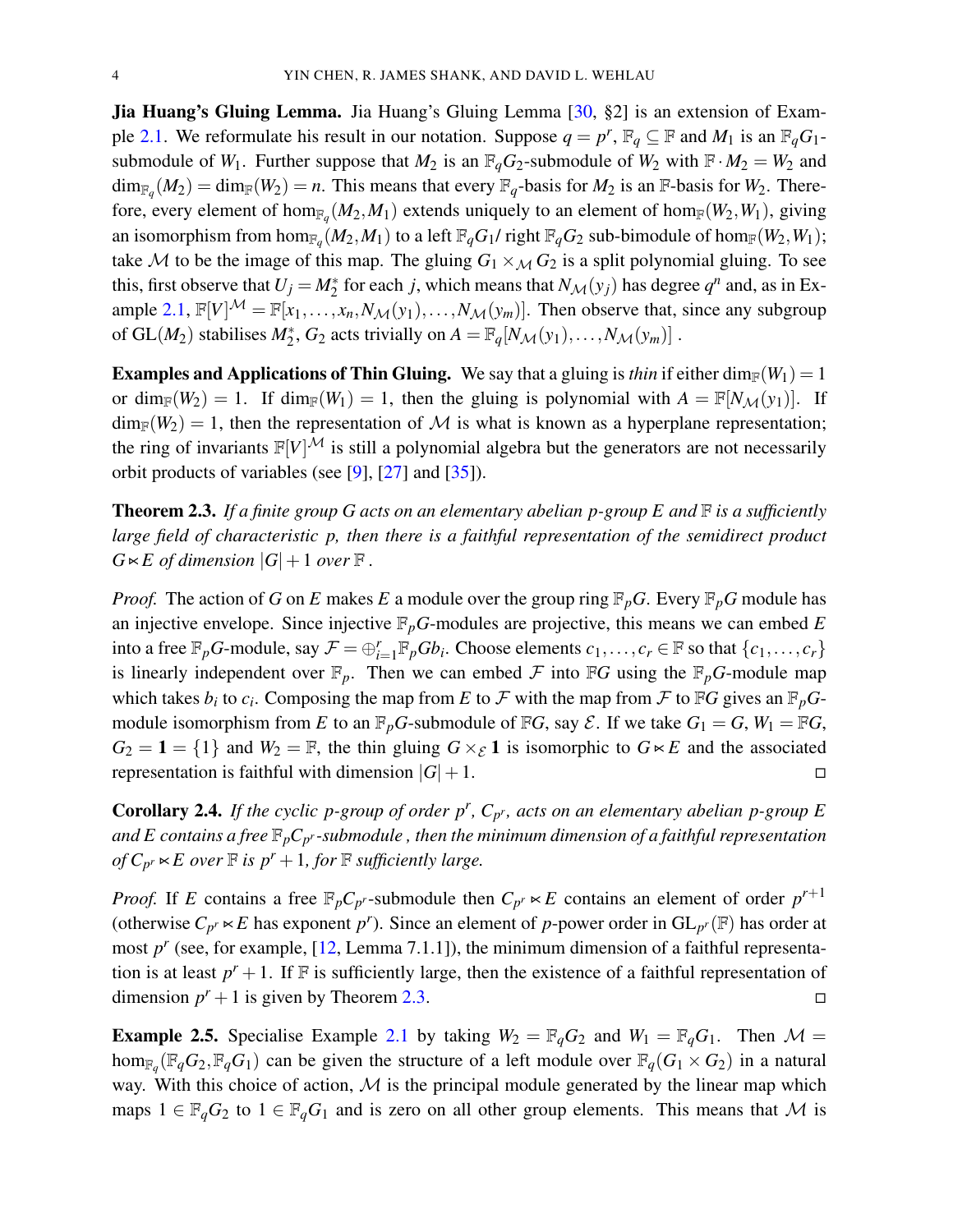**Jia Huang's Gluing Lemma.** Jia Huang's Gluing Lemma [30, §2] is an extension of Example 2.1. We reformulate his result in our notation. Suppose $q = p^r$, $\mathbb{F}_q \subseteq \mathbb{F}$ and $M_1$ is an $\mathbb{F}_q G_1$-submodule of $W_1$. Further suppose that $M_2$ is an $\mathbb{F}_q G_2$-submodule of $W_2$ with $\mathbb{F} \cdot M_2 = W_2$ and $\dim_{\mathbb{F}_q}(M_2) = \dim_{\mathbb{F}}(W_2) = n$. This means that every $\mathbb{F}_q$-basis for $M_2$ is an $\mathbb{F}$-basis for $W_2$. Therefore, every element of $\hom_{\mathbb{F}_q}(M_2, M_1)$ extends uniquely to an element of $\hom_{\mathbb{F}}(W_2, W_1)$, giving an isomorphism from $\hom_{\mathbb{F}_q}(M_2, M_1)$ to a left $\mathbb{F}_q G_1$/ right $\mathbb{F}_q G_2$ sub-bimodule of $\hom_{\mathbb{F}}(W_2, W_1)$; take $\mathcal{M}$ to be the image of this map. The gluing $G_1 \times_{\mathcal{M}} G_2$ is a split polynomial gluing. To see this, first observe that $U_j = M_2^*$ for each $j$, which means that $N_{\mathcal{M}}(y_j)$ has degree $q^n$ and, as in Example 2.1, $\mathbb{F}[V]^{\mathcal{M}} = \mathbb{F}[x_1, \ldots, x_n, N_{\mathcal{M}}(y_1), \ldots, N_{\mathcal{M}}(y_m)]$. Then observe that, since any subgroup of $\mathrm{GL}(M_2)$ stabilises $M_2^*$, $G_2$ acts trivially on $A = \mathbb{F}_q[N_{\mathcal{M}}(y_1), \ldots, N_{\mathcal{M}}(y_m)]$ .

**Examples and Applications of Thin Gluing.** We say that a gluing is *thin* if either $\dim_{\mathbb{F}}(W_1) = 1$ or $\dim_{\mathbb{F}}(W_2) = 1$. If $\dim_{\mathbb{F}}(W_1) = 1$, then the gluing is polynomial with $A = \mathbb{F}[N_{\mathcal{M}}(y_1)]$. If $\dim_{\mathbb{F}}(W_2) = 1$, then the representation of $\mathcal{M}$ is what is known as a hyperplane representation; the ring of invariants $\mathbb{F}[V]^{\mathcal{M}}$ is still a polynomial algebra but the generators are not necessarily orbit products of variables (see [9], [27] and [35]).

**Theorem 2.3.** *If a finite group $G$ acts on an elementary abelian $p$-group $E$ and $\mathbb{F}$ is a sufficiently large field of characteristic $p$, then there is a faithful representation of the semidirect product $G \ltimes E$ of dimension $|G| + 1$ over $\mathbb{F}$ .*

*Proof.* The action of $G$ on $E$ makes $E$ a module over the group ring $\mathbb{F}_p G$. Every $\mathbb{F}_p G$ module has an injective envelope. Since injective $\mathbb{F}_p G$-modules are projective, this means we can embed $E$ into a free $\mathbb{F}_p G$-module, say $\mathcal{F} = \oplus_{i=1}^r \mathbb{F}_p G b_i$. Choose elements $c_1, \ldots, c_r \in \mathbb{F}$ so that $\{c_1, \ldots, c_r\}$ is linearly independent over $\mathbb{F}_p$. Then we can embed $\mathcal{F}$ into $\mathbb{F}G$ using the $\mathbb{F}_p G$-module map which takes $b_i$ to $c_i$. Composing the map from $E$ to $\mathcal{F}$ with the map from $\mathcal{F}$ to $\mathbb{F}G$ gives an $\mathbb{F}_p G$-module isomorphism from $E$ to an $\mathbb{F}_p G$-submodule of $\mathbb{F}G$, say $\mathcal{E}$. If we take $G_1 = G$, $W_1 = \mathbb{F}G$, $G_2 = \mathbf{1} = \{1\}$ and $W_2 = \mathbb{F}$, the thin gluing $G \times_{\mathcal{E}} \mathbf{1}$ is isomorphic to $G \ltimes E$ and the associated representation is faithful with dimension $|G| + 1$. ◻

**Corollary 2.4.** *If the cyclic $p$-group of order $p^r$, $C_{p^r}$, acts on an elementary abelian $p$-group $E$ and $E$ contains a free $\mathbb{F}_p C_{p^r}$-submodule , then the minimum dimension of a faithful representation of $C_{p^r} \ltimes E$ over $\mathbb{F}$ is $p^r + 1$, for $\mathbb{F}$ sufficiently large.*

*Proof.* If $E$ contains a free $\mathbb{F}_p C_{p^r}$-submodule then $C_{p^r} \ltimes E$ contains an element of order $p^{r+1}$ (otherwise $C_{p^r} \ltimes E$ has exponent $p^r$). Since an element of $p$-power order in $\mathrm{GL}_{p^r}(\mathbb{F})$ has order at most $p^r$ (see, for example, [12, Lemma 7.1.1]), the minimum dimension of a faithful representation is at least $p^r + 1$. If $\mathbb{F}$ is sufficiently large, then the existence of a faithful representation of dimension $p^r + 1$ is given by Theorem 2.3. ◻

**Example 2.5.** Specialise Example 2.1 by taking $W_2 = \mathbb{F}_q G_2$ and $W_1 = \mathbb{F}_q G_1$. Then $\mathcal{M} = \hom_{\mathbb{F}_q}(\mathbb{F}_q G_2, \mathbb{F}_q G_1)$ can be given the structure of a left module over $\mathbb{F}_q(G_1 \times G_2)$ in a natural way. With this choice of action, $\mathcal{M}$ is the principal module generated by the linear map which maps $1 \in \mathbb{F}_q G_2$ to $1 \in \mathbb{F}_q G_1$ and is zero on all other group elements. This means that $\mathcal{M}$ is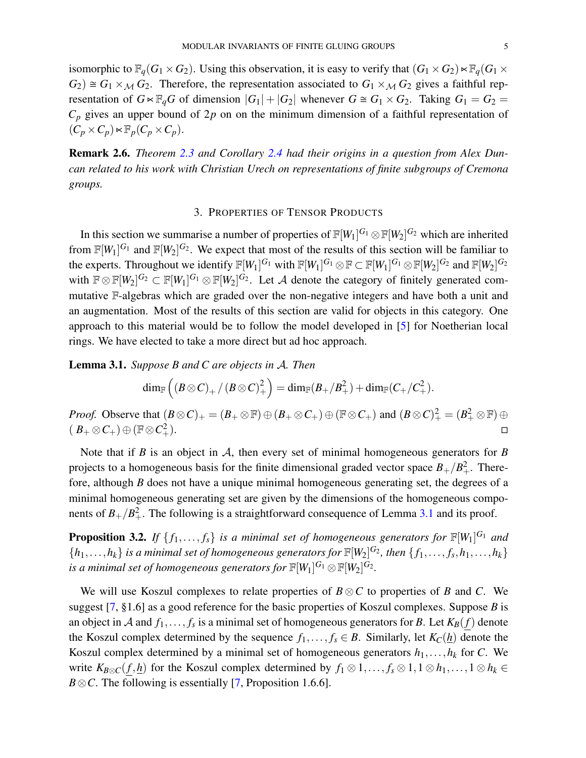isomorphic to $\mathbb{F}_q(G_1 \times G_2)$. Using this observation, it is easy to verify that $(G_1 \times G_2) \ltimes \mathbb{F}_q(G_1 \times G_2) \cong G_1 \times_{\mathcal{M}} G_2$. Therefore, the representation associated to $G_1 \times_{\mathcal{M}} G_2$ gives a faithful representation of $G \ltimes \mathbb{F}_q G$ of dimension $|G_1| + |G_2|$ whenever $G \cong G_1 \times G_2$. Taking $G_1 = G_2 = C_p$ gives an upper bound of $2p$ on on the minimum dimension of a faithful representation of $(C_p \times C_p) \ltimes \mathbb{F}_p(C_p \times C_p)$.

**Remark 2.6.** *Theorem 2.3 and Corollary 2.4 had their origins in a question from Alex Duncan related to his work with Christian Urech on representations of finite subgroups of Cremona groups.*

## 3. Properties of Tensor Products

In this section we summarise a number of properties of $\mathbb{F}[W_1]^{G_1} \otimes \mathbb{F}[W_2]^{G_2}$ which are inherited from $\mathbb{F}[W_1]^{G_1}$ and $\mathbb{F}[W_2]^{G_2}$. We expect that most of the results of this section will be familiar to the experts. Throughout we identify $\mathbb{F}[W_1]^{G_1}$ with $\mathbb{F}[W_1]^{G_1} \otimes \mathbb{F} \subset \mathbb{F}[W_1]^{G_1} \otimes \mathbb{F}[W_2]^{G_2}$ and $\mathbb{F}[W_2]^{G_2}$ with $\mathbb{F} \otimes \mathbb{F}[W_2]^{G_2} \subset \mathbb{F}[W_1]^{G_1} \otimes \mathbb{F}[W_2]^{G_2}$. Let $\mathcal{A}$ denote the category of finitely generated commutative $\mathbb{F}$-algebras which are graded over the non-negative integers and have both a unit and an augmentation. Most of the results of this section are valid for objects in this category. One approach to this material would be to follow the model developed in [5] for Noetherian local rings. We have elected to take a more direct but ad hoc approach.

**Lemma 3.1.** *Suppose $B$ and $C$ are objects in $\mathcal{A}$. Then*

$$\dim_{\mathbb{F}}\Big((B \otimes C)_+ \,/\, (B \otimes C)_+^2\Big) = \dim_{\mathbb{F}}(B_+/B_+^2) + \dim_{\mathbb{F}}(C_+/C_+^2).$$

*Proof.* Observe that $(B \otimes C)_+ = (B_+ \otimes \mathbb{F}) \oplus (B_+ \otimes C_+) \oplus (\mathbb{F} \otimes C_+)$ and $(B \otimes C)_+^2 = (B_+^2 \otimes \mathbb{F}) \oplus (B_+ \otimes C_+) \oplus (\mathbb{F} \otimes C_+^2)$. □

Note that if $B$ is an object in $\mathcal{A}$, then every set of minimal homogeneous generators for $B$ projects to a homogeneous basis for the finite dimensional graded vector space $B_+/B_+^2$. Therefore, although $B$ does not have a unique minimal homogeneous generating set, the degrees of a minimal homogeneous generating set are given by the dimensions of the homogeneous components of $B_+/B_+^2$. The following is a straightforward consequence of Lemma 3.1 and its proof.

**Proposition 3.2.** *If $\{f_1, \ldots, f_s\}$ is a minimal set of homogeneous generators for $\mathbb{F}[W_1]^{G_1}$ and $\{h_1, \ldots, h_k\}$ is a minimal set of homogeneous generators for $\mathbb{F}[W_2]^{G_2}$, then $\{f_1, \ldots, f_s, h_1, \ldots, h_k\}$ is a minimal set of homogeneous generators for $\mathbb{F}[W_1]^{G_1} \otimes \mathbb{F}[W_2]^{G_2}$.*

We will use Koszul complexes to relate properties of $B \otimes C$ to properties of $B$ and $C$. We suggest [7, §1.6] as a good reference for the basic properties of Koszul complexes. Suppose $B$ is an object in $\mathcal{A}$ and $f_1, \ldots, f_s$ is a minimal set of homogeneous generators for $B$. Let $K_B(\underline{f})$ denote the Koszul complex determined by the sequence $f_1, \ldots, f_s \in B$. Similarly, let $K_C(\underline{h})$ denote the Koszul complex determined by a minimal set of homogeneous generators $h_1, \ldots, h_k$ for $C$. We write $K_{B \otimes C}(\underline{f}, \underline{h})$ for the Koszul complex determined by $f_1 \otimes 1, \ldots, f_s \otimes 1, 1 \otimes h_1, \ldots, 1 \otimes h_k \in B \otimes C$. The following is essentially [7, Proposition 1.6.6].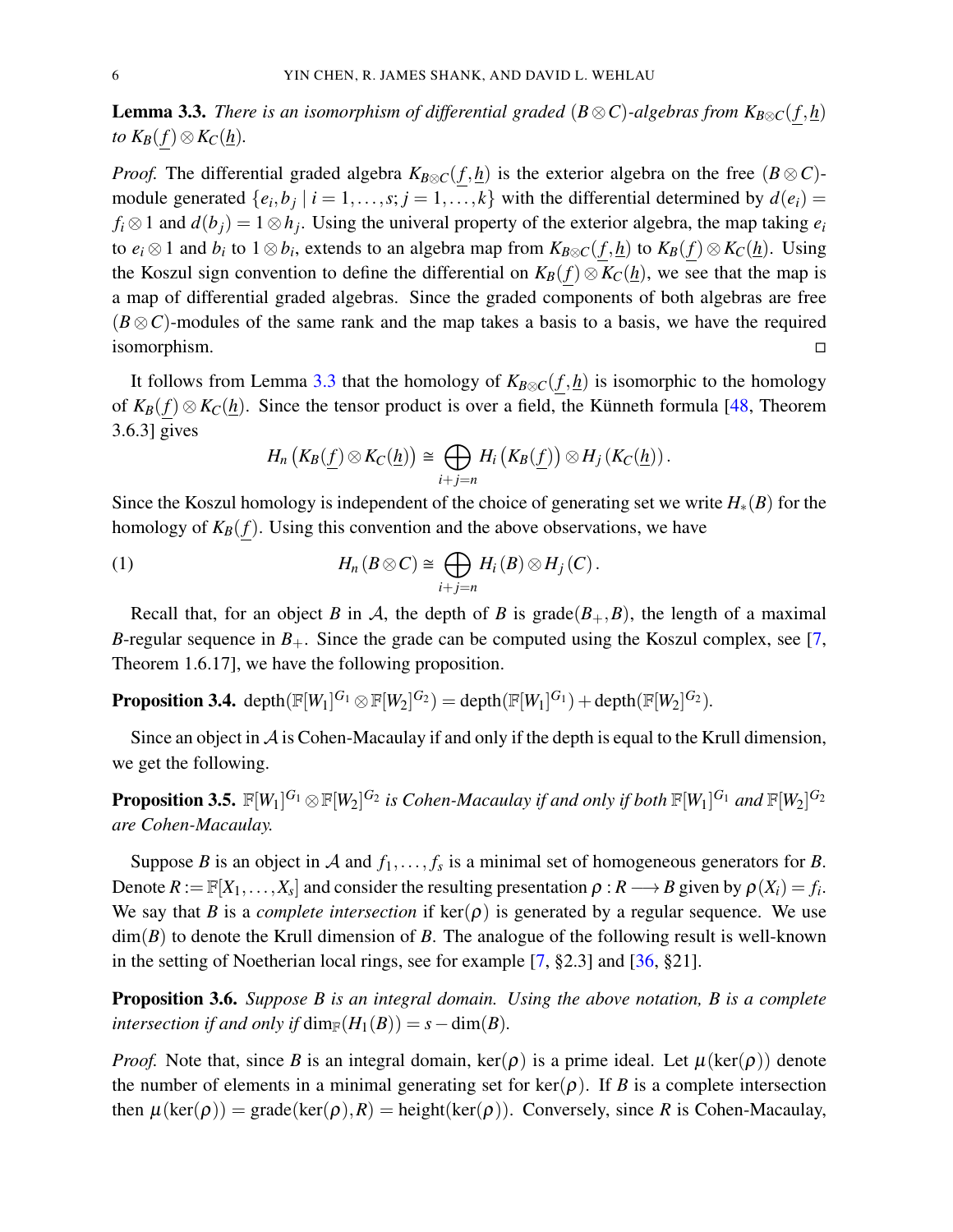**Lemma 3.3.** *There is an isomorphism of differential graded $(B\otimes C)$-algebras from $K_{B\otimes C}(\underline{f},\underline{h})$ to $K_B(\underline{f})\otimes K_C(\underline{h})$.*

*Proof.* The differential graded algebra $K_{B\otimes C}(\underline{f},\underline{h})$ is the exterior algebra on the free $(B\otimes C)$-module generated $\{e_i, b_j \mid i=1,\ldots,s; j=1,\ldots,k\}$ with the differential determined by $d(e_i)=f_i\otimes 1$ and $d(b_j)=1\otimes h_j$. Using the univeral property of the exterior algebra, the map taking $e_i$ to $e_i\otimes 1$ and $b_i$ to $1\otimes b_i$, extends to an algebra map from $K_{B\otimes C}(\underline{f},\underline{h})$ to $K_B(\underline{f})\otimes K_C(\underline{h})$. Using the Koszul sign convention to define the differential on $K_B(\underline{f})\otimes K_C(\underline{h})$, we see that the map is a map of differential graded algebras. Since the graded components of both algebras are free $(B\otimes C)$-modules of the same rank and the map takes a basis to a basis, we have the required isomorphism. □

It follows from Lemma 3.3 that the homology of $K_{B\otimes C}(\underline{f},\underline{h})$ is isomorphic to the homology of $K_B(\underline{f})\otimes K_C(\underline{h})$. Since the tensor product is over a field, the Künneth formula [48, Theorem 3.6.3] gives

$$H_n\left(K_B(\underline{f})\otimes K_C(\underline{h})\right)\cong\bigoplus_{i+j=n}H_i\left(K_B(\underline{f})\right)\otimes H_j\left(K_C(\underline{h})\right).$$

Since the Koszul homology is independent of the choice of generating set we write $H_*(B)$ for the homology of $K_B(\underline{f})$. Using this convention and the above observations, we have

$$H_n(B\otimes C)\cong\bigoplus_{i+j=n}H_i(B)\otimes H_j(C). \tag{1}$$

Recall that, for an object $B$ in $\mathcal{A}$, the depth of $B$ is $\mathrm{grade}(B_+,B)$, the length of a maximal $B$-regular sequence in $B_+$. Since the grade can be computed using the Koszul complex, see [7, Theorem 1.6.17], we have the following proposition.

**Proposition 3.4.** $\mathrm{depth}(\mathbb{F}[W_1]^{G_1}\otimes\mathbb{F}[W_2]^{G_2})=\mathrm{depth}(\mathbb{F}[W_1]^{G_1})+\mathrm{depth}(\mathbb{F}[W_2]^{G_2})$.

Since an object in $\mathcal{A}$ is Cohen-Macaulay if and only if the depth is equal to the Krull dimension, we get the following.

**Proposition 3.5.** *$\mathbb{F}[W_1]^{G_1}\otimes\mathbb{F}[W_2]^{G_2}$ is Cohen-Macaulay if and only if both $\mathbb{F}[W_1]^{G_1}$ and $\mathbb{F}[W_2]^{G_2}$ are Cohen-Macaulay.*

Suppose $B$ is an object in $\mathcal{A}$ and $f_1,\ldots,f_s$ is a minimal set of homogeneous generators for $B$. Denote $R:=\mathbb{F}[X_1,\ldots,X_s]$ and consider the resulting presentation $\rho: R\longrightarrow B$ given by $\rho(X_i)=f_i$. We say that $B$ is a *complete intersection* if $\ker(\rho)$ is generated by a regular sequence. We use $\dim(B)$ to denote the Krull dimension of $B$. The analogue of the following result is well-known in the setting of Noetherian local rings, see for example [7, §2.3] and [36, §21].

**Proposition 3.6.** *Suppose $B$ is an integral domain. Using the above notation, $B$ is a complete intersection if and only if $\dim_{\mathbb{F}}(H_1(B))=s-\dim(B)$.*

*Proof.* Note that, since $B$ is an integral domain, $\ker(\rho)$ is a prime ideal. Let $\mu(\ker(\rho))$ denote the number of elements in a minimal generating set for $\ker(\rho)$. If $B$ is a complete intersection then $\mu(\ker(\rho))=\mathrm{grade}(\ker(\rho),R)=\mathrm{height}(\ker(\rho))$. Conversely, since $R$ is Cohen-Macaulay,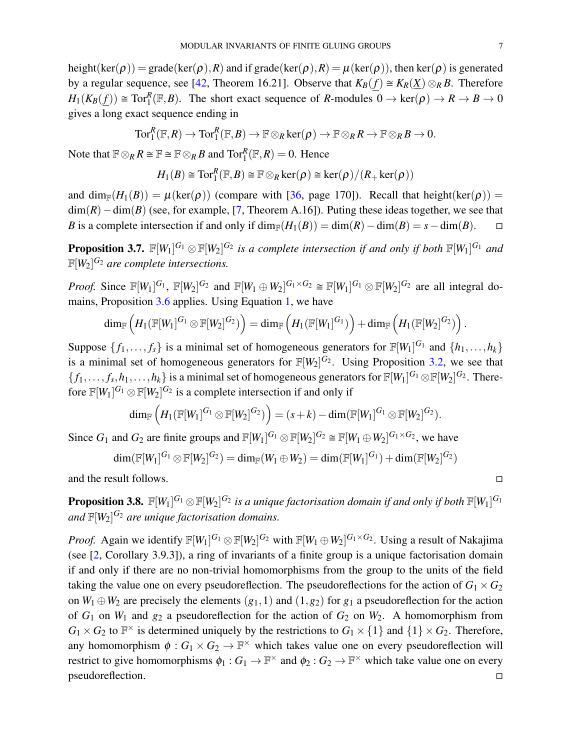height$(\ker(\rho)) = \text{grade}(\ker(\rho), R)$ and if $\text{grade}(\ker(\rho), R) = \mu(\ker(\rho))$, then $\ker(\rho)$ is generated by a regular sequence, see [42, Theorem 16.21]. Observe that $K_B(\underline{f}) \cong K_R(\underline{X}) \otimes_R B$. Therefore $H_1(K_B(\underline{f})) \cong \text{Tor}_1^R(\mathbb{F}, B)$. The short exact sequence of $R$-modules $0 \to \ker(\rho) \to R \to B \to 0$ gives a long exact sequence ending in

$$\text{Tor}_1^R(\mathbb{F}, R) \to \text{Tor}_1^R(\mathbb{F}, B) \to \mathbb{F} \otimes_R \ker(\rho) \to \mathbb{F} \otimes_R R \to \mathbb{F} \otimes_R B \to 0.$$

Note that $\mathbb{F} \otimes_R R \cong \mathbb{F} \cong \mathbb{F} \otimes_R B$ and $\text{Tor}_1^R(\mathbb{F}, R) = 0$. Hence

$$H_1(B) \cong \text{Tor}_1^R(\mathbb{F}, B) \cong \mathbb{F} \otimes_R \ker(\rho) \cong \ker(\rho)/(R_+ \ker(\rho))$$

and $\dim_{\mathbb{F}}(H_1(B)) = \mu(\ker(\rho))$ (compare with [36, page 170]). Recall that $\text{height}(\ker(\rho)) = \dim(R) - \dim(B)$ (see, for example, [7, Theorem A.16]). Puting these ideas together, we see that $B$ is a complete intersection if and only if $\dim_{\mathbb{F}}(H_1(B)) = \dim(R) - \dim(B) = s - \dim(B)$. □

**Proposition 3.7.** *$\mathbb{F}[W_1]^{G_1} \otimes \mathbb{F}[W_2]^{G_2}$ is a complete intersection if and only if both $\mathbb{F}[W_1]^{G_1}$ and $\mathbb{F}[W_2]^{G_2}$ are complete intersections.*

*Proof.* Since $\mathbb{F}[W_1]^{G_1}$, $\mathbb{F}[W_2]^{G_2}$ and $\mathbb{F}[W_1 \oplus W_2]^{G_1 \times G_2} \cong \mathbb{F}[W_1]^{G_1} \otimes \mathbb{F}[W_2]^{G_2}$ are all integral domains, Proposition 3.6 applies. Using Equation 1, we have

$$\dim_{\mathbb{F}}\left(H_1(\mathbb{F}[W_1]^{G_1} \otimes \mathbb{F}[W_2]^{G_2})\right) = \dim_{\mathbb{F}}\left(H_1(\mathbb{F}[W_1]^{G_1})\right) + \dim_{\mathbb{F}}\left(H_1(\mathbb{F}[W_2]^{G_2})\right).$$

Suppose $\{f_1, \ldots, f_s\}$ is a minimal set of homogeneous generators for $\mathbb{F}[W_1]^{G_1}$ and $\{h_1, \ldots, h_k\}$ is a minimal set of homogeneous generators for $\mathbb{F}[W_2]^{G_2}$. Using Proposition 3.2, we see that $\{f_1, \ldots, f_s, h_1, \ldots, h_k\}$ is a minimal set of homogeneous generators for $\mathbb{F}[W_1]^{G_1} \otimes \mathbb{F}[W_2]^{G_2}$. Therefore $\mathbb{F}[W_1]^{G_1} \otimes \mathbb{F}[W_2]^{G_2}$ is a complete intersection if and only if

$$\dim_{\mathbb{F}}\left(H_1(\mathbb{F}[W_1]^{G_1} \otimes \mathbb{F}[W_2]^{G_2})\right) = (s+k) - \dim(\mathbb{F}[W_1]^{G_1} \otimes \mathbb{F}[W_2]^{G_2}).$$

Since $G_1$ and $G_2$ are finite groups and $\mathbb{F}[W_1]^{G_1} \otimes \mathbb{F}[W_2]^{G_2} \cong \mathbb{F}[W_1 \oplus W_2]^{G_1 \times G_2}$, we have

$$\dim(\mathbb{F}[W_1]^{G_1} \otimes \mathbb{F}[W_2]^{G_2}) = \dim_{\mathbb{F}}(W_1 \oplus W_2) = \dim(\mathbb{F}[W_1]^{G_1}) + \dim(\mathbb{F}[W_2]^{G_2})$$

and the result follows. □

**Proposition 3.8.** *$\mathbb{F}[W_1]^{G_1} \otimes \mathbb{F}[W_2]^{G_2}$ is a unique factorisation domain if and only if both $\mathbb{F}[W_1]^{G_1}$ and $\mathbb{F}[W_2]^{G_2}$ are unique factorisation domains.*

*Proof.* Again we identify $\mathbb{F}[W_1]^{G_1} \otimes \mathbb{F}[W_2]^{G_2}$ with $\mathbb{F}[W_1 \oplus W_2]^{G_1 \times G_2}$. Using a result of Nakajima (see [2, Corollary 3.9.3]), a ring of invariants of a finite group is a unique factorisation domain if and only if there are no non-trivial homomorphisms from the group to the units of the field taking the value one on every pseudoreflection. The pseudoreflections for the action of $G_1 \times G_2$ on $W_1 \oplus W_2$ are precisely the elements $(g_1, 1)$ and $(1, g_2)$ for $g_1$ a pseudoreflection for the action of $G_1$ on $W_1$ and $g_2$ a pseudoreflection for the action of $G_2$ on $W_2$. A homomorphism from $G_1 \times G_2$ to $\mathbb{F}^\times$ is determined uniquely by the restrictions to $G_1 \times \{1\}$ and $\{1\} \times G_2$. Therefore, any homomorphism $\phi : G_1 \times G_2 \to \mathbb{F}^\times$ which takes value one on every pseudoreflection will restrict to give homomorphisms $\phi_1 : G_1 \to \mathbb{F}^\times$ and $\phi_2 : G_2 \to \mathbb{F}^\times$ which take value one on every pseudoreflection. □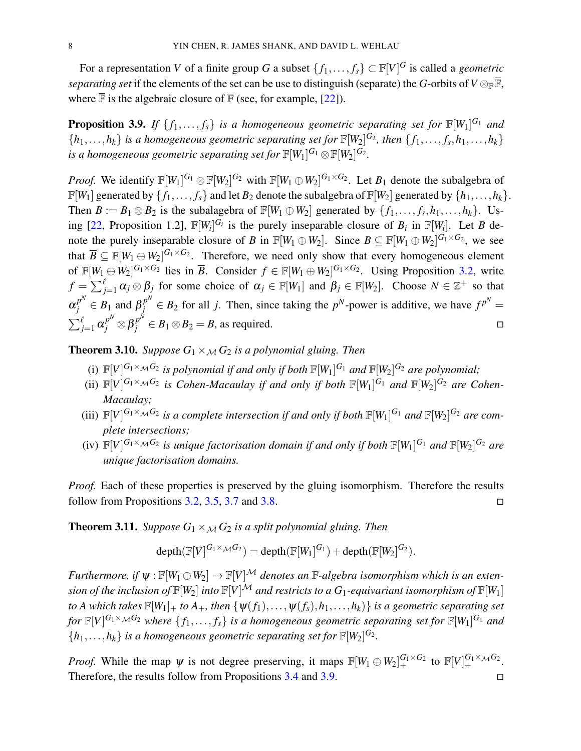For a representation $V$ of a finite group $G$ a subset $\{f_1,\dots,f_s\}\subset \mathbb{F}[V]^G$ is called a *geometric separating set* if the elements of the set can be use to distinguish (separate) the $G$-orbits of $V\otimes_{\mathbb{F}}\overline{\mathbb{F}}$, where $\overline{\mathbb{F}}$ is the algebraic closure of $\mathbb{F}$ (see, for example, [22]).

**Proposition 3.9.** *If $\{f_1,\dots,f_s\}$ is a homogeneous geometric separating set for $\mathbb{F}[W_1]^{G_1}$ and $\{h_1,\dots,h_k\}$ is a homogeneous geometric separating set for $\mathbb{F}[W_2]^{G_2}$, then $\{f_1,\dots,f_s,h_1,\dots,h_k\}$ is a homogeneous geometric separating set for $\mathbb{F}[W_1]^{G_1}\otimes\mathbb{F}[W_2]^{G_2}$.*

*Proof.* We identify $\mathbb{F}[W_1]^{G_1}\otimes\mathbb{F}[W_2]^{G_2}$ with $\mathbb{F}[W_1\oplus W_2]^{G_1\times G_2}$. Let $B_1$ denote the subalgebra of $\mathbb{F}[W_1]$ generated by $\{f_1,\dots,f_s\}$ and let $B_2$ denote the subalgebra of $\mathbb{F}[W_2]$ generated by $\{h_1,\dots,h_k\}$. Then $B:=B_1\otimes B_2$ is the subalagebra of $\mathbb{F}[W_1\oplus W_2]$ generated by $\{f_1,\dots,f_s,h_1,\dots,h_k\}$. Using [22, Proposition 1.2], $\mathbb{F}[W_i]^{G_i}$ is the purely inseparable closure of $B_i$ in $\mathbb{F}[W_i]$. Let $\overline{B}$ denote the purely inseparable closure of $B$ in $\mathbb{F}[W_1\oplus W_2]$. Since $B\subseteq \mathbb{F}[W_1\oplus W_2]^{G_1\times G_2}$, we see that $\overline{B}\subseteq\mathbb{F}[W_1\oplus W_2]^{G_1\times G_2}$. Therefore, we need only show that every homogeneous element of $\mathbb{F}[W_1\oplus W_2]^{G_1\times G_2}$ lies in $\overline{B}$. Consider $f\in\mathbb{F}[W_1\oplus W_2]^{G_1\times G_2}$. Using Proposition 3.2, write $f=\sum_{j=1}^{\ell}\alpha_j\otimes\beta_j$ for some choice of $\alpha_j\in\mathbb{F}[W_1]$ and $\beta_j\in\mathbb{F}[W_2]$. Choose $N\in\mathbb{Z}^+$ so that $\alpha_j^{p^N}\in B_1$ and $\beta_j^{p^N}\in B_2$ for all $j$. Then, since taking the $p^N$-power is additive, we have $f^{p^N}=\sum_{j=1}^{\ell}\alpha_j^{p^N}\otimes\beta_j^{p^N}\in B_1\otimes B_2=B$, as required. □

**Theorem 3.10.** *Suppose $G_1\times_{\mathcal{M}}G_2$ is a polynomial gluing. Then*

(i) *$\mathbb{F}[V]^{G_1\times_{\mathcal{M}}G_2}$ is polynomial if and only if both $\mathbb{F}[W_1]^{G_1}$ and $\mathbb{F}[W_2]^{G_2}$ are polynomial;*
(ii) *$\mathbb{F}[V]^{G_1\times_{\mathcal{M}}G_2}$ is Cohen-Macaulay if and only if both $\mathbb{F}[W_1]^{G_1}$ and $\mathbb{F}[W_2]^{G_2}$ are Cohen-Macaulay;*
(iii) *$\mathbb{F}[V]^{G_1\times_{\mathcal{M}}G_2}$ is a complete intersection if and only if both $\mathbb{F}[W_1]^{G_1}$ and $\mathbb{F}[W_2]^{G_2}$ are complete intersections;*
(iv) *$\mathbb{F}[V]^{G_1\times_{\mathcal{M}}G_2}$ is unique factorisation domain if and only if both $\mathbb{F}[W_1]^{G_1}$ and $\mathbb{F}[W_2]^{G_2}$ are unique factorisation domains.*

*Proof.* Each of these properties is preserved by the gluing isomorphism. Therefore the results follow from Propositions 3.2, 3.5, 3.7 and 3.8. □

**Theorem 3.11.** *Suppose $G_1\times_{\mathcal{M}}G_2$ is a split polynomial gluing. Then*

$$\operatorname{depth}(\mathbb{F}[V]^{G_1\times_{\mathcal{M}}G_2})=\operatorname{depth}(\mathbb{F}[W_1]^{G_1})+\operatorname{depth}(\mathbb{F}[W_2]^{G_2}).$$

*Furthermore, if $\psi:\mathbb{F}[W_1\oplus W_2]\to\mathbb{F}[V]^{\mathcal{M}}$ denotes an $\mathbb{F}$-algebra isomorphism which is an extension of the inclusion of $\mathbb{F}[W_2]$ into $\mathbb{F}[V]^{\mathcal{M}}$ and restricts to a $G_1$-equivariant isomorphism of $\mathbb{F}[W_1]$ to $A$ which takes $\mathbb{F}[W_1]_+$ to $A_+$, then $\{\psi(f_1),\dots,\psi(f_s),h_1,\dots,h_k)\}$ is a geometric separating set for $\mathbb{F}[V]^{G_1\times_{\mathcal{M}}G_2}$ where $\{f_1,\dots,f_s\}$ is a homogeneous geometric separating set for $\mathbb{F}[W_1]^{G_1}$ and $\{h_1,\dots,h_k\}$ is a homogeneous geometric separating set for $\mathbb{F}[W_2]^{G_2}$.*

*Proof.* While the map $\psi$ is not degree preserving, it maps $\mathbb{F}[W_1\oplus W_2]_+^{G_1\times G_2}$ to $\mathbb{F}[V]_+^{G_1\times_{\mathcal{M}}G_2}$. Therefore, the results follow from Propositions 3.4 and 3.9. □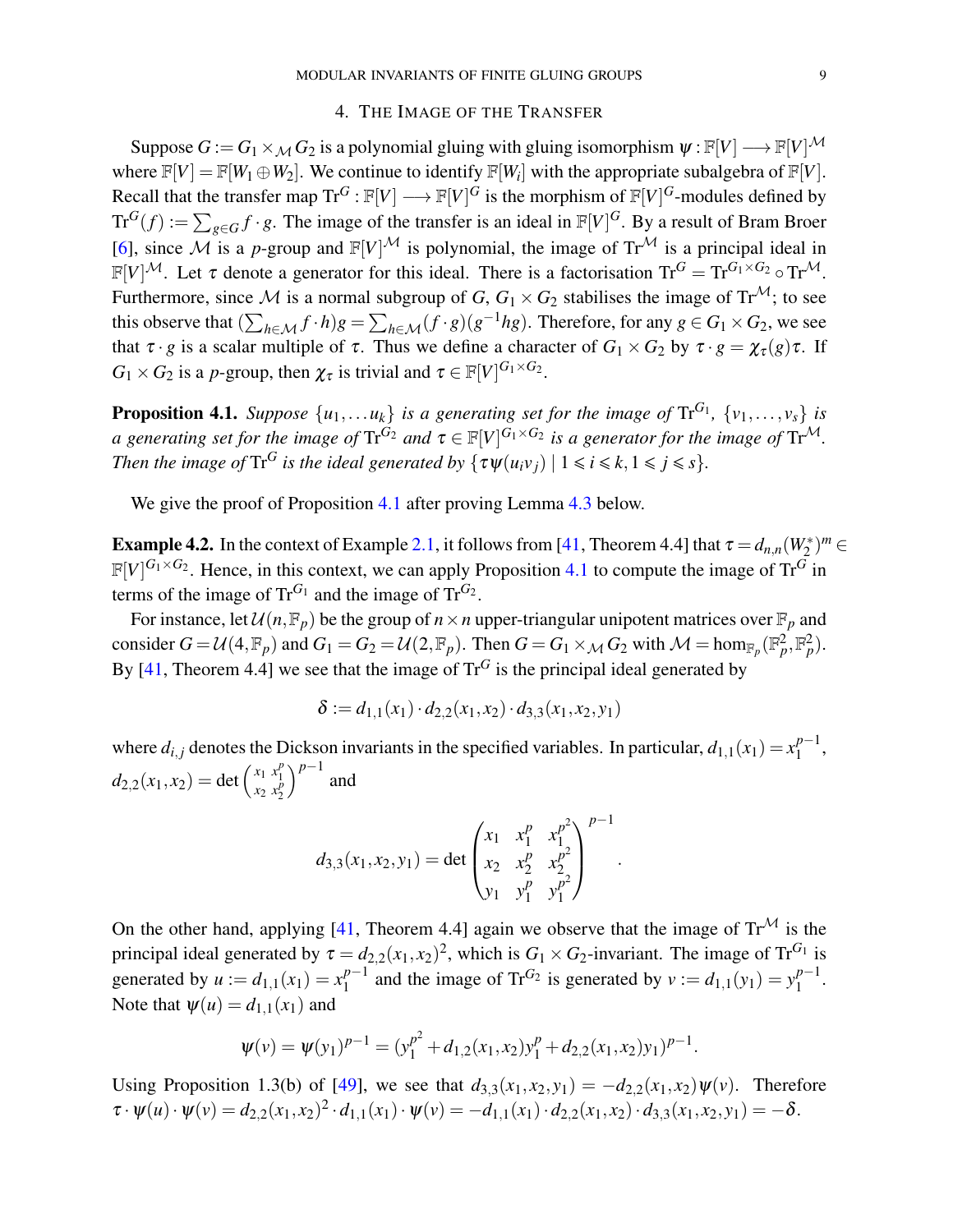## 4. The Image of the Transfer

Suppose $G := G_1 \times_{\mathcal{M}} G_2$ is a polynomial gluing with gluing isomorphism $\psi : \mathbb{F}[V] \longrightarrow \mathbb{F}[V]^{\mathcal{M}}$ where $\mathbb{F}[V] = \mathbb{F}[W_1 \oplus W_2]$. We continue to identify $\mathbb{F}[W_i]$ with the appropriate subalgebra of $\mathbb{F}[V]$. Recall that the transfer map $\mathrm{Tr}^G : \mathbb{F}[V] \longrightarrow \mathbb{F}[V]^G$ is the morphism of $\mathbb{F}[V]^G$-modules defined by $\mathrm{Tr}^G(f) := \sum_{g \in G} f \cdot g$. The image of the transfer is an ideal in $\mathbb{F}[V]^G$. By a result of Bram Broer [6], since $\mathcal{M}$ is a $p$-group and $\mathbb{F}[V]^{\mathcal{M}}$ is polynomial, the image of $\mathrm{Tr}^{\mathcal{M}}$ is a principal ideal in $\mathbb{F}[V]^{\mathcal{M}}$. Let $\tau$ denote a generator for this ideal. There is a factorisation $\mathrm{Tr}^G = \mathrm{Tr}^{G_1 \times G_2} \circ \mathrm{Tr}^{\mathcal{M}}$. Furthermore, since $\mathcal{M}$ is a normal subgroup of $G$, $G_1 \times G_2$ stabilises the image of $\mathrm{Tr}^{\mathcal{M}}$; to see this observe that $(\sum_{h \in \mathcal{M}} f \cdot h) g = \sum_{h \in \mathcal{M}} (f \cdot g)(g^{-1} h g)$. Therefore, for any $g \in G_1 \times G_2$, we see that $\tau \cdot g$ is a scalar multiple of $\tau$. Thus we define a character of $G_1 \times G_2$ by $\tau \cdot g = \chi_\tau(g)\tau$. If $G_1 \times G_2$ is a $p$-group, then $\chi_\tau$ is trivial and $\tau \in \mathbb{F}[V]^{G_1 \times G_2}$.

**Proposition 4.1.** *Suppose $\{u_1, \ldots u_k\}$ is a generating set for the image of $\mathrm{Tr}^{G_1}$, $\{v_1, \ldots, v_s\}$ is a generating set for the image of $\mathrm{Tr}^{G_2}$ and $\tau \in \mathbb{F}[V]^{G_1 \times G_2}$ is a generator for the image of $\mathrm{Tr}^{\mathcal{M}}$. Then the image of $\mathrm{Tr}^G$ is the ideal generated by $\{\tau \psi(u_i v_j) \mid 1 \leqslant i \leqslant k, 1 \leqslant j \leqslant s\}$.*

We give the proof of Proposition 4.1 after proving Lemma 4.3 below.

**Example 4.2.** In the context of Example 2.1, it follows from [41, Theorem 4.4] that $\tau = d_{n,n}(W_2^*)^m \in \mathbb{F}[V]^{G_1 \times G_2}$. Hence, in this context, we can apply Proposition 4.1 to compute the image of $\mathrm{Tr}^G$ in terms of the image of $\mathrm{Tr}^{G_1}$ and the image of $\mathrm{Tr}^{G_2}$.

For instance, let $\mathcal{U}(n, \mathbb{F}_p)$ be the group of $n \times n$ upper-triangular unipotent matrices over $\mathbb{F}_p$ and consider $G = \mathcal{U}(4, \mathbb{F}_p)$ and $G_1 = G_2 = \mathcal{U}(2, \mathbb{F}_p)$. Then $G = G_1 \times_{\mathcal{M}} G_2$ with $\mathcal{M} = \hom_{\mathbb{F}_p}(\mathbb{F}_p^2, \mathbb{F}_p^2)$. By [41, Theorem 4.4] we see that the image of $\mathrm{Tr}^G$ is the principal ideal generated by

$$\delta := d_{1,1}(x_1) \cdot d_{2,2}(x_1, x_2) \cdot d_{3,3}(x_1, x_2, y_1)$$

where $d_{i,j}$ denotes the Dickson invariants in the specified variables. In particular, $d_{1,1}(x_1) = x_1^{p-1}$, $d_{2,2}(x_1, x_2) = \det \begin{pmatrix} x_1 & x_1^p \\ x_2 & x_2^p \end{pmatrix}^{p-1}$ and

$$d_{3,3}(x_1, x_2, y_1) = \det \begin{pmatrix} x_1 & x_1^p & x_1^{p^2} \\ x_2 & x_2^p & x_2^{p^2} \\ y_1 & y_1^p & y_1^{p^2} \end{pmatrix}^{p-1}.$$

On the other hand, applying [41, Theorem 4.4] again we observe that the image of $\mathrm{Tr}^{\mathcal{M}}$ is the principal ideal generated by $\tau = d_{2,2}(x_1, x_2)^2$, which is $G_1 \times G_2$-invariant. The image of $\mathrm{Tr}^{G_1}$ is generated by $u := d_{1,1}(x_1) = x_1^{p-1}$ and the image of $\mathrm{Tr}^{G_2}$ is generated by $v := d_{1,1}(y_1) = y_1^{p-1}$. Note that $\psi(u) = d_{1,1}(x_1)$ and

$$\psi(v) = \psi(y_1)^{p-1} = (y_1^{p^2} + d_{1,2}(x_1, x_2) y_1^p + d_{2,2}(x_1, x_2) y_1)^{p-1}.$$

Using Proposition 1.3(b) of [49], we see that $d_{3,3}(x_1, x_2, y_1) = -d_{2,2}(x_1, x_2)\psi(v)$. Therefore $\tau \cdot \psi(u) \cdot \psi(v) = d_{2,2}(x_1, x_2)^2 \cdot d_{1,1}(x_1) \cdot \psi(v) = -d_{1,1}(x_1) \cdot d_{2,2}(x_1, x_2) \cdot d_{3,3}(x_1, x_2, y_1) = -\delta$.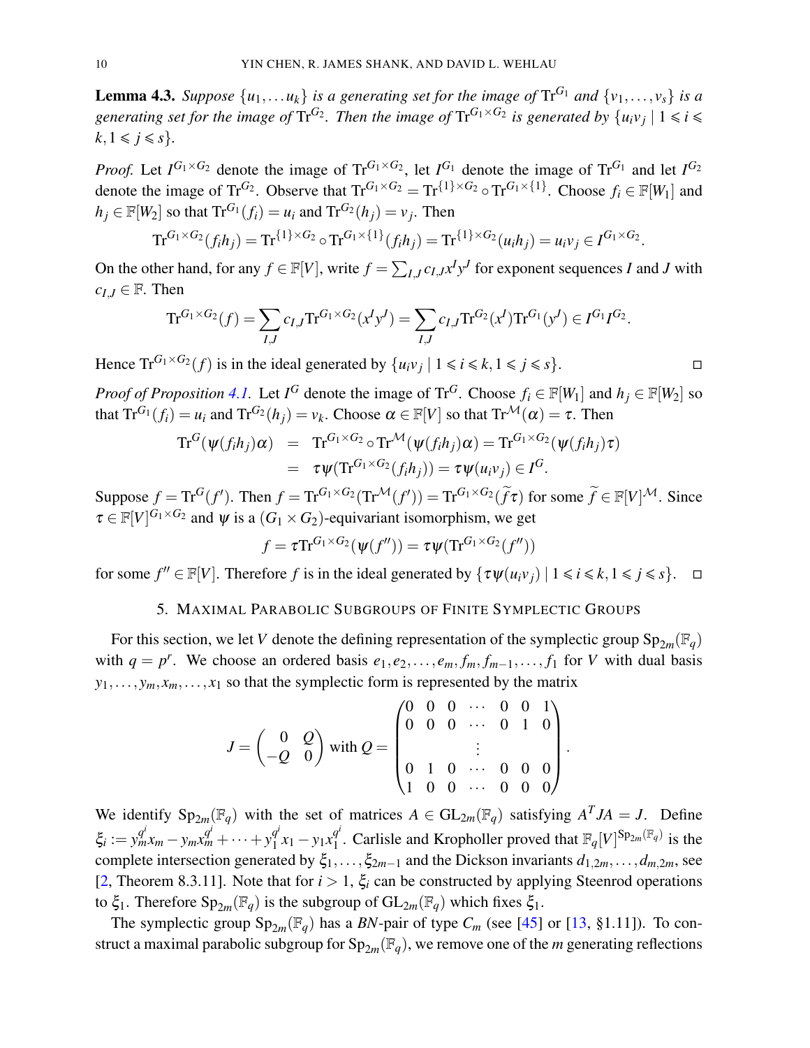**Lemma 4.3.** *Suppose $\{u_1,\dots u_k\}$ is a generating set for the image of $\mathrm{Tr}^{G_1}$ and $\{v_1,\dots,v_s\}$ is a generating set for the image of $\mathrm{Tr}^{G_2}$. Then the image of $\mathrm{Tr}^{G_1\times G_2}$ is generated by $\{u_iv_j \mid 1\leqslant i\leqslant k, 1\leqslant j\leqslant s\}$.*

*Proof.* Let $I^{G_1\times G_2}$ denote the image of $\mathrm{Tr}^{G_1\times G_2}$, let $I^{G_1}$ denote the image of $\mathrm{Tr}^{G_1}$ and let $I^{G_2}$ denote the image of $\mathrm{Tr}^{G_2}$. Observe that $\mathrm{Tr}^{G_1\times G_2} = \mathrm{Tr}^{\{1\}\times G_2}\circ \mathrm{Tr}^{G_1\times\{1\}}$. Choose $f_i\in\mathbb{F}[W_1]$ and $h_j\in\mathbb{F}[W_2]$ so that $\mathrm{Tr}^{G_1}(f_i)=u_i$ and $\mathrm{Tr}^{G_2}(h_j)=v_j$. Then

$$\mathrm{Tr}^{G_1\times G_2}(f_ih_j) = \mathrm{Tr}^{\{1\}\times G_2}\circ \mathrm{Tr}^{G_1\times\{1\}}(f_ih_j) = \mathrm{Tr}^{\{1\}\times G_2}(u_ih_j) = u_iv_j\in I^{G_1\times G_2}.$$

On the other hand, for any $f\in\mathbb{F}[V]$, write $f=\sum_{I,J}c_{I,J}x^Iy^J$ for exponent sequences $I$ and $J$ with $c_{I,J}\in\mathbb{F}$. Then

$$\mathrm{Tr}^{G_1\times G_2}(f) = \sum_{I,J}c_{I,J}\mathrm{Tr}^{G_1\times G_2}(x^Iy^J) = \sum_{I,J}c_{I,J}\mathrm{Tr}^{G_2}(x^I)\mathrm{Tr}^{G_1}(y^J)\in I^{G_1}I^{G_2}.$$

Hence $\mathrm{Tr}^{G_1\times G_2}(f)$ is in the ideal generated by $\{u_iv_j\mid 1\leqslant i\leqslant k, 1\leqslant j\leqslant s\}$. $\square$

*Proof of Proposition 4.1.* Let $I^G$ denote the image of $\mathrm{Tr}^G$. Choose $f_i\in\mathbb{F}[W_1]$ and $h_j\in\mathbb{F}[W_2]$ so that $\mathrm{Tr}^{G_1}(f_i)=u_i$ and $\mathrm{Tr}^{G_2}(h_j)=v_k$. Choose $\alpha\in\mathbb{F}[V]$ so that $\mathrm{Tr}^{\mathcal{M}}(\alpha)=\tau$. Then

$$\begin{aligned}\mathrm{Tr}^G(\psi(f_ih_j)\alpha) &= \mathrm{Tr}^{G_1\times G_2}\circ\mathrm{Tr}^{\mathcal{M}}(\psi(f_ih_j)\alpha) = \mathrm{Tr}^{G_1\times G_2}(\psi(f_ih_j)\tau)\\ &= \tau\psi(\mathrm{Tr}^{G_1\times G_2}(f_ih_j)) = \tau\psi(u_iv_j)\in I^G.\end{aligned}$$

Suppose $f=\mathrm{Tr}^G(f')$. Then $f=\mathrm{Tr}^{G_1\times G_2}(\mathrm{Tr}^{\mathcal{M}}(f'))=\mathrm{Tr}^{G_1\times G_2}(\widetilde{f}\tau)$ for some $\widetilde{f}\in\mathbb{F}[V]^{\mathcal{M}}$. Since $\tau\in\mathbb{F}[V]^{G_1\times G_2}$ and $\psi$ is a $(G_1\times G_2)$-equivariant isomorphism, we get

$$f=\tau\mathrm{Tr}^{G_1\times G_2}(\psi(f''))=\tau\psi(\mathrm{Tr}^{G_1\times G_2}(f''))$$

for some $f''\in\mathbb{F}[V]$. Therefore $f$ is in the ideal generated by $\{\tau\psi(u_iv_j)\mid 1\leqslant i\leqslant k, 1\leqslant j\leqslant s\}$. $\square$

## 5. Maximal Parabolic Subgroups of Finite Symplectic Groups

For this section, we let $V$ denote the defining representation of the symplectic group $\mathrm{Sp}_{2m}(\mathbb{F}_q)$ with $q=p^r$. We choose an ordered basis $e_1,e_2,\dots,e_m,f_m,f_{m-1},\dots,f_1$ for $V$ with dual basis $y_1,\dots,y_m,x_m,\dots,x_1$ so that the symplectic form is represented by the matrix

$$J=\begin{pmatrix}0 & Q\\ -Q & 0\end{pmatrix} \text{ with } Q=\begin{pmatrix}0&0&0&\cdots&0&0&1\\0&0&0&\cdots&0&1&0\\ &&&\vdots&&&\\0&1&0&\cdots&0&0&0\\1&0&0&\cdots&0&0&0\end{pmatrix}.$$

We identify $\mathrm{Sp}_{2m}(\mathbb{F}_q)$ with the set of matrices $A\in\mathrm{GL}_{2m}(\mathbb{F}_q)$ satisfying $A^TJA=J$. Define $\xi_i := y_m^{q^i}x_m - y_mx_m^{q^i}+\cdots+y_1^{q^i}x_1-y_1x_1^{q^i}$. Carlisle and Kropholler proved that $\mathbb{F}_q[V]^{\mathrm{Sp}_{2m}(\mathbb{F}_q)}$ is the complete intersection generated by $\xi_1,\dots,\xi_{2m-1}$ and the Dickson invariants $d_{1,2m},\dots,d_{m,2m}$, see [2, Theorem 8.3.11]. Note that for $i>1$, $\xi_i$ can be constructed by applying Steenrod operations to $\xi_1$. Therefore $\mathrm{Sp}_{2m}(\mathbb{F}_q)$ is the subgroup of $\mathrm{GL}_{2m}(\mathbb{F}_q)$ which fixes $\xi_1$.

The symplectic group $\mathrm{Sp}_{2m}(\mathbb{F}_q)$ has a *BN*-pair of type $C_m$ (see [45] or [13, §1.11]). To construct a maximal parabolic subgroup for $\mathrm{Sp}_{2m}(\mathbb{F}_q)$, we remove one of the $m$ generating reflections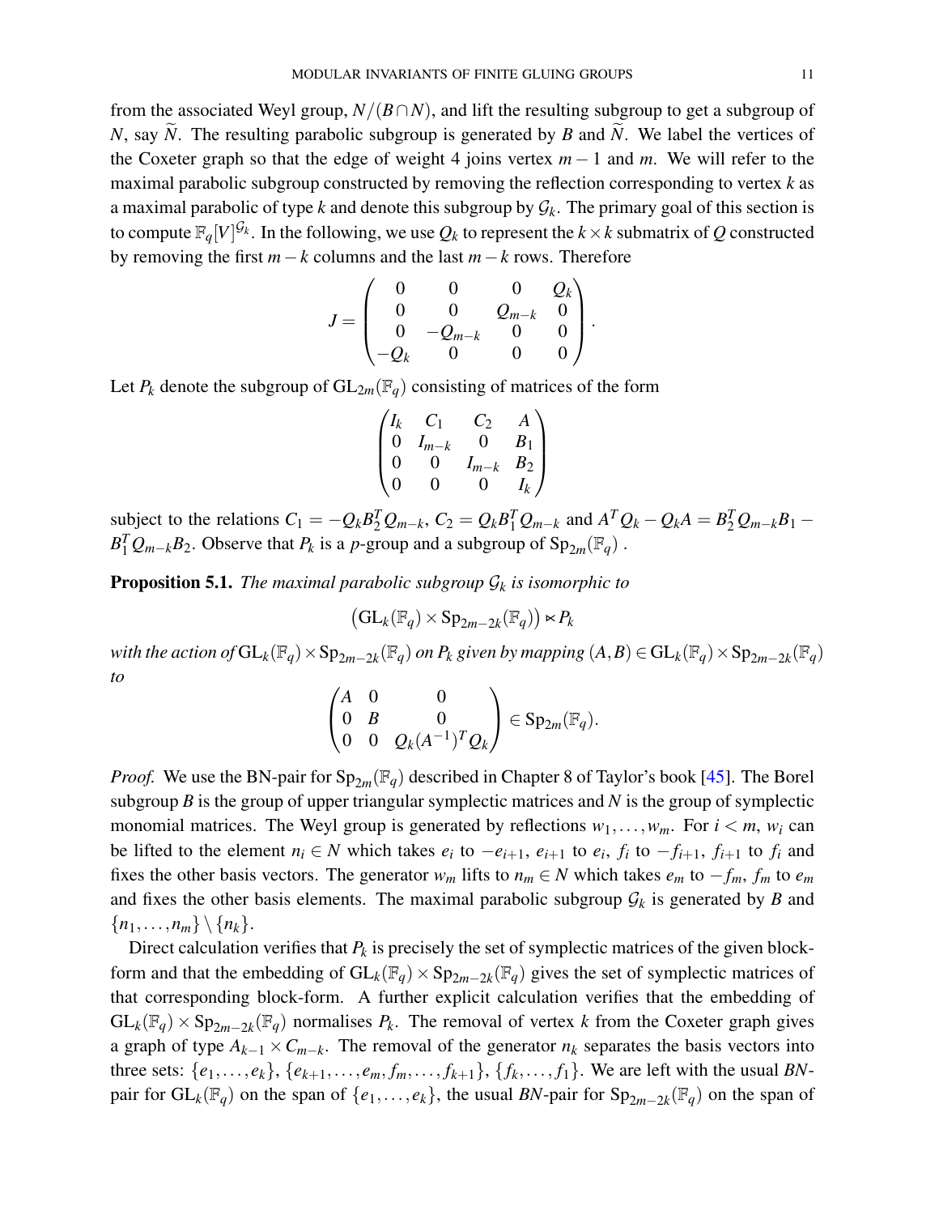from the associated Weyl group, $N/(B\cap N)$, and lift the resulting subgroup to get a subgroup of $N$, say $\widetilde{N}$. The resulting parabolic subgroup is generated by $B$ and $\widetilde{N}$. We label the vertices of the Coxeter graph so that the edge of weight 4 joins vertex $m-1$ and $m$. We will refer to the maximal parabolic subgroup constructed by removing the reflection corresponding to vertex $k$ as a maximal parabolic of type $k$ and denote this subgroup by $\mathcal{G}_k$. The primary goal of this section is to compute $\mathbb{F}_q[V]^{\mathcal{G}_k}$. In the following, we use $Q_k$ to represent the $k\times k$ submatrix of $Q$ constructed by removing the first $m-k$ columns and the last $m-k$ rows. Therefore

$$J=\begin{pmatrix} 0 & 0 & 0 & Q_k \\ 0 & 0 & Q_{m-k} & 0 \\ 0 & -Q_{m-k} & 0 & 0 \\ -Q_k & 0 & 0 & 0 \end{pmatrix}.$$

Let $P_k$ denote the subgroup of $\mathrm{GL}_{2m}(\mathbb{F}_q)$ consisting of matrices of the form

$$\begin{pmatrix} I_k & C_1 & C_2 & A \\ 0 & I_{m-k} & 0 & B_1 \\ 0 & 0 & I_{m-k} & B_2 \\ 0 & 0 & 0 & I_k \end{pmatrix}$$

subject to the relations $C_1=-Q_kB_2^TQ_{m-k}$, $C_2=Q_kB_1^TQ_{m-k}$ and $A^TQ_k-Q_kA=B_2^TQ_{m-k}B_1-B_1^TQ_{m-k}B_2$. Observe that $P_k$ is a $p$-group and a subgroup of $\mathrm{Sp}_{2m}(\mathbb{F}_q)$ .

**Proposition 5.1.** *The maximal parabolic subgroup $\mathcal{G}_k$ is isomorphic to*

$$\left(\mathrm{GL}_k(\mathbb{F}_q)\times \mathrm{Sp}_{2m-2k}(\mathbb{F}_q)\right)\ltimes P_k$$

*with the action of $\mathrm{GL}_k(\mathbb{F}_q)\times \mathrm{Sp}_{2m-2k}(\mathbb{F}_q)$ on $P_k$ given by mapping $(A,B)\in \mathrm{GL}_k(\mathbb{F}_q)\times \mathrm{Sp}_{2m-2k}(\mathbb{F}_q)$ to*

$$\begin{pmatrix} A & 0 & 0 \\ 0 & B & 0 \\ 0 & 0 & Q_k(A^{-1})^TQ_k \end{pmatrix}\in \mathrm{Sp}_{2m}(\mathbb{F}_q).$$

*Proof.* We use the BN-pair for $\mathrm{Sp}_{2m}(\mathbb{F}_q)$ described in Chapter 8 of Taylor's book [45]. The Borel subgroup $B$ is the group of upper triangular symplectic matrices and $N$ is the group of symplectic monomial matrices. The Weyl group is generated by reflections $w_1,\ldots,w_m$. For $i<m$, $w_i$ can be lifted to the element $n_i\in N$ which takes $e_i$ to $-e_{i+1}$, $e_{i+1}$ to $e_i$, $f_i$ to $-f_{i+1}$, $f_{i+1}$ to $f_i$ and fixes the other basis vectors. The generator $w_m$ lifts to $n_m\in N$ which takes $e_m$ to $-f_m$, $f_m$ to $e_m$ and fixes the other basis elements. The maximal parabolic subgroup $\mathcal{G}_k$ is generated by $B$ and $\{n_1,\ldots,n_m\}\setminus\{n_k\}$.

Direct calculation verifies that $P_k$ is precisely the set of symplectic matrices of the given block-form and that the embedding of $\mathrm{GL}_k(\mathbb{F}_q)\times \mathrm{Sp}_{2m-2k}(\mathbb{F}_q)$ gives the set of symplectic matrices of that corresponding block-form. A further explicit calculation verifies that the embedding of $\mathrm{GL}_k(\mathbb{F}_q)\times \mathrm{Sp}_{2m-2k}(\mathbb{F}_q)$ normalises $P_k$. The removal of vertex $k$ from the Coxeter graph gives a graph of type $A_{k-1}\times C_{m-k}$. The removal of the generator $n_k$ separates the basis vectors into three sets: $\{e_1,\ldots,e_k\}$, $\{e_{k+1},\ldots,e_m,f_m,\ldots,f_{k+1}\}$, $\{f_k,\ldots,f_1\}$. We are left with the usual *BN*-pair for $\mathrm{GL}_k(\mathbb{F}_q)$ on the span of $\{e_1,\ldots,e_k\}$, the usual *BN*-pair for $\mathrm{Sp}_{2m-2k}(\mathbb{F}_q)$ on the span of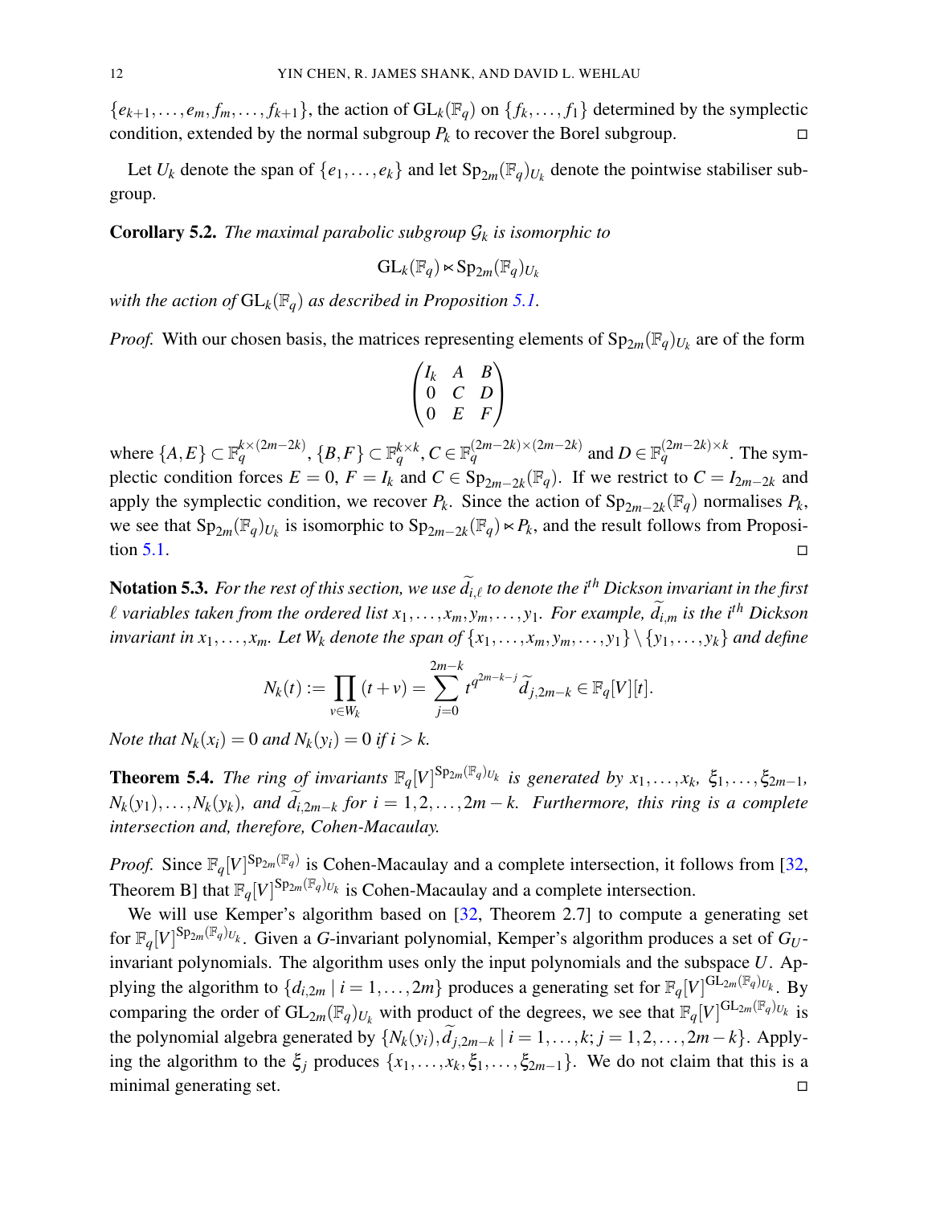$\{e_{k+1},\ldots,e_m,f_m,\ldots,f_{k+1}\}$, the action of $\mathrm{GL}_k(\mathbb{F}_q)$ on $\{f_k,\ldots,f_1\}$ determined by the symplectic condition, extended by the normal subgroup $P_k$ to recover the Borel subgroup. $\square$

Let $U_k$ denote the span of $\{e_1,\ldots,e_k\}$ and let $\mathrm{Sp}_{2m}(\mathbb{F}_q)_{U_k}$ denote the pointwise stabiliser subgroup.

**Corollary 5.2.** *The maximal parabolic subgroup $\mathcal{G}_k$ is isomorphic to*

$$\mathrm{GL}_k(\mathbb{F}_q)\ltimes \mathrm{Sp}_{2m}(\mathbb{F}_q)_{U_k}$$

*with the action of $\mathrm{GL}_k(\mathbb{F}_q)$ as described in Proposition 5.1.*

*Proof.* With our chosen basis, the matrices representing elements of $\mathrm{Sp}_{2m}(\mathbb{F}_q)_{U_k}$ are of the form

$$\begin{pmatrix} I_k & A & B\\ 0 & C & D\\ 0 & E & F\end{pmatrix}$$

where $\{A,E\}\subset \mathbb{F}_q^{k\times(2m-2k)}$, $\{B,F\}\subset\mathbb{F}_q^{k\times k}$, $C\in\mathbb{F}_q^{(2m-2k)\times(2m-2k)}$ and $D\in\mathbb{F}_q^{(2m-2k)\times k}$. The symplectic condition forces $E=0$, $F=I_k$ and $C\in\mathrm{Sp}_{2m-2k}(\mathbb{F}_q)$. If we restrict to $C=I_{2m-2k}$ and apply the symplectic condition, we recover $P_k$. Since the action of $\mathrm{Sp}_{2m-2k}(\mathbb{F}_q)$ normalises $P_k$, we see that $\mathrm{Sp}_{2m}(\mathbb{F}_q)_{U_k}$ is isomorphic to $\mathrm{Sp}_{2m-2k}(\mathbb{F}_q)\ltimes P_k$, and the result follows from Proposition 5.1. $\square$

**Notation 5.3.** *For the rest of this section, we use $\widetilde{d}_{i,\ell}$ to denote the $i^{th}$ Dickson invariant in the first $\ell$ variables taken from the ordered list $x_1,\ldots,x_m,y_m,\ldots,y_1$. For example, $\widetilde{d}_{i,m}$ is the $i^{th}$ Dickson invariant in $x_1,\ldots,x_m$. Let $W_k$ denote the span of $\{x_1,\ldots,x_m,y_m,\ldots,y_1\}\setminus\{y_1,\ldots,y_k\}$ and define*

$$N_k(t):=\prod_{v\in W_k}(t+v)=\sum_{j=0}^{2m-k} t^{q^{2m-k-j}}\widetilde{d}_{j,2m-k}\in\mathbb{F}_q[V][t].$$

*Note that $N_k(x_i)=0$ and $N_k(y_i)=0$ if $i>k$.*

**Theorem 5.4.** *The ring of invariants $\mathbb{F}_q[V]^{\mathrm{Sp}_{2m}(\mathbb{F}_q)_{U_k}}$ is generated by $x_1,\ldots,x_k$, $\xi_1,\ldots,\xi_{2m-1}$, $N_k(y_1),\ldots,N_k(y_k)$, and $\widetilde{d}_{i,2m-k}$ for $i=1,2,\ldots,2m-k$. Furthermore, this ring is a complete intersection and, therefore, Cohen-Macaulay.*

*Proof.* Since $\mathbb{F}_q[V]^{\mathrm{Sp}_{2m}(\mathbb{F}_q)}$ is Cohen-Macaulay and a complete intersection, it follows from [32, Theorem B] that $\mathbb{F}_q[V]^{\mathrm{Sp}_{2m}(\mathbb{F}_q)_{U_k}}$ is Cohen-Macaulay and a complete intersection.

We will use Kemper's algorithm based on [32, Theorem 2.7] to compute a generating set for $\mathbb{F}_q[V]^{\mathrm{Sp}_{2m}(\mathbb{F}_q)_{U_k}}$. Given a $G$-invariant polynomial, Kemper's algorithm produces a set of $G_U$-invariant polynomials. The algorithm uses only the input polynomials and the subspace $U$. Applying the algorithm to $\{d_{i,2m}\mid i=1,\ldots,2m\}$ produces a generating set for $\mathbb{F}_q[V]^{\mathrm{GL}_{2m}(\mathbb{F}_q)_{U_k}}$. By comparing the order of $\mathrm{GL}_{2m}(\mathbb{F}_q)_{U_k}$ with product of the degrees, we see that $\mathbb{F}_q[V]^{\mathrm{GL}_{2m}(\mathbb{F}_q)_{U_k}}$ is the polynomial algebra generated by $\{N_k(y_i),\widetilde{d}_{j,2m-k}\mid i=1,\ldots,k;j=1,2,\ldots,2m-k\}$. Applying the algorithm to the $\xi_j$ produces $\{x_1,\ldots,x_k,\xi_1,\ldots,\xi_{2m-1}\}$. We do not claim that this is a minimal generating set. $\square$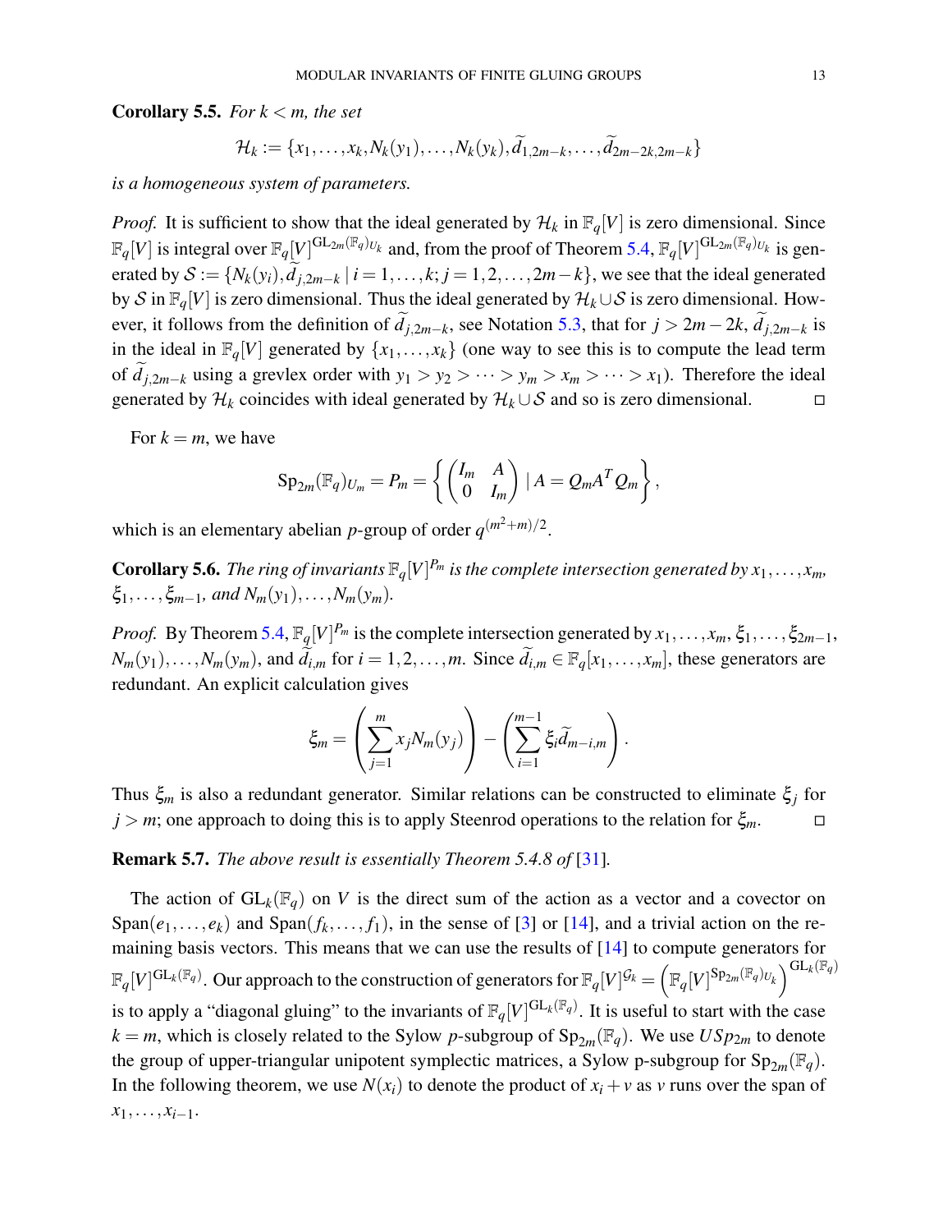**Corollary 5.5.** *For $k < m$, the set*

$$\mathcal{H}_k := \{x_1, \ldots, x_k, N_k(y_1), \ldots, N_k(y_k), \widetilde{d}_{1,2m-k}, \ldots, \widetilde{d}_{2m-2k,2m-k}\}$$

*is a homogeneous system of parameters.*

*Proof.* It is sufficient to show that the ideal generated by $\mathcal{H}_k$ in $\mathbb{F}_q[V]$ is zero dimensional. Since $\mathbb{F}_q[V]$ is integral over $\mathbb{F}_q[V]^{\mathrm{GL}_{2m}(\mathbb{F}_q)_{U_k}}$ and, from the proof of Theorem 5.4, $\mathbb{F}_q[V]^{\mathrm{GL}_{2m}(\mathbb{F}_q)_{U_k}}$ is generated by $\mathcal{S} := \{N_k(y_i), \widetilde{d}_{j,2m-k} \mid i = 1, \ldots, k; j = 1, 2, \ldots, 2m-k\}$, we see that the ideal generated by $\mathcal{S}$ in $\mathbb{F}_q[V]$ is zero dimensional. Thus the ideal generated by $\mathcal{H}_k \cup \mathcal{S}$ is zero dimensional. However, it follows from the definition of $\widetilde{d}_{j,2m-k}$, see Notation 5.3, that for $j > 2m-2k$, $\widetilde{d}_{j,2m-k}$ is in the ideal in $\mathbb{F}_q[V]$ generated by $\{x_1, \ldots, x_k\}$ (one way to see this is to compute the lead term of $\widetilde{d}_{j,2m-k}$ using a grevlex order with $y_1 > y_2 > \cdots > y_m > x_m > \cdots > x_1$). Therefore the ideal generated by $\mathcal{H}_k$ coincides with ideal generated by $\mathcal{H}_k \cup \mathcal{S}$ and so is zero dimensional. $\square$

For $k = m$, we have

$$\mathrm{Sp}_{2m}(\mathbb{F}_q)_{U_m} = P_m = \left\{ \begin{pmatrix} I_m & A \\ 0 & I_m \end{pmatrix} \mid A = Q_m A^T Q_m \right\},$$

which is an elementary abelian $p$-group of order $q^{(m^2+m)/2}$.

**Corollary 5.6.** *The ring of invariants $\mathbb{F}_q[V]^{P_m}$ is the complete intersection generated by $x_1, \ldots, x_m$, $\xi_1, \ldots, \xi_{m-1}$, and $N_m(y_1), \ldots, N_m(y_m)$.*

*Proof.* By Theorem 5.4, $\mathbb{F}_q[V]^{P_m}$ is the complete intersection generated by $x_1, \ldots, x_m$, $\xi_1, \ldots, \xi_{2m-1}$, $N_m(y_1), \ldots, N_m(y_m)$, and $\widetilde{d}_{i,m}$ for $i = 1, 2, \ldots, m$. Since $\widetilde{d}_{i,m} \in \mathbb{F}_q[x_1, \ldots, x_m]$, these generators are redundant. An explicit calculation gives

$$\xi_m = \left( \sum_{j=1}^{m} x_j N_m(y_j) \right) - \left( \sum_{i=1}^{m-1} \xi_i \widetilde{d}_{m-i,m} \right).$$

Thus $\xi_m$ is also a redundant generator. Similar relations can be constructed to eliminate $\xi_j$ for $j > m$; one approach to doing this is to apply Steenrod operations to the relation for $\xi_m$. $\square$

**Remark 5.7.** *The above result is essentially Theorem 5.4.8 of [31].*

The action of $\mathrm{GL}_k(\mathbb{F}_q)$ on $V$ is the direct sum of the action as a vector and a covector on $\mathrm{Span}(e_1, \ldots, e_k)$ and $\mathrm{Span}(f_k, \ldots, f_1)$, in the sense of [3] or [14], and a trivial action on the remaining basis vectors. This means that we can use the results of [14] to compute generators for $\mathbb{F}_q[V]^{\mathrm{GL}_k(\mathbb{F}_q)}$. Our approach to the construction of generators for $\mathbb{F}_q[V]^{\mathcal{G}_k} = \left(\mathbb{F}_q[V]^{\mathrm{Sp}_{2m}(\mathbb{F}_q)_{U_k}}\right)^{\mathrm{GL}_k(\mathbb{F}_q)}$ is to apply a "diagonal gluing" to the invariants of $\mathbb{F}_q[V]^{\mathrm{GL}_k(\mathbb{F}_q)}$. It is useful to start with the case $k = m$, which is closely related to the Sylow $p$-subgroup of $\mathrm{Sp}_{2m}(\mathbb{F}_q)$. We use $USp_{2m}$ to denote the group of upper-triangular unipotent symplectic matrices, a Sylow p-subgroup for $\mathrm{Sp}_{2m}(\mathbb{F}_q)$. In the following theorem, we use $N(x_i)$ to denote the product of $x_i + v$ as $v$ runs over the span of $x_1, \ldots, x_{i-1}$.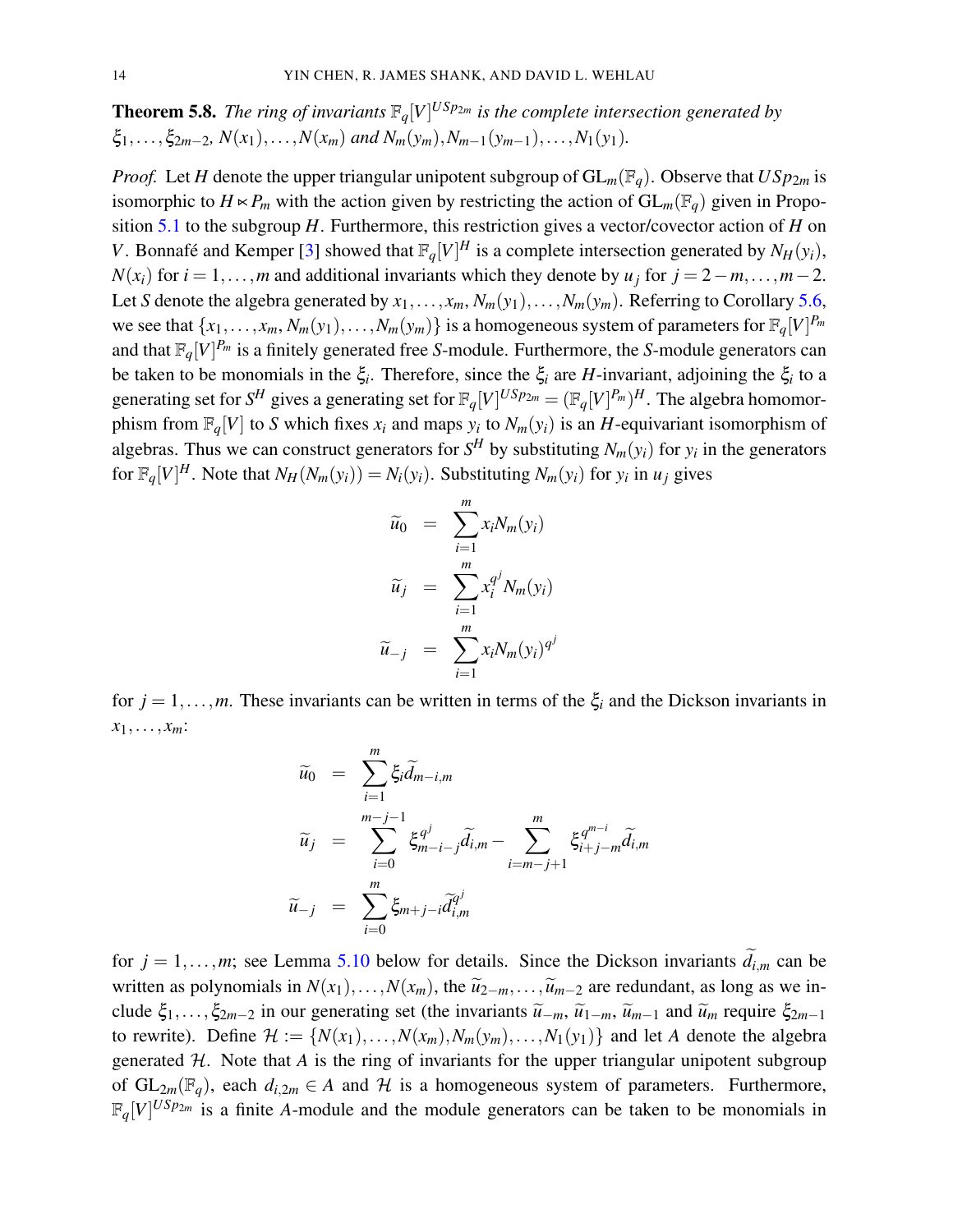**Theorem 5.8.** *The ring of invariants $\mathbb{F}_q[V]^{USp_{2m}}$ is the complete intersection generated by $\xi_1,\ldots,\xi_{2m-2}$, $N(x_1),\ldots,N(x_m)$ and $N_m(y_m),N_{m-1}(y_{m-1}),\ldots,N_1(y_1)$.*

*Proof.* Let $H$ denote the upper triangular unipotent subgroup of $\mathrm{GL}_m(\mathbb{F}_q)$. Observe that $USp_{2m}$ is isomorphic to $H \ltimes P_m$ with the action given by restricting the action of $\mathrm{GL}_m(\mathbb{F}_q)$ given in Proposition 5.1 to the subgroup $H$. Furthermore, this restriction gives a vector/covector action of $H$ on $V$. Bonnafé and Kemper [3] showed that $\mathbb{F}_q[V]^H$ is a complete intersection generated by $N_H(y_i)$, $N(x_i)$ for $i=1,\ldots,m$ and additional invariants which they denote by $u_j$ for $j=2-m,\ldots,m-2$. Let $S$ denote the algebra generated by $x_1,\ldots,x_m,N_m(y_1),\ldots,N_m(y_m)$. Referring to Corollary 5.6, we see that $\{x_1,\ldots,x_m,N_m(y_1),\ldots,N_m(y_m)\}$ is a homogeneous system of parameters for $\mathbb{F}_q[V]^{P_m}$ and that $\mathbb{F}_q[V]^{P_m}$ is a finitely generated free $S$-module. Furthermore, the $S$-module generators can be taken to be monomials in the $\xi_i$. Therefore, since the $\xi_i$ are $H$-invariant, adjoining the $\xi_i$ to a generating set for $S^H$ gives a generating set for $\mathbb{F}_q[V]^{USp_{2m}} = (\mathbb{F}_q[V]^{P_m})^H$. The algebra homomorphism from $\mathbb{F}_q[V]$ to $S$ which fixes $x_i$ and maps $y_i$ to $N_m(y_i)$ is an $H$-equivariant isomorphism of algebras. Thus we can construct generators for $S^H$ by substituting $N_m(y_i)$ for $y_i$ in the generators for $\mathbb{F}_q[V]^H$. Note that $N_H(N_m(y_i)) = N_i(y_i)$. Substituting $N_m(y_i)$ for $y_i$ in $u_j$ gives

$$
\begin{aligned}
\widetilde{u}_0 &= \sum_{i=1}^{m} x_i N_m(y_i)\\
\widetilde{u}_j &= \sum_{i=1}^{m} x_i^{q^j} N_m(y_i)\\
\widetilde{u}_{-j} &= \sum_{i=1}^{m} x_i N_m(y_i)^{q^j}
\end{aligned}
$$

for $j=1,\ldots,m$. These invariants can be written in terms of the $\xi_i$ and the Dickson invariants in $x_1,\ldots,x_m$:

$$
\begin{aligned}
\widetilde{u}_0 &= \sum_{i=1}^{m} \xi_i \widetilde{d}_{m-i,m}\\
\widetilde{u}_j &= \sum_{i=0}^{m-j-1} \xi_{m-i-j}^{q^j} \widetilde{d}_{i,m} - \sum_{i=m-j+1}^{m} \xi_{i+j-m}^{q^{m-i}} \widetilde{d}_{i,m}\\
\widetilde{u}_{-j} &= \sum_{i=0}^{m} \xi_{m+j-i} \widetilde{d}_{i,m}^{q^j}
\end{aligned}
$$

for $j=1,\ldots,m$; see Lemma 5.10 below for details. Since the Dickson invariants $\widetilde{d}_{i,m}$ can be written as polynomials in $N(x_1),\ldots,N(x_m)$, the $\widetilde{u}_{2-m},\ldots,\widetilde{u}_{m-2}$ are redundant, as long as we include $\xi_1,\ldots,\xi_{2m-2}$ in our generating set (the invariants $\widetilde{u}_{-m}$, $\widetilde{u}_{1-m}$, $\widetilde{u}_{m-1}$ and $\widetilde{u}_m$ require $\xi_{2m-1}$ to rewrite). Define $\mathcal{H} := \{N(x_1),\ldots,N(x_m),N_m(y_m),\ldots,N_1(y_1)\}$ and let $A$ denote the algebra generated $\mathcal{H}$. Note that $A$ is the ring of invariants for the upper triangular unipotent subgroup of $\mathrm{GL}_{2m}(\mathbb{F}_q)$, each $d_{i,2m} \in A$ and $\mathcal{H}$ is a homogeneous system of parameters. Furthermore, $\mathbb{F}_q[V]^{USp_{2m}}$ is a finite $A$-module and the module generators can be taken to be monomials in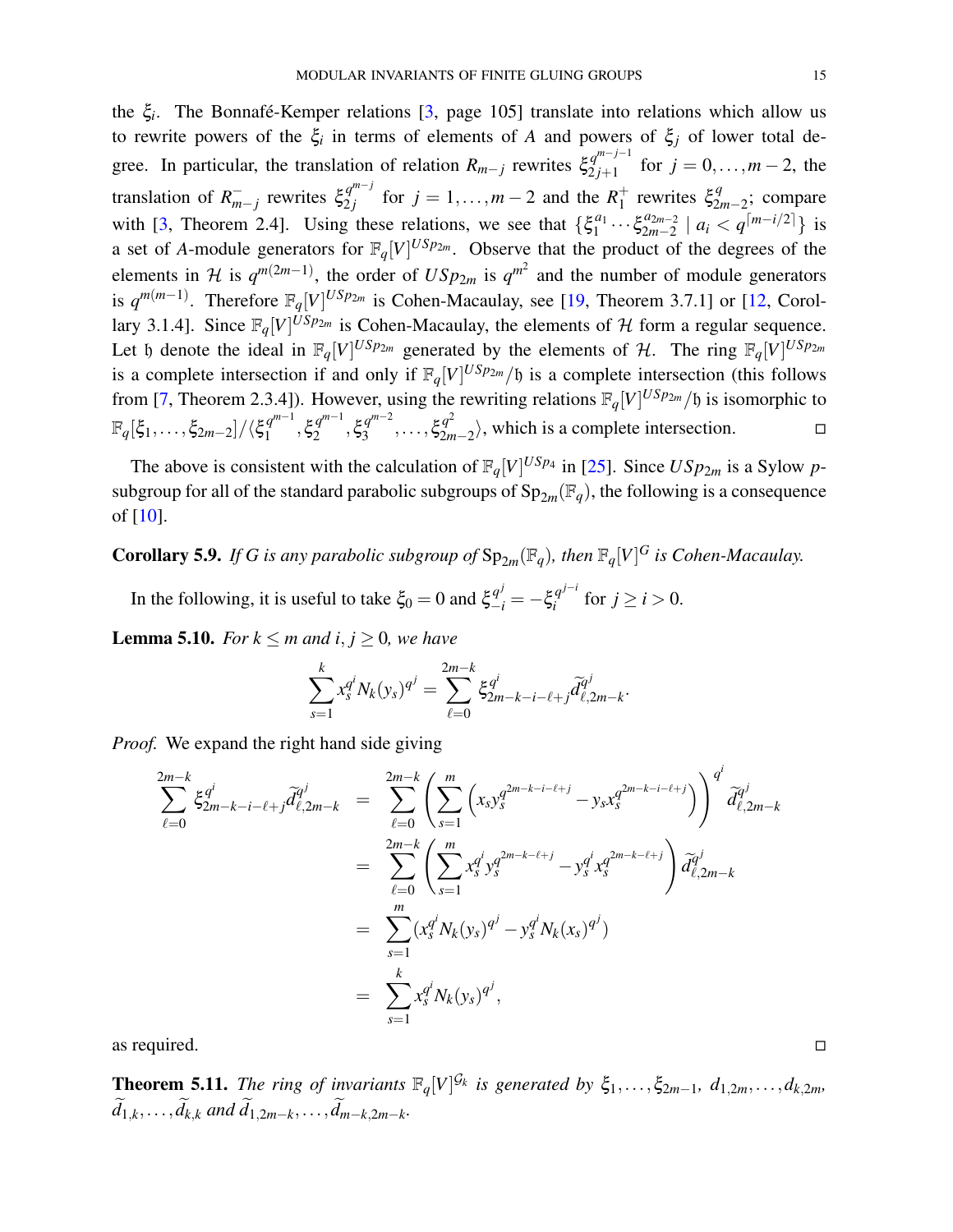the $\xi_i$. The Bonnafé-Kemper relations [3, page 105] translate into relations which allow us to rewrite powers of the $\xi_i$ in terms of elements of $A$ and powers of $\xi_j$ of lower total degree. In particular, the translation of relation $R_{m-j}$ rewrites $\xi_{2j+1}^{q^{m-j-1}}$ for $j = 0,\dots,m-2$, the translation of $R^-_{m-j}$ rewrites $\xi_{2j}^{q^{m-j}}$ for $j = 1,\dots,m-2$ and the $R^+_1$ rewrites $\xi_{2m-2}^q$; compare with [3, Theorem 2.4]. Using these relations, we see that $\{\xi_1^{a_1}\cdots\xi_{2m-2}^{a_{2m-2}} \mid a_i < q^{\lceil m-i/2\rceil}\}$ is a set of $A$-module generators for $\mathbb{F}_q[V]^{USp_{2m}}$. Observe that the product of the degrees of the elements in $\mathcal{H}$ is $q^{m(2m-1)}$, the order of $USp_{2m}$ is $q^{m^2}$ and the number of module generators is $q^{m(m-1)}$. Therefore $\mathbb{F}_q[V]^{USp_{2m}}$ is Cohen-Macaulay, see [19, Theorem 3.7.1] or [12, Corollary 3.1.4]. Since $\mathbb{F}_q[V]^{USp_{2m}}$ is Cohen-Macaulay, the elements of $\mathcal{H}$ form a regular sequence. Let $\mathfrak{h}$ denote the ideal in $\mathbb{F}_q[V]^{USp_{2m}}$ generated by the elements of $\mathcal{H}$. The ring $\mathbb{F}_q[V]^{USp_{2m}}$ is a complete intersection if and only if $\mathbb{F}_q[V]^{USp_{2m}}/\mathfrak{h}$ is a complete intersection (this follows from [7, Theorem 2.3.4]). However, using the rewriting relations $\mathbb{F}_q[V]^{USp_{2m}}/\mathfrak{h}$ is isomorphic to $\mathbb{F}_q[\xi_1,\dots,\xi_{2m-2}]/\langle \xi_1^{q^{m-1}}, \xi_2^{q^{m-1}}, \xi_3^{q^{m-2}},\dots,\xi_{2m-2}^{q^2}\rangle$, which is a complete intersection. ☐

The above is consistent with the calculation of $\mathbb{F}_q[V]^{USp_4}$ in [25]. Since $USp_{2m}$ is a Sylow $p$-subgroup for all of the standard parabolic subgroups of $\mathrm{Sp}_{2m}(\mathbb{F}_q)$, the following is a consequence of [10].

**Corollary 5.9.** *If $G$ is any parabolic subgroup of $\mathrm{Sp}_{2m}(\mathbb{F}_q)$, then $\mathbb{F}_q[V]^G$ is Cohen-Macaulay.*

In the following, it is useful to take $\xi_0 = 0$ and $\xi_{-i}^{q^j} = -\xi_i^{q^{j-i}}$ for $j \geq i > 0$.

**Lemma 5.10.** *For $k \leq m$ and $i, j \geq 0$, we have*

$$\sum_{s=1}^{k} x_s^{q^i} N_k(y_s)^{q^j} = \sum_{\ell=0}^{2m-k} \xi_{2m-k-i-\ell+j}^{q^i} \widetilde{d}_{\ell,2m-k}^{q^j}.$$

*Proof.* We expand the right hand side giving

$$\begin{aligned}
\sum_{\ell=0}^{2m-k} \xi_{2m-k-i-\ell+j}^{q^i} \widetilde{d}_{\ell,2m-k}^{q^j} &= \sum_{\ell=0}^{2m-k} \left( \sum_{s=1}^{m} \left( x_s y_s^{q^{2m-k-i-\ell+j}} - y_s x_s^{q^{2m-k-i-\ell+j}} \right) \right)^{q^i} \widetilde{d}_{\ell,2m-k}^{q^j} \\
&= \sum_{\ell=0}^{2m-k} \left( \sum_{s=1}^{m} x_s^{q^i} y_s^{q^{2m-k-\ell+j}} - y_s^{q^i} x_s^{q^{2m-k-\ell+j}} \right) \widetilde{d}_{\ell,2m-k}^{q^j} \\
&= \sum_{s=1}^{m} (x_s^{q^i} N_k(y_s)^{q^j} - y_s^{q^i} N_k(x_s)^{q^j}) \\
&= \sum_{s=1}^{k} x_s^{q^i} N_k(y_s)^{q^j},
\end{aligned}$$

as required. ☐

**Theorem 5.11.** *The ring of invariants $\mathbb{F}_q[V]^{\mathcal{G}_k}$ is generated by $\xi_1,\dots,\xi_{2m-1}$, $d_{1,2m},\dots,d_{k,2m}$, $\widetilde{d}_{1,k},\dots,\widetilde{d}_{k,k}$ and $\widetilde{d}_{1,2m-k},\dots,\widetilde{d}_{m-k,2m-k}$.*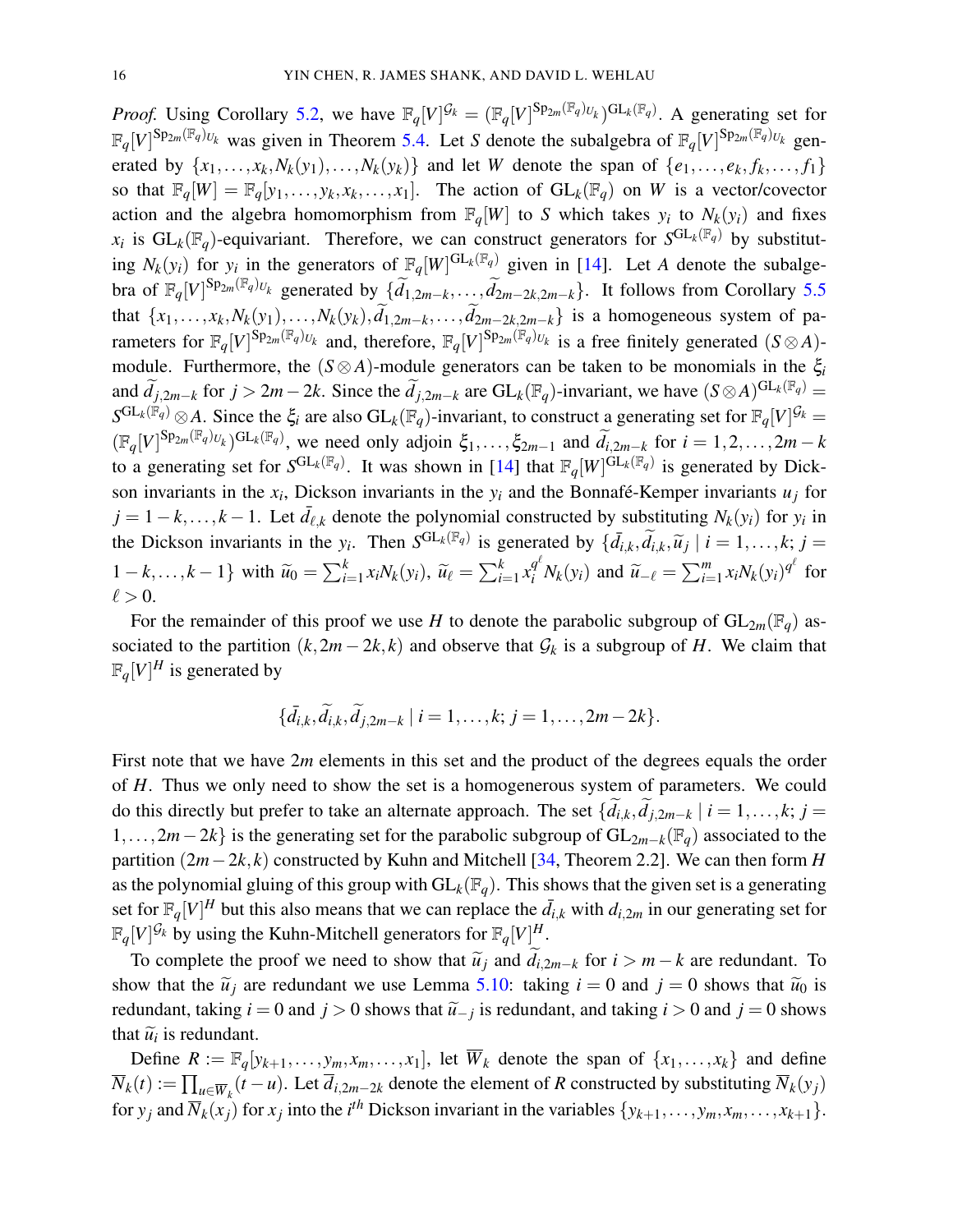*Proof.* Using Corollary 5.2, we have $\mathbb{F}_q[V]^{\mathcal{G}_k} = (\mathbb{F}_q[V]^{\mathrm{Sp}_{2m}(\mathbb{F}_q)_{U_k}})^{\mathrm{GL}_k(\mathbb{F}_q)}$. A generating set for $\mathbb{F}_q[V]^{\mathrm{Sp}_{2m}(\mathbb{F}_q)_{U_k}}$ was given in Theorem 5.4. Let $S$ denote the subalgebra of $\mathbb{F}_q[V]^{\mathrm{Sp}_{2m}(\mathbb{F}_q)_{U_k}}$ generated by $\{x_1,\ldots,x_k,N_k(y_1),\ldots,N_k(y_k)\}$ and let $W$ denote the span of $\{e_1,\ldots,e_k,f_k,\ldots,f_1\}$ so that $\mathbb{F}_q[W] = \mathbb{F}_q[y_1,\ldots,y_k,x_k,\ldots,x_1]$. The action of $\mathrm{GL}_k(\mathbb{F}_q)$ on $W$ is a vector/covector action and the algebra homomorphism from $\mathbb{F}_q[W]$ to $S$ which takes $y_i$ to $N_k(y_i)$ and fixes $x_i$ is $\mathrm{GL}_k(\mathbb{F}_q)$-equivariant. Therefore, we can construct generators for $S^{\mathrm{GL}_k(\mathbb{F}_q)}$ by substituting $N_k(y_i)$ for $y_i$ in the generators of $\mathbb{F}_q[W]^{\mathrm{GL}_k(\mathbb{F}_q)}$ given in [14]. Let $A$ denote the subalgebra of $\mathbb{F}_q[V]^{\mathrm{Sp}_{2m}(\mathbb{F}_q)_{U_k}}$ generated by $\{\widetilde{d}_{1,2m-k},\ldots,\widetilde{d}_{2m-2k,2m-k}\}$. It follows from Corollary 5.5 that $\{x_1,\ldots,x_k,N_k(y_1),\ldots,N_k(y_k),\widetilde{d}_{1,2m-k},\ldots,\widetilde{d}_{2m-2k,2m-k}\}$ is a homogeneous system of parameters for $\mathbb{F}_q[V]^{\mathrm{Sp}_{2m}(\mathbb{F}_q)_{U_k}}$ and, therefore, $\mathbb{F}_q[V]^{\mathrm{Sp}_{2m}(\mathbb{F}_q)_{U_k}}$ is a free finitely generated $(S\otimes A)$-module. Furthermore, the $(S\otimes A)$-module generators can be taken to be monomials in the $\xi_i$ and $\widetilde{d}_{j,2m-k}$ for $j>2m-2k$. Since the $\widetilde{d}_{j,2m-k}$ are $\mathrm{GL}_k(\mathbb{F}_q)$-invariant, we have $(S\otimes A)^{\mathrm{GL}_k(\mathbb{F}_q)} = S^{\mathrm{GL}_k(\mathbb{F}_q)}\otimes A$. Since the $\xi_i$ are also $\mathrm{GL}_k(\mathbb{F}_q)$-invariant, to construct a generating set for $\mathbb{F}_q[V]^{\mathcal{G}_k} = (\mathbb{F}_q[V]^{\mathrm{Sp}_{2m}(\mathbb{F}_q)_{U_k}})^{\mathrm{GL}_k(\mathbb{F}_q)}$, we need only adjoin $\xi_1,\ldots,\xi_{2m-1}$ and $\widetilde{d}_{i,2m-k}$ for $i=1,2,\ldots,2m-k$ to a generating set for $S^{\mathrm{GL}_k(\mathbb{F}_q)}$. It was shown in [14] that $\mathbb{F}_q[W]^{\mathrm{GL}_k(\mathbb{F}_q)}$ is generated by Dickson invariants in the $x_i$, Dickson invariants in the $y_i$ and the Bonnafé-Kemper invariants $u_j$ for $j=1-k,\ldots,k-1$. Let $\bar{d}_{\ell,k}$ denote the polynomial constructed by substituting $N_k(y_i)$ for $y_i$ in the Dickson invariants in the $y_i$. Then $S^{\mathrm{GL}_k(\mathbb{F}_q)}$ is generated by $\{\bar{d}_{i,k},\widetilde{d}_{i,k},\widetilde{u}_j \mid i=1,\ldots,k;\ j=1-k,\ldots,k-1\}$ with $\widetilde{u}_0 = \sum_{i=1}^k x_iN_k(y_i)$, $\widetilde{u}_\ell = \sum_{i=1}^k x_i^{q^\ell}N_k(y_i)$ and $\widetilde{u}_{-\ell} = \sum_{i=1}^m x_iN_k(y_i)^{q^\ell}$ for $\ell>0$.

For the remainder of this proof we use $H$ to denote the parabolic subgroup of $\mathrm{GL}_{2m}(\mathbb{F}_q)$ associated to the partition $(k,2m-2k,k)$ and observe that $\mathcal{G}_k$ is a subgroup of $H$. We claim that $\mathbb{F}_q[V]^H$ is generated by

$$\{\bar{d}_{i,k},\widetilde{d}_{i,k},\widetilde{d}_{j,2m-k} \mid i=1,\ldots,k;\ j=1,\ldots,2m-2k\}.$$

First note that we have $2m$ elements in this set and the product of the degrees equals the order of $H$. Thus we only need to show the set is a homogenerous system of parameters. We could do this directly but prefer to take an alternate approach. The set $\{\widetilde{d}_{i,k},\widetilde{d}_{j,2m-k} \mid i=1,\ldots,k;\ j=1,\ldots,2m-2k\}$ is the generating set for the parabolic subgroup of $\mathrm{GL}_{2m-k}(\mathbb{F}_q)$ associated to the partition $(2m-2k,k)$ constructed by Kuhn and Mitchell [34, Theorem 2.2]. We can then form $H$ as the polynomial gluing of this group with $\mathrm{GL}_k(\mathbb{F}_q)$. This shows that the given set is a generating set for $\mathbb{F}_q[V]^H$ but this also means that we can replace the $\bar{d}_{i,k}$ with $d_{i,2m}$ in our generating set for $\mathbb{F}_q[V]^{\mathcal{G}_k}$ by using the Kuhn-Mitchell generators for $\mathbb{F}_q[V]^H$.

To complete the proof we need to show that $\widetilde{u}_j$ and $\widetilde{d}_{i,2m-k}$ for $i>m-k$ are redundant. To show that the $\widetilde{u}_j$ are redundant we use Lemma 5.10: taking $i=0$ and $j=0$ shows that $\widetilde{u}_0$ is redundant, taking $i=0$ and $j>0$ shows that $\widetilde{u}_{-j}$ is redundant, and taking $i>0$ and $j=0$ shows that $\widetilde{u}_i$ is redundant.

Define $R := \mathbb{F}_q[y_{k+1},\ldots,y_m,x_m,\ldots,x_1]$, let $\overline{W}_k$ denote the span of $\{x_1,\ldots,x_k\}$ and define $\overline{N}_k(t) := \prod_{u\in\overline{W}_k}(t-u)$. Let $\overline{d}_{i,2m-2k}$ denote the element of $R$ constructed by substituting $\overline{N}_k(y_j)$ for $y_j$ and $\overline{N}_k(x_j)$ for $x_j$ into the $i^{th}$ Dickson invariant in the variables $\{y_{k+1},\ldots,y_m,x_m,\ldots,x_{k+1}\}$.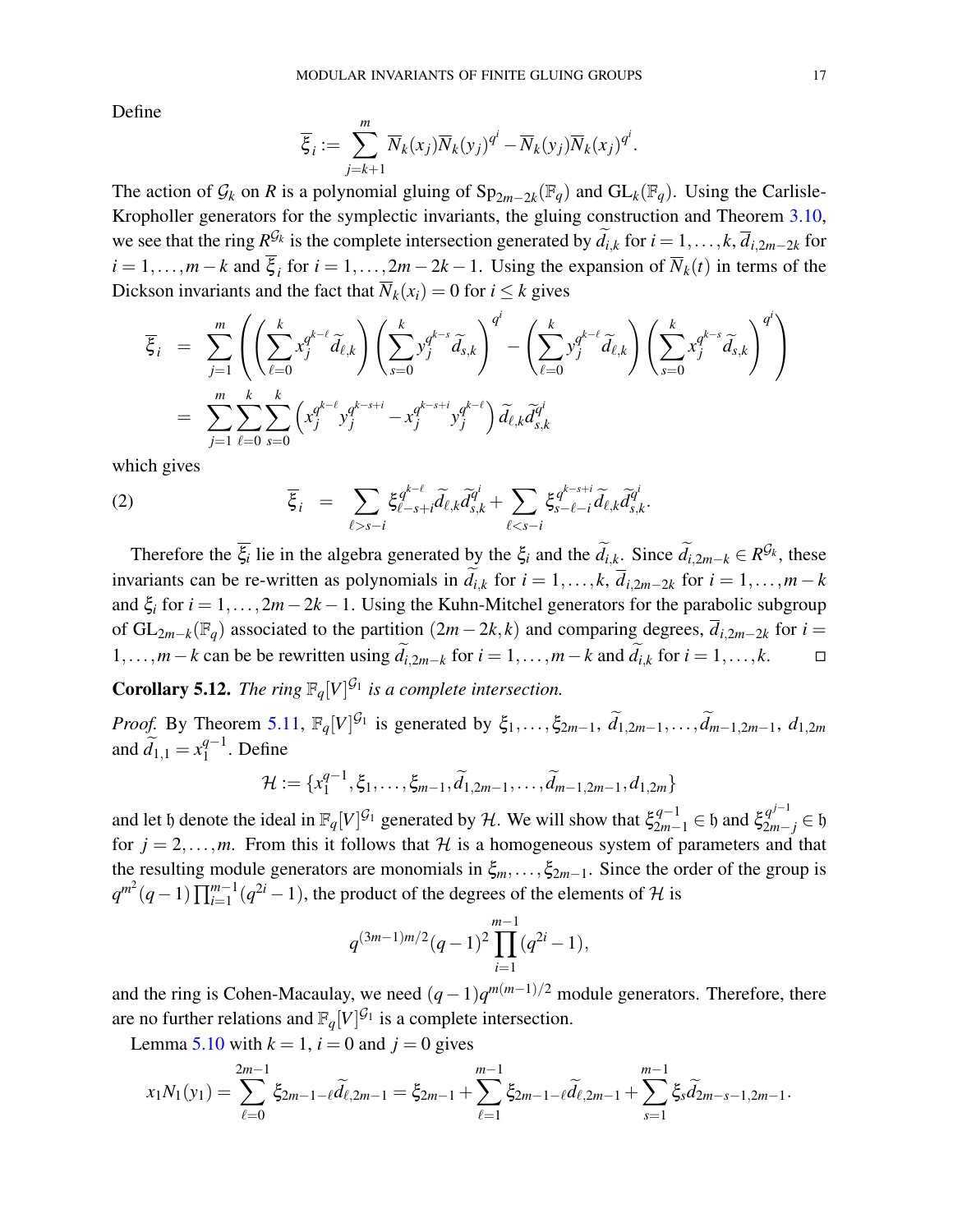Define

$$\overline{\xi}_i := \sum_{j=k+1}^{m} \overline{N}_k(x_j)\overline{N}_k(y_j)^{q^i} - \overline{N}_k(y_j)\overline{N}_k(x_j)^{q^i}.$$

The action of $\mathcal{G}_k$ on $R$ is a polynomial gluing of $\mathrm{Sp}_{2m-2k}(\mathbb{F}_q)$ and $\mathrm{GL}_k(\mathbb{F}_q)$. Using the Carlisle-Kropholler generators for the symplectic invariants, the gluing construction and Theorem 3.10, we see that the ring $R^{\mathcal{G}_k}$ is the complete intersection generated by $\widetilde{d}_{i,k}$ for $i = 1,\ldots,k$, $\overline{d}_{i,2m-2k}$ for $i = 1,\ldots,m-k$ and $\overline{\xi}_i$ for $i = 1,\ldots,2m-2k-1$. Using the expansion of $\overline{N}_k(t)$ in terms of the Dickson invariants and the fact that $\overline{N}_k(x_i) = 0$ for $i \le k$ gives

$$\begin{aligned}
\overline{\xi}_i &= \sum_{j=1}^{m}\left(\left(\sum_{\ell=0}^{k} x_j^{q^{k-\ell}}\widetilde{d}_{\ell,k}\right)\left(\sum_{s=0}^{k} y_j^{q^{k-s}}\widetilde{d}_{s,k}\right)^{q^i} - \left(\sum_{\ell=0}^{k} y_j^{q^{k-\ell}}\widetilde{d}_{\ell,k}\right)\left(\sum_{s=0}^{k} x_j^{q^{k-s}}\widetilde{d}_{s,k}\right)^{q^i}\right)\\
&= \sum_{j=1}^{m}\sum_{\ell=0}^{k}\sum_{s=0}^{k}\left(x_j^{q^{k-\ell}}y_j^{q^{k-s+i}} - x_j^{q^{k-s+i}}y_j^{q^{k-\ell}}\right)\widetilde{d}_{\ell,k}\widetilde{d}_{s,k}^{q^i}
\end{aligned}$$

which gives

$$\overline{\xi}_i \;=\; \sum_{\ell > s-i} \xi_{\ell-s+i}^{q^{k-\ell}}\widetilde{d}_{\ell,k}\widetilde{d}_{s,k}^{q^i} + \sum_{\ell < s-i} \xi_{s-\ell-i}^{q^{k-s+i}}\widetilde{d}_{\ell,k}\widetilde{d}_{s,k}^{q^i}. \tag{2}$$

Therefore the $\overline{\xi}_i$ lie in the algebra generated by the $\xi_i$ and the $\widetilde{d}_{i,k}$. Since $\widetilde{d}_{i,2m-k} \in R^{\mathcal{G}_k}$, these invariants can be re-written as polynomials in $\widetilde{d}_{i,k}$ for $i = 1,\ldots,k$, $\overline{d}_{i,2m-2k}$ for $i = 1,\ldots,m-k$ and $\xi_i$ for $i = 1,\ldots,2m-2k-1$. Using the Kuhn-Mitchel generators for the parabolic subgroup of $\mathrm{GL}_{2m-k}(\mathbb{F}_q)$ associated to the partition $(2m-2k,k)$ and comparing degrees, $\overline{d}_{i,2m-2k}$ for $i = 1,\ldots,m-k$ can be be rewritten using $\widetilde{d}_{i,2m-k}$ for $i = 1,\ldots,m-k$ and $\widetilde{d}_{i,k}$ for $i = 1,\ldots,k$. $\square$

**Corollary 5.12.** *The ring $\mathbb{F}_q[V]^{\mathcal{G}_1}$ is a complete intersection.*

*Proof.* By Theorem 5.11, $\mathbb{F}_q[V]^{\mathcal{G}_1}$ is generated by $\xi_1,\ldots,\xi_{2m-1}$, $\widetilde{d}_{1,2m-1},\ldots,\widetilde{d}_{m-1,2m-1}$, $d_{1,2m}$ and $\widetilde{d}_{1,1} = x_1^{q-1}$. Define

$$\mathcal{H} := \{x_1^{q-1},\xi_1,\ldots,\xi_{m-1},\widetilde{d}_{1,2m-1},\ldots,\widetilde{d}_{m-1,2m-1},d_{1,2m}\}$$

and let $\mathfrak{h}$ denote the ideal in $\mathbb{F}_q[V]^{\mathcal{G}_1}$ generated by $\mathcal{H}$. We will show that $\xi_{2m-1}^{q-1} \in \mathfrak{h}$ and $\xi_{2m-j}^{q^{j-1}} \in \mathfrak{h}$ for $j = 2,\ldots,m$. From this it follows that $\mathcal{H}$ is a homogeneous system of parameters and that the resulting module generators are monomials in $\xi_m,\ldots,\xi_{2m-1}$. Since the order of the group is $q^{m^2}(q-1)\prod_{i=1}^{m-1}(q^{2i}-1)$, the product of the degrees of the elements of $\mathcal{H}$ is

$$q^{(3m-1)m/2}(q-1)^2\prod_{i=1}^{m-1}(q^{2i}-1),$$

and the ring is Cohen-Macaulay, we need $(q-1)q^{m(m-1)/2}$ module generators. Therefore, there are no further relations and $\mathbb{F}_q[V]^{\mathcal{G}_1}$ is a complete intersection.

Lemma 5.10 with $k = 1$, $i = 0$ and $j = 0$ gives

$$x_1N_1(y_1) = \sum_{\ell=0}^{2m-1}\xi_{2m-1-\ell}\widetilde{d}_{\ell,2m-1} = \xi_{2m-1} + \sum_{\ell=1}^{m-1}\xi_{2m-1-\ell}\widetilde{d}_{\ell,2m-1} + \sum_{s=1}^{m-1}\xi_s\widetilde{d}_{2m-s-1,2m-1}.$$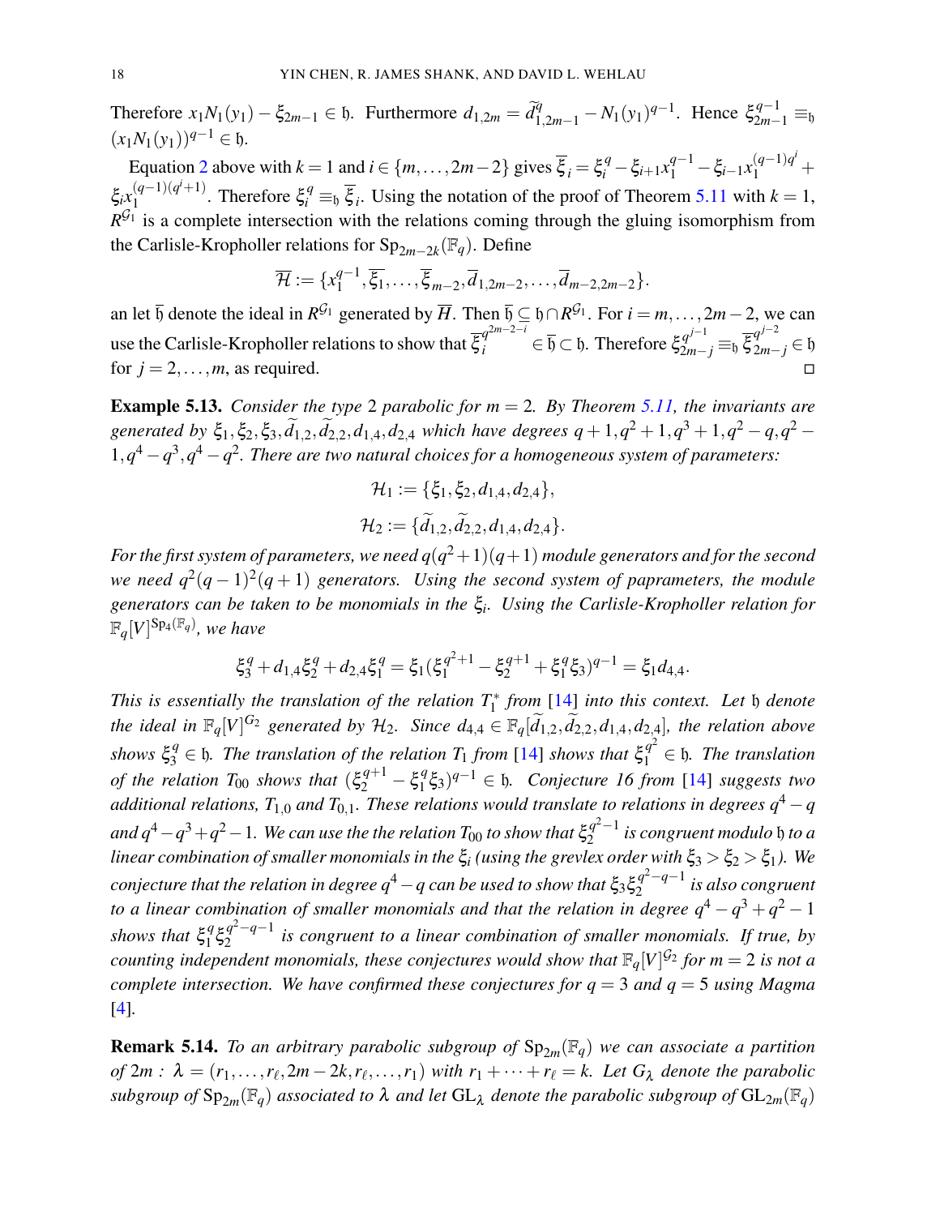Therefore $x_1N_1(y_1) - \xi_{2m-1} \in \mathfrak{h}$. Furthermore $d_{1,2m} = \widetilde{d}^{q}_{1,2m-1} - N_1(y_1)^{q-1}$. Hence $\xi_{2m-1}^{q-1} \equiv_{\mathfrak{h}} (x_1N_1(y_1))^{q-1} \in \mathfrak{h}$.

Equation 2 above with $k=1$ and $i \in \{m,\ldots,2m-2\}$ gives $\overline{\xi}_i = \xi_i^q - \xi_{i+1}x_1^{q-1} - \xi_{i-1}x_1^{(q-1)q^i} + \xi_i x_1^{(q-1)(q^i+1)}$. Therefore $\xi_i^q \equiv_{\mathfrak{h}} \overline{\xi}_i$. Using the notation of the proof of Theorem 5.11 with $k=1$, $R^{\mathcal{G}_1}$ is a complete intersection with the relations coming through the gluing isomorphism from the Carlisle-Kropholler relations for $\mathrm{Sp}_{2m-2k}(\mathbb{F}_q)$. Define

$$\overline{\mathcal{H}} := \{x_1^{q-1}, \overline{\xi}_1, \ldots, \overline{\xi}_{m-2}, \overline{d}_{1,2m-2}, \ldots, \overline{d}_{m-2,2m-2}\}.$$

an let $\overline{\mathfrak{h}}$ denote the ideal in $R^{\mathcal{G}_1}$ generated by $\overline{H}$. Then $\overline{\mathfrak{h}} \subseteq \mathfrak{h} \cap R^{\mathcal{G}_1}$. For $i = m,\ldots,2m-2$, we can use the Carlisle-Kropholler relations to show that $\overline{\xi}_i^{q^{2m-2-i}} \in \overline{\mathfrak{h}} \subset \mathfrak{h}$. Therefore $\xi_{2m-j}^{q^{j-1}} \equiv_{\mathfrak{h}} \overline{\xi}_{2m-j}^{q^{j-2}} \in \mathfrak{h}$ for $j = 2,\ldots,m$, as required. □

**Example 5.13.** *Consider the type 2 parabolic for $m=2$. By Theorem 5.11, the invariants are generated by $\xi_1, \xi_2, \xi_3, \widetilde{d}_{1,2}, \widetilde{d}_{2,2}, d_{1,4}, d_{2,4}$ which have degrees $q+1, q^2+1, q^3+1, q^2-q, q^2-1, q^4-q^3, q^4-q^2$. There are two natural choices for a homogeneous system of parameters:*

$$\mathcal{H}_1 := \{\xi_1, \xi_2, d_{1,4}, d_{2,4}\},$$
$$\mathcal{H}_2 := \{\widetilde{d}_{1,2}, \widetilde{d}_{2,2}, d_{1,4}, d_{2,4}\}.$$

*For the first system of parameters, we need $q(q^2+1)(q+1)$ module generators and for the second we need $q^2(q-1)^2(q+1)$ generators. Using the second system of paprameters, the module generators can be taken to be monomials in the $\xi_i$. Using the Carlisle-Kropholler relation for $\mathbb{F}_q[V]^{\mathrm{Sp}_4(\mathbb{F}_q)}$, we have*

$$\xi_3^q + d_{1,4}\xi_2^q + d_{2,4}\xi_1^q = \xi_1(\xi_1^{q^2+1} - \xi_2^{q+1} + \xi_1^q\xi_3)^{q-1} = \xi_1 d_{4,4}.$$

*This is essentially the translation of the relation $T_1^*$ from [14] into this context. Let $\mathfrak{h}$ denote the ideal in $\mathbb{F}_q[V]^{G_2}$ generated by $\mathcal{H}_2$. Since $d_{4,4} \in \mathbb{F}_q[\widetilde{d}_{1,2}, \widetilde{d}_{2,2}, d_{1,4}, d_{2,4}]$, the relation above shows $\xi_3^q \in \mathfrak{h}$. The translation of the relation $T_1$ from [14] shows that $\xi_1^{q^2} \in \mathfrak{h}$. The translation of the relation $T_{00}$ shows that $(\xi_2^{q+1} - \xi_1^q\xi_3)^{q-1} \in \mathfrak{h}$. Conjecture 16 from [14] suggests two additional relations, $T_{1,0}$ and $T_{0,1}$. These relations would translate to relations in degrees $q^4-q$ and $q^4-q^3+q^2-1$. We can use the the relation $T_{00}$ to show that $\xi_2^{q^2-1}$ is congruent modulo $\mathfrak{h}$ to a linear combination of smaller monomials in the $\xi_i$ (using the grevlex order with $\xi_3 > \xi_2 > \xi_1$). We conjecture that the relation in degree $q^4-q$ can be used to show that $\xi_3\xi_2^{q^2-q-1}$ is also congruent to a linear combination of smaller monomials and that the relation in degree $q^4-q^3+q^2-1$ shows that $\xi_1^q\xi_2^{q^2-q-1}$ is congruent to a linear combination of smaller monomials. If true, by counting independent monomials, these conjectures would show that $\mathbb{F}_q[V]^{G_2}$ for $m=2$ is not a complete intersection. We have confirmed these conjectures for $q=3$ and $q=5$ using Magma [4].*

**Remark 5.14.** *To an arbitrary parabolic subgroup of $\mathrm{Sp}_{2m}(\mathbb{F}_q)$ we can associate a partition of $2m$ : $\lambda = (r_1,\ldots,r_\ell, 2m-2k, r_\ell,\ldots,r_1)$ with $r_1+\cdots+r_\ell = k$. Let $G_\lambda$ denote the parabolic subgroup of $\mathrm{Sp}_{2m}(\mathbb{F}_q)$ associated to $\lambda$ and let $\mathrm{GL}_\lambda$ denote the parabolic subgroup of $\mathrm{GL}_{2m}(\mathbb{F}_q)$*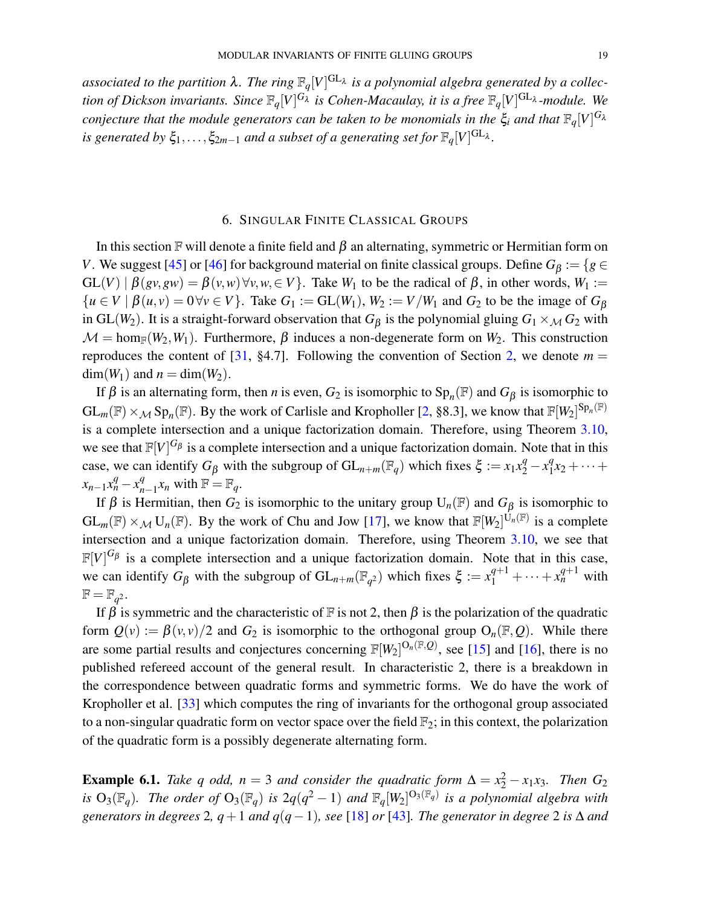*associated to the partition $\lambda$. The ring $\mathbb{F}_q[V]^{\mathrm{GL}_\lambda}$ is a polynomial algebra generated by a collection of Dickson invariants. Since $\mathbb{F}_q[V]^{G_\lambda}$ is Cohen-Macaulay, it is a free $\mathbb{F}_q[V]^{\mathrm{GL}_\lambda}$-module. We conjecture that the module generators can be taken to be monomials in the $\xi_i$ and that $\mathbb{F}_q[V]^{G_\lambda}$ is generated by $\xi_1,\ldots,\xi_{2m-1}$ and a subset of a generating set for $\mathbb{F}_q[V]^{\mathrm{GL}_\lambda}$.*

## 6. Singular Finite Classical Groups

In this section $\mathbb{F}$ will denote a finite field and $\beta$ an alternating, symmetric or Hermitian form on $V$. We suggest [45] or [46] for background material on finite classical groups. Define $G_\beta := \{g \in \mathrm{GL}(V) \mid \beta(gv,gw) = \beta(v,w)\,\forall v,w,\in V\}$. Take $W_1$ to be the radical of $\beta$, in other words, $W_1 := \{u \in V \mid \beta(u,v) = 0\,\forall v \in V\}$. Take $G_1 := \mathrm{GL}(W_1)$, $W_2 := V/W_1$ and $G_2$ to be the image of $G_\beta$ in $\mathrm{GL}(W_2)$. It is a straight-forward observation that $G_\beta$ is the polynomial gluing $G_1 \times_{\mathcal{M}} G_2$ with $\mathcal{M} = \hom_{\mathbb{F}}(W_2,W_1)$. Furthermore, $\beta$ induces a non-degenerate form on $W_2$. This construction reproduces the content of [31, §4.7]. Following the convention of Section 2, we denote $m = \dim(W_1)$ and $n = \dim(W_2)$.

If $\beta$ is an alternating form, then $n$ is even, $G_2$ is isomorphic to $\mathrm{Sp}_n(\mathbb{F})$ and $G_\beta$ is isomorphic to $\mathrm{GL}_m(\mathbb{F}) \times_{\mathcal{M}} \mathrm{Sp}_n(\mathbb{F})$. By the work of Carlisle and Kropholler [2, §8.3], we know that $\mathbb{F}[W_2]^{\mathrm{Sp}_n(\mathbb{F})}$ is a complete intersection and a unique factorization domain. Therefore, using Theorem 3.10, we see that $\mathbb{F}[V]^{G_\beta}$ is a complete intersection and a unique factorization domain. Note that in this case, we can identify $G_\beta$ with the subgroup of $\mathrm{GL}_{n+m}(\mathbb{F}_q)$ which fixes $\xi := x_1x_2^q - x_1^qx_2 + \cdots + x_{n-1}x_n^q - x_{n-1}^qx_n$ with $\mathbb{F} = \mathbb{F}_q$.

If $\beta$ is Hermitian, then $G_2$ is isomorphic to the unitary group $\mathrm{U}_n(\mathbb{F})$ and $G_\beta$ is isomorphic to $\mathrm{GL}_m(\mathbb{F}) \times_{\mathcal{M}} \mathrm{U}_n(\mathbb{F})$. By the work of Chu and Jow [17], we know that $\mathbb{F}[W_2]^{\mathrm{U}_n(\mathbb{F})}$ is a complete intersection and a unique factorization domain. Therefore, using Theorem 3.10, we see that $\mathbb{F}[V]^{G_\beta}$ is a complete intersection and a unique factorization domain. Note that in this case, we can identify $G_\beta$ with the subgroup of $\mathrm{GL}_{n+m}(\mathbb{F}_{q^2})$ which fixes $\xi := x_1^{q+1} + \cdots + x_n^{q+1}$ with $\mathbb{F} = \mathbb{F}_{q^2}$.

If $\beta$ is symmetric and the characteristic of $\mathbb{F}$ is not 2, then $\beta$ is the polarization of the quadratic form $Q(v) := \beta(v,v)/2$ and $G_2$ is isomorphic to the orthogonal group $\mathrm{O}_n(\mathbb{F},Q)$. While there are some partial results and conjectures concerning $\mathbb{F}[W_2]^{\mathrm{O}_n(\mathbb{F},Q)}$, see [15] and [16], there is no published refereed account of the general result. In characteristic 2, there is a breakdown in the correspondence between quadratic forms and symmetric forms. We do have the work of Kropholler et al. [33] which computes the ring of invariants for the orthogonal group associated to a non-singular quadratic form on vector space over the field $\mathbb{F}_2$; in this context, the polarization of the quadratic form is a possibly degenerate alternating form.

**Example 6.1.** *Take $q$ odd, $n = 3$ and consider the quadratic form $\Delta = x_2^2 - x_1x_3$. Then $G_2$ is $\mathrm{O}_3(\mathbb{F}_q)$. The order of $\mathrm{O}_3(\mathbb{F}_q)$ is $2q(q^2-1)$ and $\mathbb{F}_q[W_2]^{\mathrm{O}_3(\mathbb{F}_q)}$ is a polynomial algebra with generators in degrees 2, $q+1$ and $q(q-1)$, see [18] or [43]. The generator in degree 2 is $\Delta$ and*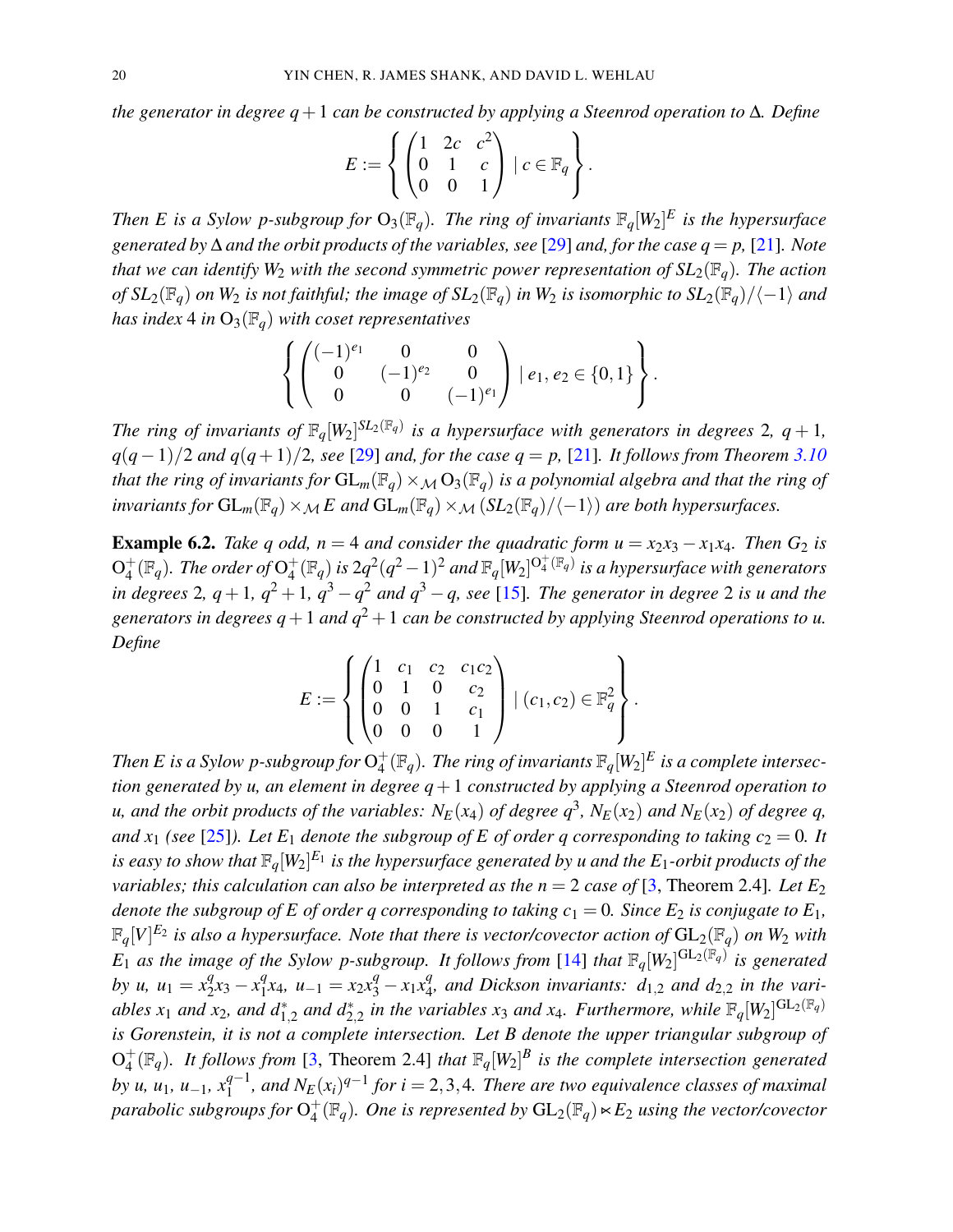*the generator in degree $q+1$ can be constructed by applying a Steenrod operation to $\Delta$. Define*

$$E := \left\{ \begin{pmatrix} 1 & 2c & c^2 \\ 0 & 1 & c \\ 0 & 0 & 1 \end{pmatrix} \mid c \in \mathbb{F}_q \right\}.$$

*Then $E$ is a Sylow $p$-subgroup for $\mathrm{O}_3(\mathbb{F}_q)$. The ring of invariants $\mathbb{F}_q[W_2]^E$ is the hypersurface generated by $\Delta$ and the orbit products of the variables, see [29] and, for the case $q=p$, [21]. Note that we can identify $W_2$ with the second symmetric power representation of $SL_2(\mathbb{F}_q)$. The action of $SL_2(\mathbb{F}_q)$ on $W_2$ is not faithful; the image of $SL_2(\mathbb{F}_q)$ in $W_2$ is isomorphic to $SL_2(\mathbb{F}_q)/\langle -1 \rangle$ and has index 4 in $\mathrm{O}_3(\mathbb{F}_q)$ with coset representatives*

$$\left\{ \begin{pmatrix} (-1)^{e_1} & 0 & 0 \\ 0 & (-1)^{e_2} & 0 \\ 0 & 0 & (-1)^{e_1} \end{pmatrix} \mid e_1, e_2 \in \{0,1\} \right\}.$$

*The ring of invariants of $\mathbb{F}_q[W_2]^{SL_2(\mathbb{F}_q)}$ is a hypersurface with generators in degrees 2, $q+1$, $q(q-1)/2$ and $q(q+1)/2$, see [29] and, for the case $q=p$, [21]. It follows from Theorem 3.10 that the ring of invariants for $\mathrm{GL}_m(\mathbb{F}_q) \times_{\mathcal{M}} \mathrm{O}_3(\mathbb{F}_q)$ is a polynomial algebra and that the ring of invariants for $\mathrm{GL}_m(\mathbb{F}_q) \times_{\mathcal{M}} E$ and $\mathrm{GL}_m(\mathbb{F}_q) \times_{\mathcal{M}} (SL_2(\mathbb{F}_q)/\langle -1 \rangle)$ are both hypersurfaces.*

**Example 6.2.** *Take $q$ odd, $n=4$ and consider the quadratic form $u = x_2x_3 - x_1x_4$. Then $G_2$ is $\mathrm{O}_4^+(\mathbb{F}_q)$. The order of $\mathrm{O}_4^+(\mathbb{F}_q)$ is $2q^2(q^2-1)^2$ and $\mathbb{F}_q[W_2]^{\mathrm{O}_4^+(\mathbb{F}_q)}$ is a hypersurface with generators in degrees 2, $q+1$, $q^2+1$, $q^3-q^2$ and $q^3-q$, see [15]. The generator in degree 2 is $u$ and the generators in degrees $q+1$ and $q^2+1$ can be constructed by applying Steenrod operations to $u$. Define*

$$E := \left\{ \begin{pmatrix} 1 & c_1 & c_2 & c_1c_2 \\ 0 & 1 & 0 & c_2 \\ 0 & 0 & 1 & c_1 \\ 0 & 0 & 0 & 1 \end{pmatrix} \mid (c_1, c_2) \in \mathbb{F}_q^2 \right\}.$$

*Then $E$ is a Sylow $p$-subgroup for $\mathrm{O}_4^+(\mathbb{F}_q)$. The ring of invariants $\mathbb{F}_q[W_2]^E$ is a complete intersection generated by $u$, an element in degree $q+1$ constructed by applying a Steenrod operation to $u$, and the orbit products of the variables: $N_E(x_4)$ of degree $q^3$, $N_E(x_2)$ and $N_E(x_2)$ of degree $q$, and $x_1$ (see [25]). Let $E_1$ denote the subgroup of $E$ of order $q$ corresponding to taking $c_2 = 0$. It is easy to show that $\mathbb{F}_q[W_2]^{E_1}$ is the hypersurface generated by $u$ and the $E_1$-orbit products of the variables; this calculation can also be interpreted as the $n=2$ case of [3, Theorem 2.4]. Let $E_2$ denote the subgroup of $E$ of order $q$ corresponding to taking $c_1 = 0$. Since $E_2$ is conjugate to $E_1$, $\mathbb{F}_q[V]^{E_2}$ is also a hypersurface. Note that there is vector/covector action of $\mathrm{GL}_2(\mathbb{F}_q)$ on $W_2$ with $E_1$ as the image of the Sylow $p$-subgroup. It follows from [14] that $\mathbb{F}_q[W_2]^{\mathrm{GL}_2(\mathbb{F}_q)}$ is generated by $u$, $u_1 = x_2^q x_3 - x_1^q x_4$, $u_{-1} = x_2 x_3^q - x_1 x_4^q$, and Dickson invariants: $d_{1,2}$ and $d_{2,2}$ in the variables $x_1$ and $x_2$, and $d_{1,2}^*$ and $d_{2,2}^*$ in the variables $x_3$ and $x_4$. Furthermore, while $\mathbb{F}_q[W_2]^{\mathrm{GL}_2(\mathbb{F}_q)}$ is Gorenstein, it is not a complete intersection. Let $B$ denote the upper triangular subgroup of $\mathrm{O}_4^+(\mathbb{F}_q)$. It follows from [3, Theorem 2.4] that $\mathbb{F}_q[W_2]^B$ is the complete intersection generated by $u$, $u_1$, $u_{-1}$, $x_1^{q-1}$, and $N_E(x_i)^{q-1}$ for $i = 2,3,4$. There are two equivalence classes of maximal parabolic subgroups for $\mathrm{O}_4^+(\mathbb{F}_q)$. One is represented by $\mathrm{GL}_2(\mathbb{F}_q) \ltimes E_2$ using the vector/covector*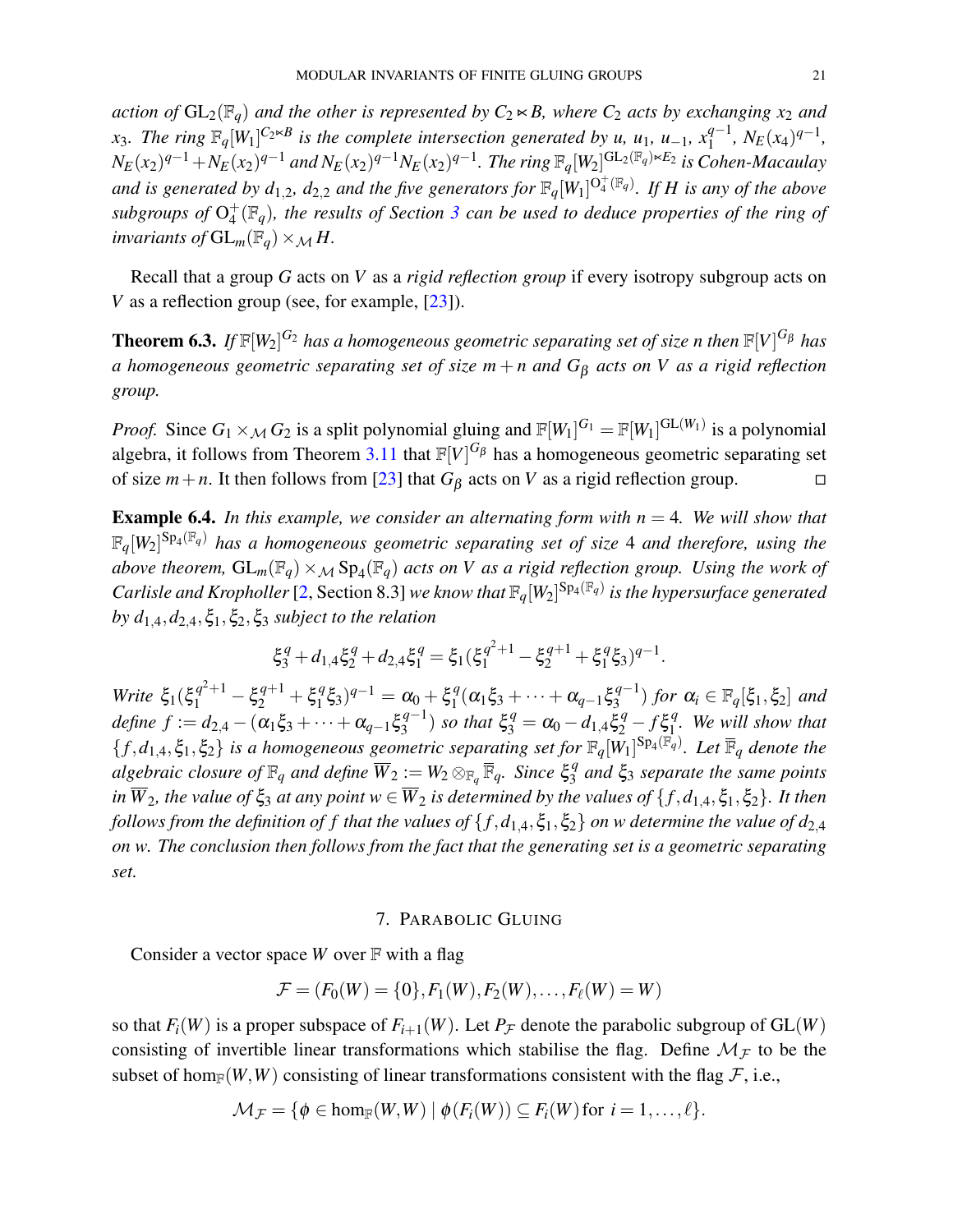*action of* $\mathrm{GL}_2(\mathbb{F}_q)$ *and the other is represented by* $C_2 \ltimes B$*, where* $C_2$ *acts by exchanging* $x_2$ *and* $x_3$*. The ring* $\mathbb{F}_q[W_1]^{C_2 \ltimes B}$ *is the complete intersection generated by* $u$*,* $u_1$*,* $u_{-1}$*,* $x_1^{q-1}$*,* $N_E(x_4)^{q-1}$*,* $N_E(x_2)^{q-1} + N_E(x_2)^{q-1}$ *and* $N_E(x_2)^{q-1} N_E(x_2)^{q-1}$*. The ring* $\mathbb{F}_q[W_2]^{\mathrm{GL}_2(\mathbb{F}_q)\ltimes E_2}$ *is Cohen-Macaulay and is generated by* $d_{1,2}$*,* $d_{2,2}$ *and the five generators for* $\mathbb{F}_q[W_1]^{\mathrm{O}_4^+(\mathbb{F}_q)}$*. If* $H$ *is any of the above subgroups of* $\mathrm{O}_4^+(\mathbb{F}_q)$*, the results of Section 3 can be used to deduce properties of the ring of invariants of* $\mathrm{GL}_m(\mathbb{F}_q) \times_{\mathcal{M}} H$*.*

Recall that a group $G$ acts on $V$ as a *rigid reflection group* if every isotropy subgroup acts on $V$ as a reflection group (see, for example, [23]).

**Theorem 6.3.** *If* $\mathbb{F}[W_2]^{G_2}$ *has a homogeneous geometric separating set of size* $n$ *then* $\mathbb{F}[V]^{G_\beta}$ *has a homogeneous geometric separating set of size* $m+n$ *and* $G_\beta$ *acts on* $V$ *as a rigid reflection group.*

*Proof.* Since $G_1 \times_{\mathcal{M}} G_2$ is a split polynomial gluing and $\mathbb{F}[W_1]^{G_1} = \mathbb{F}[W_1]^{\mathrm{GL}(W_1)}$ is a polynomial algebra, it follows from Theorem 3.11 that $\mathbb{F}[V]^{G_\beta}$ has a homogeneous geometric separating set of size $m+n$. It then follows from [23] that $G_\beta$ acts on $V$ as a rigid reflection group. □

**Example 6.4.** *In this example, we consider an alternating form with* $n = 4$*. We will show that* $\mathbb{F}_q[W_2]^{\mathrm{Sp}_4(\mathbb{F}_q)}$ *has a homogeneous geometric separating set of size* 4 *and therefore, using the above theorem,* $\mathrm{GL}_m(\mathbb{F}_q) \times_{\mathcal{M}} \mathrm{Sp}_4(\mathbb{F}_q)$ *acts on* $V$ *as a rigid reflection group. Using the work of Carlisle and Kropholler* [2, Section 8.3] *we know that* $\mathbb{F}_q[W_2]^{\mathrm{Sp}_4(\mathbb{F}_q)}$ *is the hypersurface generated by* $d_{1,4}, d_{2,4}, \xi_1, \xi_2, \xi_3$ *subject to the relation*

$$\xi_3^q + d_{1,4}\xi_2^q + d_{2,4}\xi_1^q = \xi_1(\xi_1^{q^2+1} - \xi_2^{q+1} + \xi_1^q \xi_3)^{q-1}.$$

*Write* $\xi_1(\xi_1^{q^2+1} - \xi_2^{q+1} + \xi_1^q \xi_3)^{q-1} = \alpha_0 + \xi_1^q(\alpha_1\xi_3 + \cdots + \alpha_{q-1}\xi_3^{q-1})$ *for* $\alpha_i \in \mathbb{F}_q[\xi_1, \xi_2]$ *and define* $f := d_{2,4} - (\alpha_1\xi_3 + \cdots + \alpha_{q-1}\xi_3^{q-1})$ *so that* $\xi_3^q = \alpha_0 - d_{1,4}\xi_2^q - f\xi_1^q$*. We will show that* $\{f, d_{1,4}, \xi_1, \xi_2\}$ *is a homogeneous geometric separating set for* $\mathbb{F}_q[W_1]^{\mathrm{Sp}_4(\mathbb{F}_q)}$*. Let* $\overline{\mathbb{F}}_q$ *denote the algebraic closure of* $\mathbb{F}_q$ *and define* $\overline{W}_2 := W_2 \otimes_{\mathbb{F}_q} \overline{\mathbb{F}}_q$*. Since* $\xi_3^q$ *and* $\xi_3$ *separate the same points in* $\overline{W}_2$*, the value of* $\xi_3$ *at any point* $w \in \overline{W}_2$ *is determined by the values of* $\{f, d_{1,4}, \xi_1, \xi_2\}$*. It then follows from the definition of* $f$ *that the values of* $\{f, d_{1,4}, \xi_1, \xi_2\}$ *on* $w$ *determine the value of* $d_{2,4}$ *on* $w$*. The conclusion then follows from the fact that the generating set is a geometric separating set.*

## 7. Parabolic Gluing

Consider a vector space $W$ over $\mathbb{F}$ with a flag

$$\mathcal{F} = (F_0(W) = \{0\}, F_1(W), F_2(W), \ldots, F_\ell(W) = W)$$

so that $F_i(W)$ is a proper subspace of $F_{i+1}(W)$. Let $P_{\mathcal{F}}$ denote the parabolic subgroup of $\mathrm{GL}(W)$ consisting of invertible linear transformations which stabilise the flag. Define $\mathcal{M}_{\mathcal{F}}$ to be the subset of $\hom_{\mathbb{F}}(W,W)$ consisting of linear transformations consistent with the flag $\mathcal{F}$, i.e.,

$$\mathcal{M}_{\mathcal{F}} = \{\phi \in \hom_{\mathbb{F}}(W,W) \mid \phi(F_i(W)) \subseteq F_i(W) \text{ for } i = 1, \ldots, \ell\}.$$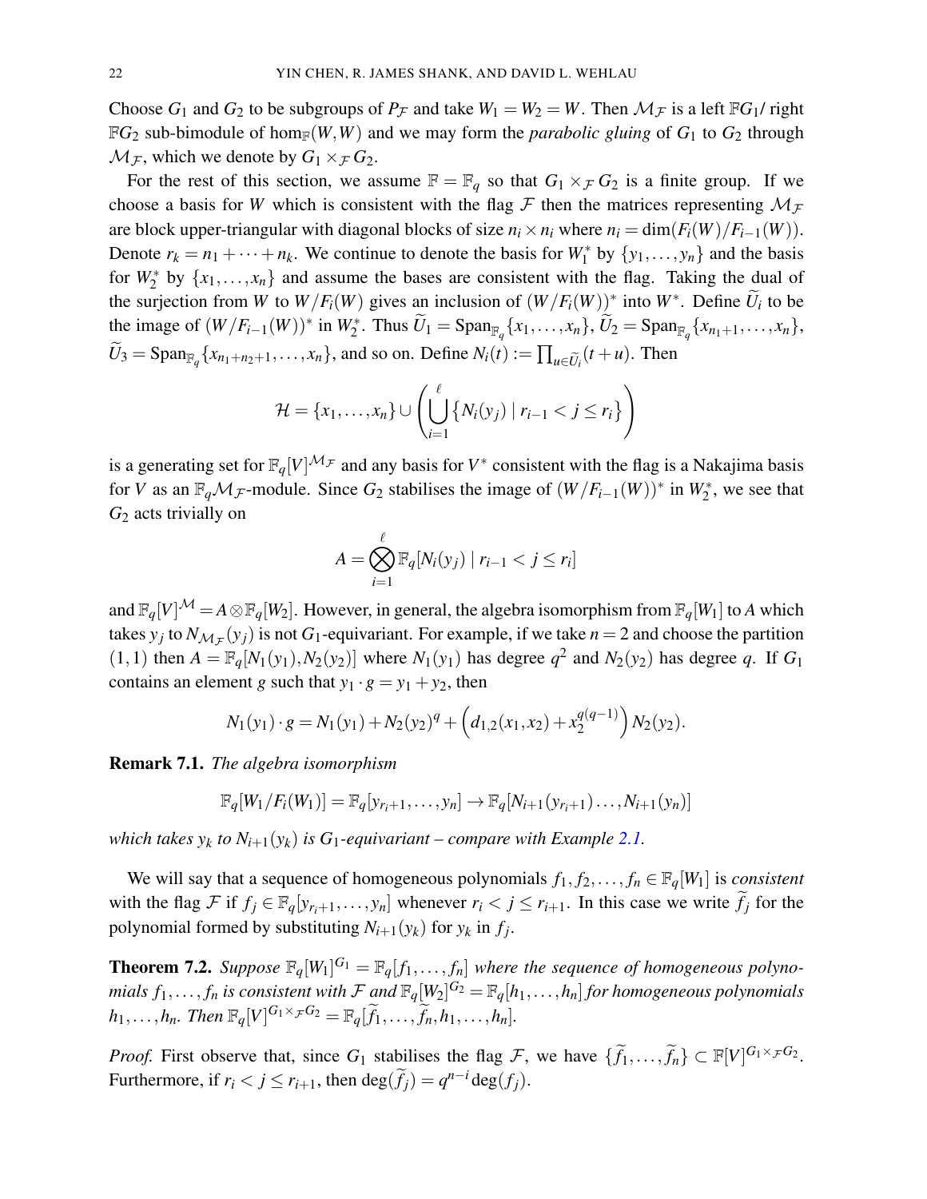Choose $G_1$ and $G_2$ to be subgroups of $P_{\mathcal{F}}$ and take $W_1 = W_2 = W$. Then $\mathcal{M}_{\mathcal{F}}$ is a left $\mathbb{F}G_1$/ right $\mathbb{F}G_2$ sub-bimodule of $\hom_{\mathbb{F}}(W,W)$ and we may form the *parabolic gluing* of $G_1$ to $G_2$ through $\mathcal{M}_{\mathcal{F}}$, which we denote by $G_1 \times_{\mathcal{F}} G_2$.

For the rest of this section, we assume $\mathbb{F} = \mathbb{F}_q$ so that $G_1 \times_{\mathcal{F}} G_2$ is a finite group. If we choose a basis for $W$ which is consistent with the flag $\mathcal{F}$ then the matrices representing $\mathcal{M}_{\mathcal{F}}$ are block upper-triangular with diagonal blocks of size $n_i \times n_i$ where $n_i = \dim(F_i(W)/F_{i-1}(W))$. Denote $r_k = n_1 + \cdots + n_k$. We continue to denote the basis for $W_1^*$ by $\{y_1, \ldots, y_n\}$ and the basis for $W_2^*$ by $\{x_1, \ldots, x_n\}$ and assume the bases are consistent with the flag. Taking the dual of the surjection from $W$ to $W/F_i(W)$ gives an inclusion of $(W/F_i(W))^*$ into $W^*$. Define $\widetilde{U}_i$ to be the image of $(W/F_{i-1}(W))^*$ in $W_2^*$. Thus $\widetilde{U}_1 = \mathrm{Span}_{\mathbb{F}_q}\{x_1, \ldots, x_n\}$, $\widetilde{U}_2 = \mathrm{Span}_{\mathbb{F}_q}\{x_{n_1+1}, \ldots, x_n\}$, $\widetilde{U}_3 = \mathrm{Span}_{\mathbb{F}_q}\{x_{n_1+n_2+1}, \ldots, x_n\}$, and so on. Define $N_i(t) := \prod_{u \in \widetilde{U}_i}(t+u)$. Then

$$\mathcal{H} = \{x_1, \ldots, x_n\} \cup \left( \bigcup_{i=1}^{\ell} \{N_i(y_j) \mid r_{i-1} < j \leq r_i\} \right)$$

is a generating set for $\mathbb{F}_q[V]^{\mathcal{M}_{\mathcal{F}}}$ and any basis for $V^*$ consistent with the flag is a Nakajima basis for $V$ as an $\mathbb{F}_q\mathcal{M}_{\mathcal{F}}$-module. Since $G_2$ stabilises the image of $(W/F_{i-1}(W))^*$ in $W_2^*$, we see that $G_2$ acts trivially on

$$A = \bigotimes_{i=1}^{\ell} \mathbb{F}_q[N_i(y_j) \mid r_{i-1} < j \leq r_i]$$

and $\mathbb{F}_q[V]^{\mathcal{M}} = A \otimes \mathbb{F}_q[W_2]$. However, in general, the algebra isomorphism from $\mathbb{F}_q[W_1]$ to $A$ which takes $y_j$ to $N_{\mathcal{M}_{\mathcal{F}}}(y_j)$ is not $G_1$-equivariant. For example, if we take $n = 2$ and choose the partition $(1,1)$ then $A = \mathbb{F}_q[N_1(y_1), N_2(y_2)]$ where $N_1(y_1)$ has degree $q^2$ and $N_2(y_2)$ has degree $q$. If $G_1$ contains an element $g$ such that $y_1 \cdot g = y_1 + y_2$, then

$$N_1(y_1) \cdot g = N_1(y_1) + N_2(y_2)^q + \left(d_{1,2}(x_1,x_2) + x_2^{q(q-1)}\right) N_2(y_2).$$

**Remark 7.1.** *The algebra isomorphism*

$$\mathbb{F}_q[W_1/F_i(W_1)] = \mathbb{F}_q[y_{r_i+1}, \ldots, y_n] \to \mathbb{F}_q[N_{i+1}(y_{r_i+1}) \ldots, N_{i+1}(y_n)]$$

*which takes $y_k$ to $N_{i+1}(y_k)$ is $G_1$-equivariant – compare with Example 2.1.*

We will say that a sequence of homogeneous polynomials $f_1, f_2, \ldots, f_n \in \mathbb{F}_q[W_1]$ is *consistent* with the flag $\mathcal{F}$ if $f_j \in \mathbb{F}_q[y_{r_i+1}, \ldots, y_n]$ whenever $r_i < j \leq r_{i+1}$. In this case we write $\widetilde{f}_j$ for the polynomial formed by substituting $N_{i+1}(y_k)$ for $y_k$ in $f_j$.

**Theorem 7.2.** *Suppose $\mathbb{F}_q[W_1]^{G_1} = \mathbb{F}_q[f_1, \ldots, f_n]$ where the sequence of homogeneous polynomials $f_1, \ldots, f_n$ is consistent with $\mathcal{F}$ and $\mathbb{F}_q[W_2]^{G_2} = \mathbb{F}_q[h_1, \ldots, h_n]$ for homogeneous polynomials $h_1, \ldots, h_n$. Then $\mathbb{F}_q[V]^{G_1 \times_{\mathcal{F}} G_2} = \mathbb{F}_q[\widetilde{f}_1, \ldots, \widetilde{f}_n, h_1, \ldots, h_n]$.*

*Proof.* First observe that, since $G_1$ stabilises the flag $\mathcal{F}$, we have $\{\widetilde{f}_1, \ldots, \widetilde{f}_n\} \subset \mathbb{F}[V]^{G_1 \times_{\mathcal{F}} G_2}$. Furthermore, if $r_i < j \leq r_{i+1}$, then $\deg(\widetilde{f}_j) = q^{n-i}\deg(f_j)$.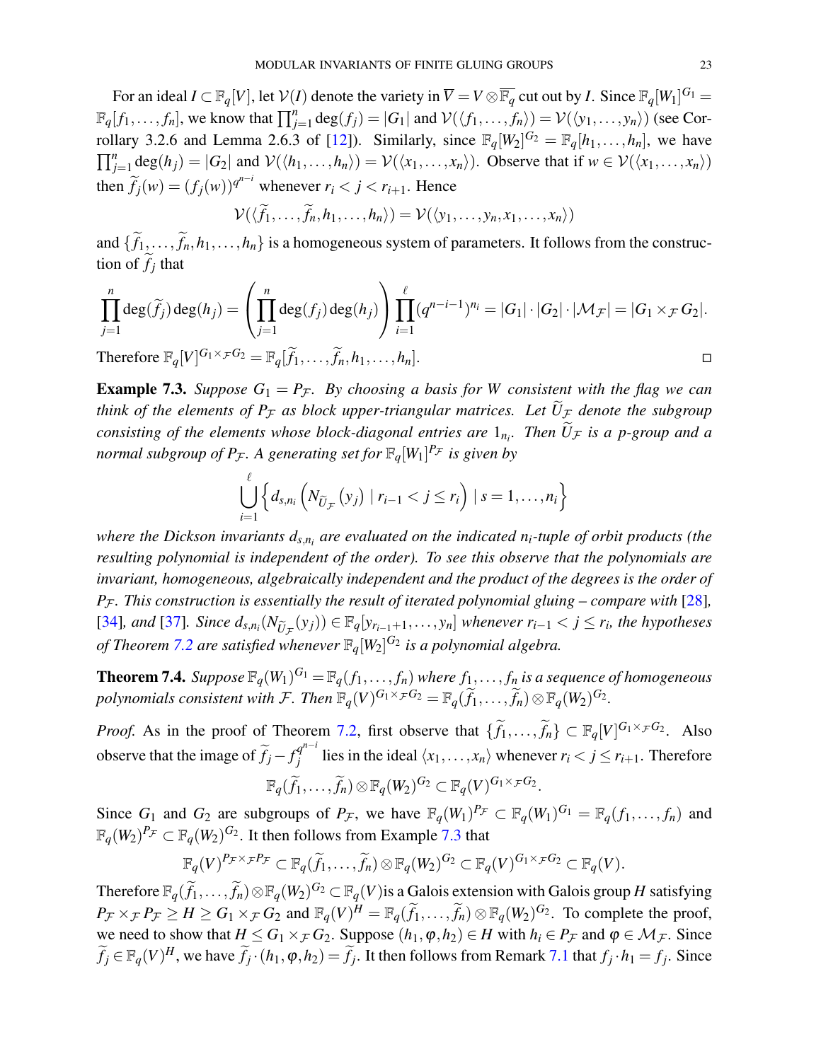For an ideal $I \subset \mathbb{F}_q[V]$, let $\mathcal{V}(I)$ denote the variety in $\overline{V} = V \otimes \overline{\mathbb{F}_q}$ cut out by $I$. Since $\mathbb{F}_q[W_1]^{G_1} = \mathbb{F}_q[f_1, \ldots, f_n]$, we know that $\prod_{j=1}^n \deg(f_j) = |G_1|$ and $\mathcal{V}(\langle f_1, \ldots, f_n \rangle) = \mathcal{V}(\langle y_1, \ldots, y_n \rangle)$ (see Corollary 3.2.6 and Lemma 2.6.3 of [12]). Similarly, since $\mathbb{F}_q[W_2]^{G_2} = \mathbb{F}_q[h_1, \ldots, h_n]$, we have $\prod_{j=1}^n \deg(h_j) = |G_2|$ and $\mathcal{V}(\langle h_1, \ldots, h_n \rangle) = \mathcal{V}(\langle x_1, \ldots, x_n \rangle)$. Observe that if $w \in \mathcal{V}(\langle x_1, \ldots, x_n \rangle)$ then $\widetilde{f}_j(w) = (f_j(w))^{q^{n-i}}$ whenever $r_i < j < r_{i+1}$. Hence

$$\mathcal{V}(\langle \widetilde{f}_1, \ldots, \widetilde{f}_n, h_1, \ldots, h_n \rangle) = \mathcal{V}(\langle y_1, \ldots, y_n, x_1, \ldots, x_n \rangle)$$

and $\{\widetilde{f}_1, \ldots, \widetilde{f}_n, h_1, \ldots, h_n\}$ is a homogeneous system of parameters. It follows from the construction of $\widetilde{f}_j$ that

$$\prod_{j=1}^n \deg(\widetilde{f}_j)\deg(h_j) = \left( \prod_{j=1}^n \deg(f_j)\deg(h_j) \right) \prod_{i=1}^{\ell} (q^{n-i-1})^{n_i} = |G_1| \cdot |G_2| \cdot |\mathcal{M}_{\mathcal{F}}| = |G_1 \times_{\mathcal{F}} G_2|.$$

Therefore $\mathbb{F}_q[V]^{G_1 \times_{\mathcal{F}} G_2} = \mathbb{F}_q[\widetilde{f}_1, \ldots, \widetilde{f}_n, h_1, \ldots, h_n]$. $\square$

**Example 7.3.** *Suppose $G_1 = P_{\mathcal{F}}$. By choosing a basis for $W$ consistent with the flag we can think of the elements of $P_{\mathcal{F}}$ as block upper-triangular matrices. Let $\widetilde{U}_{\mathcal{F}}$ denote the subgroup consisting of the elements whose block-diagonal entries are $1_{n_i}$. Then $\widetilde{U}_{\mathcal{F}}$ is a p-group and a normal subgroup of $P_{\mathcal{F}}$. A generating set for $\mathbb{F}_q[W_1]^{P_{\mathcal{F}}}$ is given by*

$$\bigcup_{i=1}^{\ell} \left\{ d_{s,n_i}\left( N_{\widetilde{U}_{\mathcal{F}}}(y_j) \mid r_{i-1} < j \leq r_i \right) \mid s = 1, \ldots, n_i \right\}$$

*where the Dickson invariants $d_{s,n_i}$ are evaluated on the indicated $n_i$-tuple of orbit products (the resulting polynomial is independent of the order). To see this observe that the polynomials are invariant, homogeneous, algebraically independent and the product of the degrees is the order of $P_{\mathcal{F}}$. This construction is essentially the result of iterated polynomial gluing – compare with [28], [34], and [37]. Since $d_{s,n_i}(N_{\widetilde{U}_{\mathcal{F}}}(y_j)) \in \mathbb{F}_q[y_{r_{i-1}+1}, \ldots, y_n]$ whenever $r_{i-1} < j \leq r_i$, the hypotheses of Theorem 7.2 are satisfied whenever $\mathbb{F}_q[W_2]^{G_2}$ is a polynomial algebra.*

**Theorem 7.4.** *Suppose $\mathbb{F}_q(W_1)^{G_1} = \mathbb{F}_q(f_1, \ldots, f_n)$ where $f_1, \ldots, f_n$ is a sequence of homogeneous polynomials consistent with $\mathcal{F}$. Then $\mathbb{F}_q(V)^{G_1 \times_{\mathcal{F}} G_2} = \mathbb{F}_q(\widetilde{f}_1, \ldots, \widetilde{f}_n) \otimes \mathbb{F}_q(W_2)^{G_2}$.*

*Proof.* As in the proof of Theorem 7.2, first observe that $\{\widetilde{f}_1, \ldots, \widetilde{f}_n\} \subset \mathbb{F}_q[V]^{G_1 \times_{\mathcal{F}} G_2}$. Also observe that the image of $\widetilde{f}_j - f_j^{q^{n-i}}$ lies in the ideal $\langle x_1, \ldots, x_n \rangle$ whenever $r_i < j \leq r_{i+1}$. Therefore

$$\mathbb{F}_q(\widetilde{f}_1, \ldots, \widetilde{f}_n) \otimes \mathbb{F}_q(W_2)^{G_2} \subset \mathbb{F}_q(V)^{G_1 \times_{\mathcal{F}} G_2}.$$

Since $G_1$ and $G_2$ are subgroups of $P_{\mathcal{F}}$, we have $\mathbb{F}_q(W_1)^{P_{\mathcal{F}}} \subset \mathbb{F}_q(W_1)^{G_1} = \mathbb{F}_q(f_1, \ldots, f_n)$ and $\mathbb{F}_q(W_2)^{P_{\mathcal{F}}} \subset \mathbb{F}_q(W_2)^{G_2}$. It then follows from Example 7.3 that

$$\mathbb{F}_q(V)^{P_{\mathcal{F}} \times_{\mathcal{F}} P_{\mathcal{F}}} \subset \mathbb{F}_q(\widetilde{f}_1, \ldots, \widetilde{f}_n) \otimes \mathbb{F}_q(W_2)^{G_2} \subset \mathbb{F}_q(V)^{G_1 \times_{\mathcal{F}} G_2} \subset \mathbb{F}_q(V).$$

Therefore $\mathbb{F}_q(\widetilde{f}_1, \ldots, \widetilde{f}_n) \otimes \mathbb{F}_q(W_2)^{G_2} \subset \mathbb{F}_q(V)$ is a Galois extension with Galois group $H$ satisfying $P_{\mathcal{F}} \times_{\mathcal{F}} P_{\mathcal{F}} \geq H \geq G_1 \times_{\mathcal{F}} G_2$ and $\mathbb{F}_q(V)^H = \mathbb{F}_q(\widetilde{f}_1, \ldots, \widetilde{f}_n) \otimes \mathbb{F}_q(W_2)^{G_2}$. To complete the proof, we need to show that $H \leq G_1 \times_{\mathcal{F}} G_2$. Suppose $(h_1, \varphi, h_2) \in H$ with $h_i \in P_{\mathcal{F}}$ and $\varphi \in \mathcal{M}_{\mathcal{F}}$. Since $\widetilde{f}_j \in \mathbb{F}_q(V)^H$, we have $\widetilde{f}_j \cdot (h_1, \varphi, h_2) = \widetilde{f}_j$. It then follows from Remark 7.1 that $f_j \cdot h_1 = f_j$. Since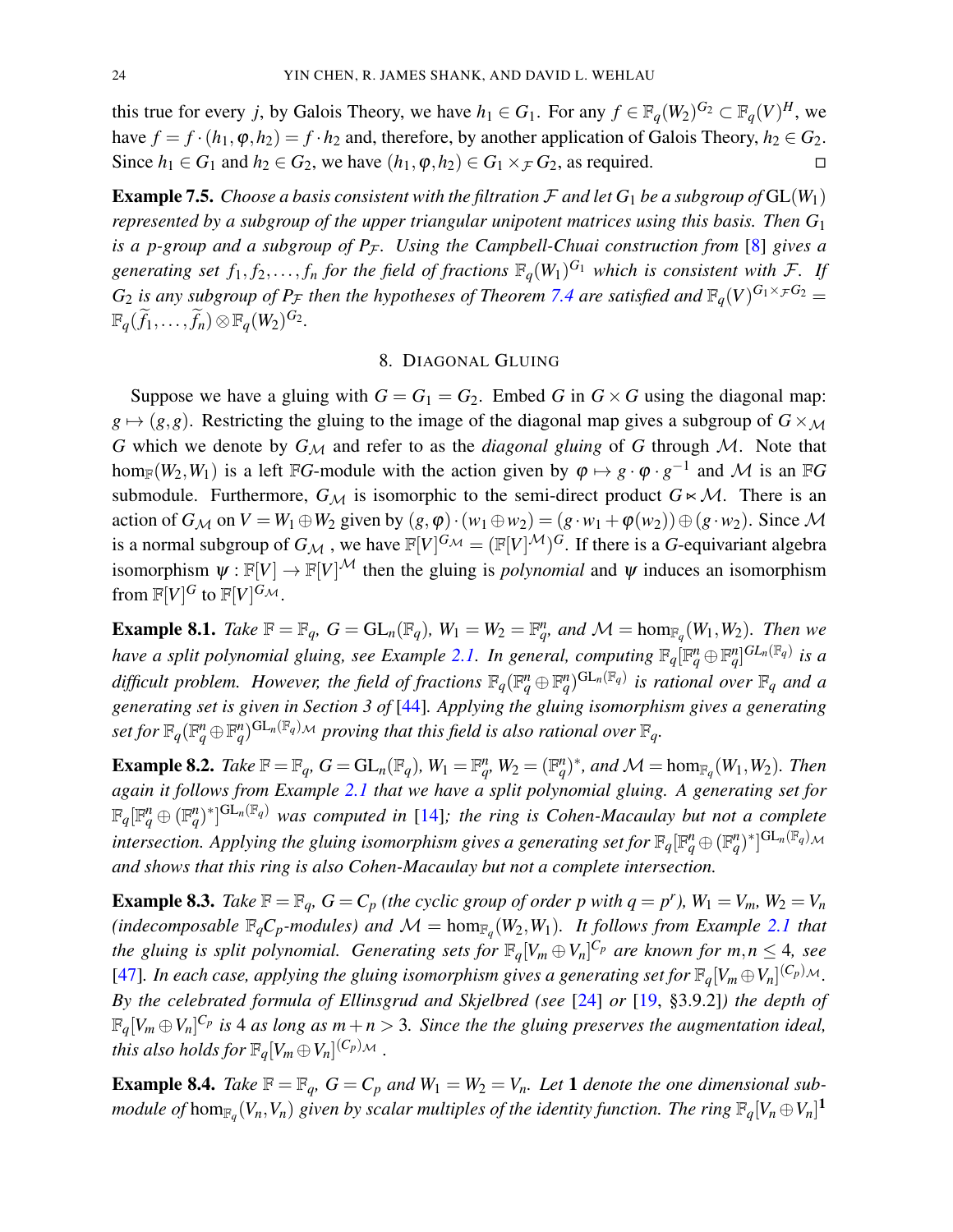this true for every $j$, by Galois Theory, we have $h_1 \in G_1$. For any $f \in \mathbb{F}_q(W_2)^{G_2} \subset \mathbb{F}_q(V)^H$, we have $f = f \cdot (h_1, \varphi, h_2) = f \cdot h_2$ and, therefore, by another application of Galois Theory, $h_2 \in G_2$. Since $h_1 \in G_1$ and $h_2 \in G_2$, we have $(h_1, \varphi, h_2) \in G_1 \times_{\mathcal{F}} G_2$, as required. □

**Example 7.5.** *Choose a basis consistent with the filtration $\mathcal{F}$ and let $G_1$ be a subgroup of $\mathrm{GL}(W_1)$ represented by a subgroup of the upper triangular unipotent matrices using this basis. Then $G_1$ is a $p$-group and a subgroup of $P_{\mathcal{F}}$. Using the Campbell-Chuai construction from [8] gives a generating set $f_1, f_2, \ldots, f_n$ for the field of fractions $\mathbb{F}_q(W_1)^{G_1}$ which is consistent with $\mathcal{F}$. If $G_2$ is any subgroup of $P_{\mathcal{F}}$ then the hypotheses of Theorem 7.4 are satisfied and $\mathbb{F}_q(V)^{G_1 \times_{\mathcal{F}} G_2} = \mathbb{F}_q(\widetilde{f}_1, \ldots, \widetilde{f}_n) \otimes \mathbb{F}_q(W_2)^{G_2}$.*

## 8. Diagonal Gluing

Suppose we have a gluing with $G = G_1 = G_2$. Embed $G$ in $G \times G$ using the diagonal map: $g \mapsto (g, g)$. Restricting the gluing to the image of the diagonal map gives a subgroup of $G \times_{\mathcal{M}} G$ which we denote by $G_{\mathcal{M}}$ and refer to as the *diagonal gluing* of $G$ through $\mathcal{M}$. Note that $\hom_{\mathbb{F}}(W_2, W_1)$ is a left $\mathbb{F}G$-module with the action given by $\varphi \mapsto g \cdot \varphi \cdot g^{-1}$ and $\mathcal{M}$ is an $\mathbb{F}G$ submodule. Furthermore, $G_{\mathcal{M}}$ is isomorphic to the semi-direct product $G \ltimes \mathcal{M}$. There is an action of $G_{\mathcal{M}}$ on $V = W_1 \oplus W_2$ given by $(g, \varphi) \cdot (w_1 \oplus w_2) = (g \cdot w_1 + \varphi(w_2)) \oplus (g \cdot w_2)$. Since $\mathcal{M}$ is a normal subgroup of $G_{\mathcal{M}}$, we have $\mathbb{F}[V]^{G_{\mathcal{M}}} = (\mathbb{F}[V]^{\mathcal{M}})^G$. If there is a $G$-equivariant algebra isomorphism $\psi : \mathbb{F}[V] \to \mathbb{F}[V]^{\mathcal{M}}$ then the gluing is *polynomial* and $\psi$ induces an isomorphism from $\mathbb{F}[V]^G$ to $\mathbb{F}[V]^{G_{\mathcal{M}}}$.

**Example 8.1.** *Take $\mathbb{F} = \mathbb{F}_q$, $G = \mathrm{GL}_n(\mathbb{F}_q)$, $W_1 = W_2 = \mathbb{F}_q^n$, and $\mathcal{M} = \hom_{\mathbb{F}_q}(W_1, W_2)$. Then we have a split polynomial gluing, see Example 2.1. In general, computing $\mathbb{F}_q[\mathbb{F}_q^n \oplus \mathbb{F}_q^n]^{GL_n(\mathbb{F}_q)}$ is a difficult problem. However, the field of fractions $\mathbb{F}_q(\mathbb{F}_q^n \oplus \mathbb{F}_q^n)^{\mathrm{GL}_n(\mathbb{F}_q)}$ is rational over $\mathbb{F}_q$ and a generating set is given in Section 3 of [44]. Applying the gluing isomorphism gives a generating set for $\mathbb{F}_q(\mathbb{F}_q^n \oplus \mathbb{F}_q^n)^{\mathrm{GL}_n(\mathbb{F}_q)_{\mathcal{M}}}$ proving that this field is also rational over $\mathbb{F}_q$.*

**Example 8.2.** *Take $\mathbb{F} = \mathbb{F}_q$, $G = \mathrm{GL}_n(\mathbb{F}_q)$, $W_1 = \mathbb{F}_q^n$, $W_2 = (\mathbb{F}_q^n)^*$, and $\mathcal{M} = \hom_{\mathbb{F}_q}(W_1, W_2)$. Then again it follows from Example 2.1 that we have a split polynomial gluing. A generating set for $\mathbb{F}_q[\mathbb{F}_q^n \oplus (\mathbb{F}_q^n)^*]^{\mathrm{GL}_n(\mathbb{F}_q)}$ was computed in [14]; the ring is Cohen-Macaulay but not a complete intersection. Applying the gluing isomorphism gives a generating set for $\mathbb{F}_q[\mathbb{F}_q^n \oplus (\mathbb{F}_q^n)^*]^{\mathrm{GL}_n(\mathbb{F}_q)_{\mathcal{M}}}$ and shows that this ring is also Cohen-Macaulay but not a complete intersection.*

**Example 8.3.** *Take $\mathbb{F} = \mathbb{F}_q$, $G = C_p$ (the cyclic group of order $p$ with $q = p^r$), $W_1 = V_m$, $W_2 = V_n$ (indecomposable $\mathbb{F}_q C_p$-modules) and $\mathcal{M} = \hom_{\mathbb{F}_q}(W_2, W_1)$. It follows from Example 2.1 that the gluing is split polynomial. Generating sets for $\mathbb{F}_q[V_m \oplus V_n]^{C_p}$ are known for $m, n \leq 4$, see [47]. In each case, applying the gluing isomorphism gives a generating set for $\mathbb{F}_q[V_m \oplus V_n]^{(C_p)_{\mathcal{M}}}$. By the celebrated formula of Ellinsgrud and Skjelbred (see [24] or [19, §3.9.2]) the depth of $\mathbb{F}_q[V_m \oplus V_n]^{C_p}$ is 4 as long as $m + n > 3$. Since the the gluing preserves the augmentation ideal, this also holds for $\mathbb{F}_q[V_m \oplus V_n]^{(C_p)_{\mathcal{M}}}$.*

**Example 8.4.** *Take $\mathbb{F} = \mathbb{F}_q$, $G = C_p$ and $W_1 = W_2 = V_n$. Let $\mathbf{1}$ denote the one dimensional submodule of $\hom_{\mathbb{F}_q}(V_n, V_n)$ given by scalar multiples of the identity function. The ring $\mathbb{F}_q[V_n \oplus V_n]^{\mathbf{1}}$*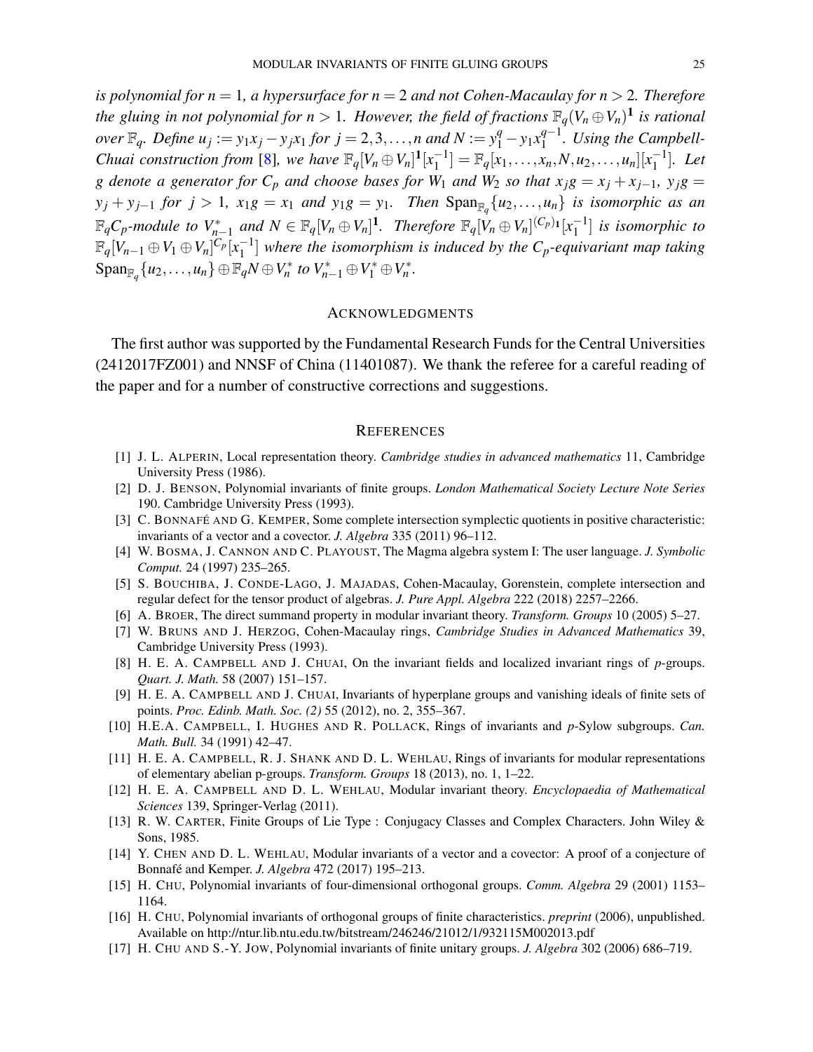*is polynomial for $n=1$, a hypersurface for $n=2$ and not Cohen-Macaulay for $n>2$. Therefore the gluing in not polynomial for $n>1$. However, the field of fractions $\mathbb{F}_q(V_n \oplus V_n)^{\mathbf{1}}$ is rational over $\mathbb{F}_q$. Define $u_j := y_1 x_j - y_j x_1$ for $j = 2,3,\ldots,n$ and $N := y_1^q - y_1 x_1^{q-1}$. Using the Campbell-Chuai construction from [8], we have $\mathbb{F}_q[V_n \oplus V_n]^{\mathbf{1}}[x_1^{-1}] = \mathbb{F}_q[x_1,\ldots,x_n,N,u_2,\ldots,u_n][x_1^{-1}]$. Let $g$ denote a generator for $C_p$ and choose bases for $W_1$ and $W_2$ so that $x_j g = x_j + x_{j-1}$, $y_j g = y_j + y_{j-1}$ for $j>1$, $x_1 g = x_1$ and $y_1 g = y_1$. Then $\mathrm{Span}_{\mathbb{F}_q}\{u_2,\ldots,u_n\}$ is isomorphic as an $\mathbb{F}_q C_p$-module to $V_{n-1}^*$ and $N \in \mathbb{F}_q[V_n \oplus V_n]^{\mathbf{1}}$. Therefore $\mathbb{F}_q[V_n \oplus V_n]^{(C_p)_{\mathbf{1}}}[x_1^{-1}]$ is isomorphic to $\mathbb{F}_q[V_{n-1} \oplus V_1 \oplus V_n]^{C_p}[x_1^{-1}]$ where the isomorphism is induced by the $C_p$-equivariant map taking $\mathrm{Span}_{\mathbb{F}_q}\{u_2,\ldots,u_n\} \oplus \mathbb{F}_q N \oplus V_n^*$ to $V_{n-1}^* \oplus V_1^* \oplus V_n^*$.*

## ACKNOWLEDGMENTS

The first author was supported by the Fundamental Research Funds for the Central Universities (2412017FZ001) and NNSF of China (11401087). We thank the referee for a careful reading of the paper and for a number of constructive corrections and suggestions.

## REFERENCES

[1] J. L. ALPERIN, Local representation theory. *Cambridge studies in advanced mathematics* 11, Cambridge University Press (1986).

[2] D. J. BENSON, Polynomial invariants of finite groups. *London Mathematical Society Lecture Note Series* 190. Cambridge University Press (1993).

[3] C. BONNAFÉ AND G. KEMPER, Some complete intersection symplectic quotients in positive characteristic: invariants of a vector and a covector. *J. Algebra* 335 (2011) 96–112.

[4] W. BOSMA, J. CANNON AND C. PLAYOUST, The Magma algebra system I: The user language. *J. Symbolic Comput.* 24 (1997) 235–265.

[5] S. BOUCHIBA, J. CONDE-LAGO, J. MAJADAS, Cohen-Macaulay, Gorenstein, complete intersection and regular defect for the tensor product of algebras. *J. Pure Appl. Algebra* 222 (2018) 2257–2266.

[6] A. BROER, The direct summand property in modular invariant theory. *Transform. Groups* 10 (2005) 5–27.

[7] W. BRUNS AND J. HERZOG, Cohen-Macaulay rings, *Cambridge Studies in Advanced Mathematics* 39, Cambridge University Press (1993).

[8] H. E. A. CAMPBELL AND J. CHUAI, On the invariant fields and localized invariant rings of $p$-groups. *Quart. J. Math.* 58 (2007) 151–157.

[9] H. E. A. CAMPBELL AND J. CHUAI, Invariants of hyperplane groups and vanishing ideals of finite sets of points. *Proc. Edinb. Math. Soc. (2)* 55 (2012), no. 2, 355–367.

[10] H.E.A. CAMPBELL, I. HUGHES AND R. POLLACK, Rings of invariants and $p$-Sylow subgroups. *Can. Math. Bull.* 34 (1991) 42–47.

[11] H. E. A. CAMPBELL, R. J. SHANK AND D. L. WEHLAU, Rings of invariants for modular representations of elementary abelian p-groups. *Transform. Groups* 18 (2013), no. 1, 1–22.

[12] H. E. A. CAMPBELL AND D. L. WEHLAU, Modular invariant theory. *Encyclopaedia of Mathematical Sciences* 139, Springer-Verlag (2011).

[13] R. W. CARTER, Finite Groups of Lie Type : Conjugacy Classes and Complex Characters. John Wiley & Sons, 1985.

[14] Y. CHEN AND D. L. WEHLAU, Modular invariants of a vector and a covector: A proof of a conjecture of Bonnafé and Kemper. *J. Algebra* 472 (2017) 195–213.

[15] H. CHU, Polynomial invariants of four-dimensional orthogonal groups. *Comm. Algebra* 29 (2001) 1153–1164.

[16] H. CHU, Polynomial invariants of orthogonal groups of finite characteristics. *preprint* (2006), unpublished. Available on http://ntur.lib.ntu.edu.tw/bitstream/246246/21012/1/932115M002013.pdf

[17] H. CHU AND S.-Y. JOW, Polynomial invariants of finite unitary groups. *J. Algebra* 302 (2006) 686–719.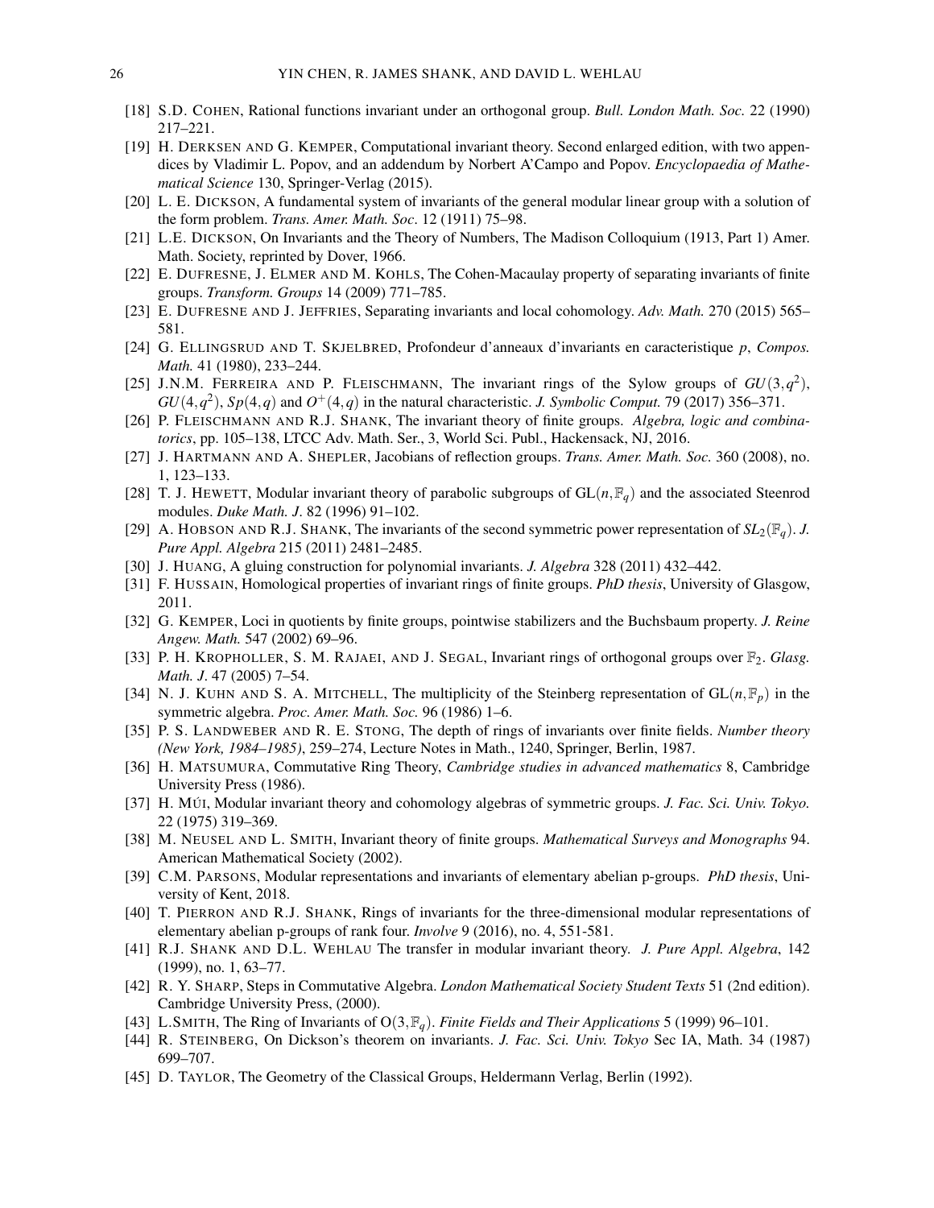[18] S.D. COHEN, Rational functions invariant under an orthogonal group. *Bull. London Math. Soc.* 22 (1990) 217–221.

[19] H. DERKSEN AND G. KEMPER, Computational invariant theory. Second enlarged edition, with two appendices by Vladimir L. Popov, and an addendum by Norbert A'Campo and Popov. *Encyclopaedia of Mathematical Science* 130, Springer-Verlag (2015).

[20] L. E. DICKSON, A fundamental system of invariants of the general modular linear group with a solution of the form problem. *Trans. Amer. Math. Soc*. 12 (1911) 75–98.

[21] L.E. DICKSON, On Invariants and the Theory of Numbers, The Madison Colloquium (1913, Part 1) Amer. Math. Society, reprinted by Dover, 1966.

[22] E. DUFRESNE, J. ELMER AND M. KOHLS, The Cohen-Macaulay property of separating invariants of finite groups. *Transform. Groups* 14 (2009) 771–785.

[23] E. DUFRESNE AND J. JEFFRIES, Separating invariants and local cohomology. *Adv. Math.* 270 (2015) 565–581.

[24] G. ELLINGSRUD AND T. SKJELBRED, Profondeur d'anneaux d'invariants en caracteristique $p$, *Compos. Math.* 41 (1980), 233–244.

[25] J.N.M. FERREIRA AND P. FLEISCHMANN, The invariant rings of the Sylow groups of $GU(3,q^2)$, $GU(4,q^2)$, $Sp(4,q)$ and $O^+(4,q)$ in the natural characteristic. *J. Symbolic Comput.* 79 (2017) 356–371.

[26] P. FLEISCHMANN AND R.J. SHANK, The invariant theory of finite groups. *Algebra, logic and combinatorics*, pp. 105–138, LTCC Adv. Math. Ser., 3, World Sci. Publ., Hackensack, NJ, 2016.

[27] J. HARTMANN AND A. SHEPLER, Jacobians of reflection groups. *Trans. Amer. Math. Soc.* 360 (2008), no. 1, 123–133.

[28] T. J. HEWETT, Modular invariant theory of parabolic subgroups of $\mathrm{GL}(n,\mathbb{F}_q)$ and the associated Steenrod modules. *Duke Math. J*. 82 (1996) 91–102.

[29] A. HOBSON AND R.J. SHANK, The invariants of the second symmetric power representation of $SL_2(\mathbb{F}_q)$. *J. Pure Appl. Algebra* 215 (2011) 2481–2485.

[30] J. HUANG, A gluing construction for polynomial invariants. *J. Algebra* 328 (2011) 432–442.

[31] F. HUSSAIN, Homological properties of invariant rings of finite groups. *PhD thesis*, University of Glasgow, 2011.

[32] G. KEMPER, Loci in quotients by finite groups, pointwise stabilizers and the Buchsbaum property. *J. Reine Angew. Math.* 547 (2002) 69–96.

[33] P. H. KROPHOLLER, S. M. RAJAEI, AND J. SEGAL, Invariant rings of orthogonal groups over $\mathbb{F}_2$. *Glasg. Math. J*. 47 (2005) 7–54.

[34] N. J. KUHN AND S. A. MITCHELL, The multiplicity of the Steinberg representation of $\mathrm{GL}(n,\mathbb{F}_p)$ in the symmetric algebra. *Proc. Amer. Math. Soc.* 96 (1986) 1–6.

[35] P. S. LANDWEBER AND R. E. STONG, The depth of rings of invariants over finite fields. *Number theory (New York, 1984–1985)*, 259–274, Lecture Notes in Math., 1240, Springer, Berlin, 1987.

[36] H. MATSUMURA, Commutative Ring Theory, *Cambridge studies in advanced mathematics* 8, Cambridge University Press (1986).

[37] H. MÚI, Modular invariant theory and cohomology algebras of symmetric groups. *J. Fac. Sci. Univ. Tokyo.* 22 (1975) 319–369.

[38] M. NEUSEL AND L. SMITH, Invariant theory of finite groups. *Mathematical Surveys and Monographs* 94. American Mathematical Society (2002).

[39] C.M. PARSONS, Modular representations and invariants of elementary abelian p-groups. *PhD thesis*, University of Kent, 2018.

[40] T. PIERRON AND R.J. SHANK, Rings of invariants for the three-dimensional modular representations of elementary abelian p-groups of rank four. *Involve* 9 (2016), no. 4, 551-581.

[41] R.J. SHANK AND D.L. WEHLAU The transfer in modular invariant theory. *J. Pure Appl. Algebra*, 142 (1999), no. 1, 63–77.

[42] R. Y. SHARP, Steps in Commutative Algebra. *London Mathematical Society Student Texts* 51 (2nd edition). Cambridge University Press, (2000).

[43] L.SMITH, The Ring of Invariants of $\mathrm{O}(3,\mathbb{F}_q)$. *Finite Fields and Their Applications* 5 (1999) 96–101.

[44] R. STEINBERG, On Dickson's theorem on invariants. *J. Fac. Sci. Univ. Tokyo* Sec IA, Math. 34 (1987) 699–707.

[45] D. TAYLOR, The Geometry of the Classical Groups, Heldermann Verlag, Berlin (1992).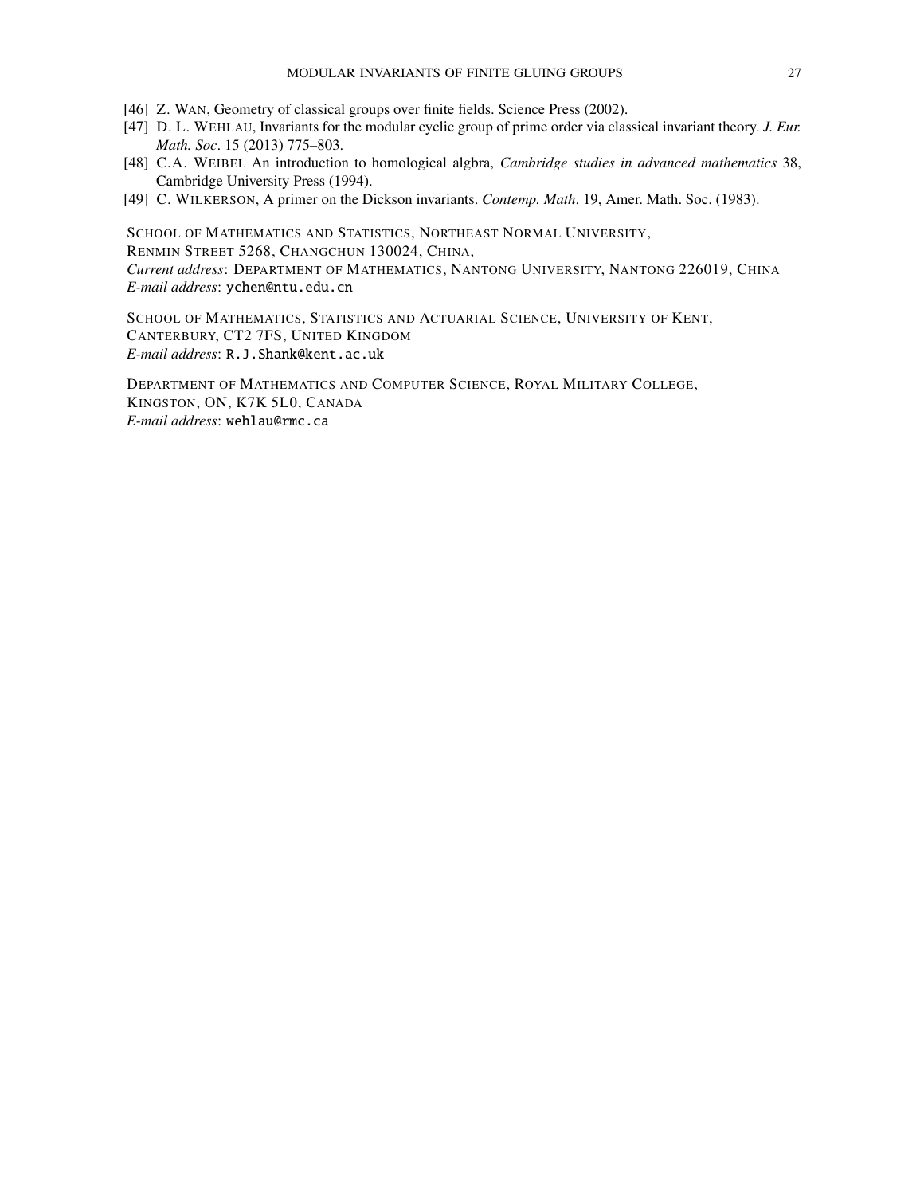[46] Z. WAN, Geometry of classical groups over finite fields. Science Press (2002).

[47] D. L. WEHLAU, Invariants for the modular cyclic group of prime order via classical invariant theory. *J. Eur. Math. Soc*. 15 (2013) 775–803.

[48] C.A. WEIBEL An introduction to homological algbra, *Cambridge studies in advanced mathematics* 38, Cambridge University Press (1994).

[49] C. WILKERSON, A primer on the Dickson invariants. *Contemp. Math*. 19, Amer. Math. Soc. (1983).

SCHOOL OF MATHEMATICS AND STATISTICS, NORTHEAST NORMAL UNIVERSITY,
RENMIN STREET 5268, CHANGCHUN 130024, CHINA,
*Current address*: DEPARTMENT OF MATHEMATICS, NANTONG UNIVERSITY, NANTONG 226019, CHINA
*E-mail address*: ychen@ntu.edu.cn

SCHOOL OF MATHEMATICS, STATISTICS AND ACTUARIAL SCIENCE, UNIVERSITY OF KENT,
CANTERBURY, CT2 7FS, UNITED KINGDOM
*E-mail address*: R.J.Shank@kent.ac.uk

DEPARTMENT OF MATHEMATICS AND COMPUTER SCIENCE, ROYAL MILITARY COLLEGE,
KINGSTON, ON, K7K 5L0, CANADA
*E-mail address*: wehlau@rmc.ca